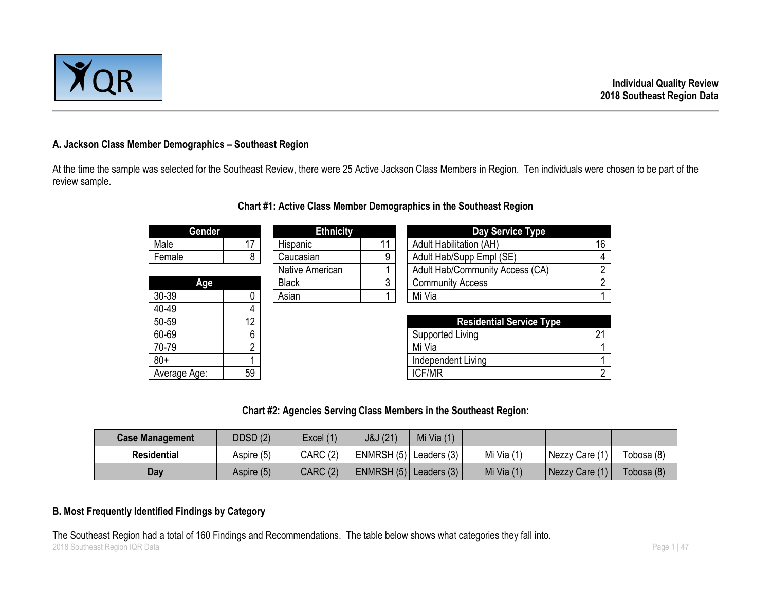Individual Quality Review
2018 Southeast Region Data

### A. Jackson Class Member Demographics – Southeast Region

At the time the sample was selected for the Southeast Review, there were 25 Active Jackson Class Members in Region. Ten individuals were chosen to be part of the review sample.

**Chart #1: Active Class Member Demographics in the Southeast Region**

| Gender | |
|---|---|
| Male | 17 |
| Female | 8 |

| Age | |
|---|---|
| 30-39 | 0 |
| 40-49 | 4 |
| 50-59 | 12 |
| 60-69 | 6 |
| 70-79 | 2 |
| 80+ | 1 |
| Average Age: | 59 |

| Ethnicity | |
|---|---|
| Hispanic | 11 |
| Caucasian | 9 |
| Native American | 1 |
| Black | 3 |
| Asian | 1 |

| Day Service Type | |
|---|---|
| Adult Habilitation (AH) | 16 |
| Adult Hab/Supp Empl (SE) | 4 |
| Adult Hab/Community Access (CA) | 2 |
| Community Access | 2 |
| Mi Via | 1 |

| Residential Service Type | |
|---|---|
| Supported Living | 21 |
| Mi Via | 1 |
| Independent Living | 1 |
| ICF/MR | 2 |

**Chart #2: Agencies Serving Class Members in the Southeast Region:**

| Case Management | DDSD (2) | Excel (1) | J&J (21) | Mi Via (1) | | | |
|---|---|---|---|---|---|---|---|
| **Residential** | Aspire (5) | CARC (2) | ENMRSH (5) | Leaders (3) | Mi Via (1) | Nezzy Care (1) | Tobosa (8) |
| **Day** | Aspire (5) | CARC (2) | ENMRSH (5) | Leaders (3) | Mi Via (1) | Nezzy Care (1) | Tobosa (8) |

### B. Most Frequently Identified Findings by Category

The Southeast Region had a total of 160 Findings and Recommendations. The table below shows what categories they fall into.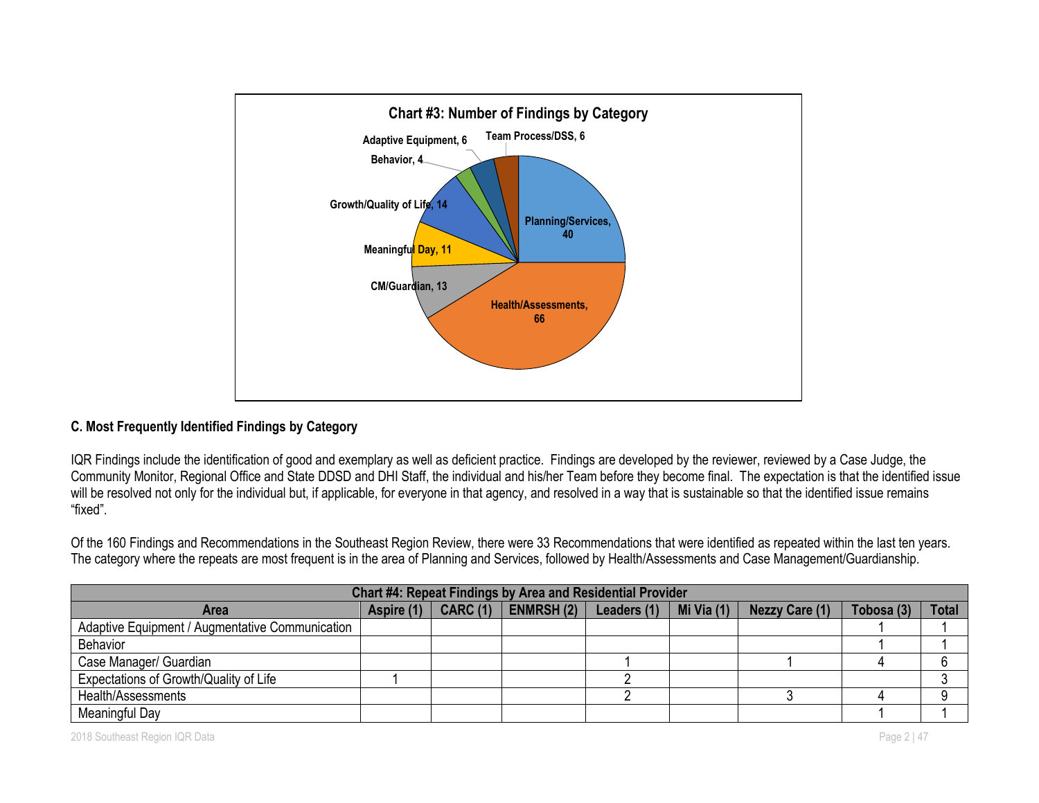**Chart #3: Number of Findings by Category**

- Planning/Services, 40
- Health/Assessments, 66
- CM/Guardian, 13
- Meaningful Day, 11
- Growth/Quality of Life, 14
- Behavior, 4
- Adaptive Equipment, 6
- Team Process/DSS, 6

### C. Most Frequently Identified Findings by Category

IQR Findings include the identification of good and exemplary as well as deficient practice. Findings are developed by the reviewer, reviewed by a Case Judge, the Community Monitor, Regional Office and State DDSD and DHI Staff, the individual and his/her Team before they become final. The expectation is that the identified issue will be resolved not only for the individual but, if applicable, for everyone in that agency, and resolved in a way that is sustainable so that the identified issue remains "fixed".

Of the 160 Findings and Recommendations in the Southeast Region Review, there were 33 Recommendations that were identified as repeated within the last ten years. The category where the repeats are most frequent is in the area of Planning and Services, followed by Health/Assessments and Case Management/Guardianship.

**Chart #4: Repeat Findings by Area and Residential Provider**

| Area | Aspire (1) | CARC (1) | ENMRSH (2) | Leaders (1) | Mi Via (1) | Nezzy Care (1) | Tobosa (3) | Total |
|---|---|---|---|---|---|---|---|---|
| Adaptive Equipment / Augmentative Communication | | | | | | | 1 | 1 |
| Behavior | | | | | | | 1 | 1 |
| Case Manager/ Guardian | | | | 1 | | 1 | 4 | 6 |
| Expectations of Growth/Quality of Life | 1 | | | 2 | | | | 3 |
| Health/Assessments | | | | 2 | | 3 | 4 | 9 |
| Meaningful Day | | | | | | | 1 | 1 |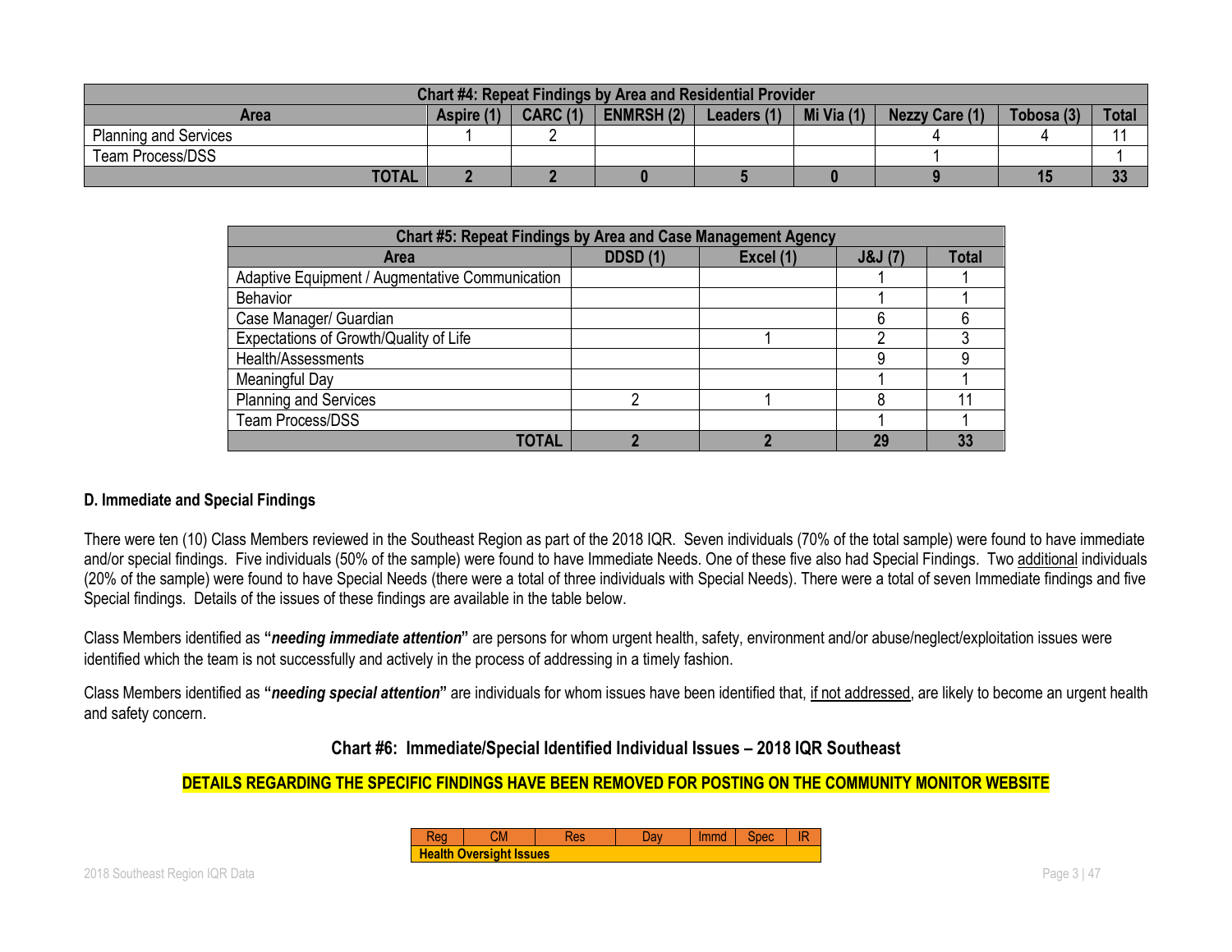| Chart #4: Repeat Findings by Area and Residential Provider | | | | | | | | |
|---|---|---|---|---|---|---|---|---|
| Area | Aspire (1) | CARC (1) | ENMRSH (2) | Leaders (1) | Mi Via (1) | Nezzy Care (1) | Tobosa (3) | Total |
| Planning and Services | 1 | 2 | | | | 4 | 4 | 11 |
| Team Process/DSS | | | | | | 1 | | 1 |
| TOTAL | 2 | 2 | 0 | 5 | 0 | 9 | 15 | 33 |

| Chart #5: Repeat Findings by Area and Case Management Agency | | | | |
|---|---|---|---|---|
| Area | DDSD (1) | Excel (1) | J&J (7) | Total |
| Adaptive Equipment / Augmentative Communication | | | 1 | 1 |
| Behavior | | | 1 | 1 |
| Case Manager/ Guardian | | | 6 | 6 |
| Expectations of Growth/Quality of Life | | 1 | 2 | 3 |
| Health/Assessments | | | 9 | 9 |
| Meaningful Day | | | 1 | 1 |
| Planning and Services | 2 | 1 | 8 | 11 |
| Team Process/DSS | | | 1 | 1 |
| TOTAL | 2 | 2 | 29 | 33 |

### D. Immediate and Special Findings

There were ten (10) Class Members reviewed in the Southeast Region as part of the 2018 IQR. Seven individuals (70% of the total sample) were found to have immediate and/or special findings. Five individuals (50% of the sample) were found to have Immediate Needs. One of these five also had Special Findings. Two additional individuals (20% of the sample) were found to have Special Needs (there were a total of three individuals with Special Needs). There were a total of seven Immediate findings and five Special findings. Details of the issues of these findings are available in the table below.

Class Members identified as **"*needing immediate attention*"** are persons for whom urgent health, safety, environment and/or abuse/neglect/exploitation issues were identified which the team is not successfully and actively in the process of addressing in a timely fashion.

Class Members identified as **"*needing special attention*"** are individuals for whom issues have been identified that, if not addressed, are likely to become an urgent health and safety concern.

**Chart #6: Immediate/Special Identified Individual Issues – 2018 IQR Southeast**

**DETAILS REGARDING THE SPECIFIC FINDINGS HAVE BEEN REMOVED FOR POSTING ON THE COMMUNITY MONITOR WEBSITE**

| Reg | CM | Res | Day | Immd | Spec | IR |
|---|---|---|---|---|---|---|
| **Health Oversight Issues** | | | | | | |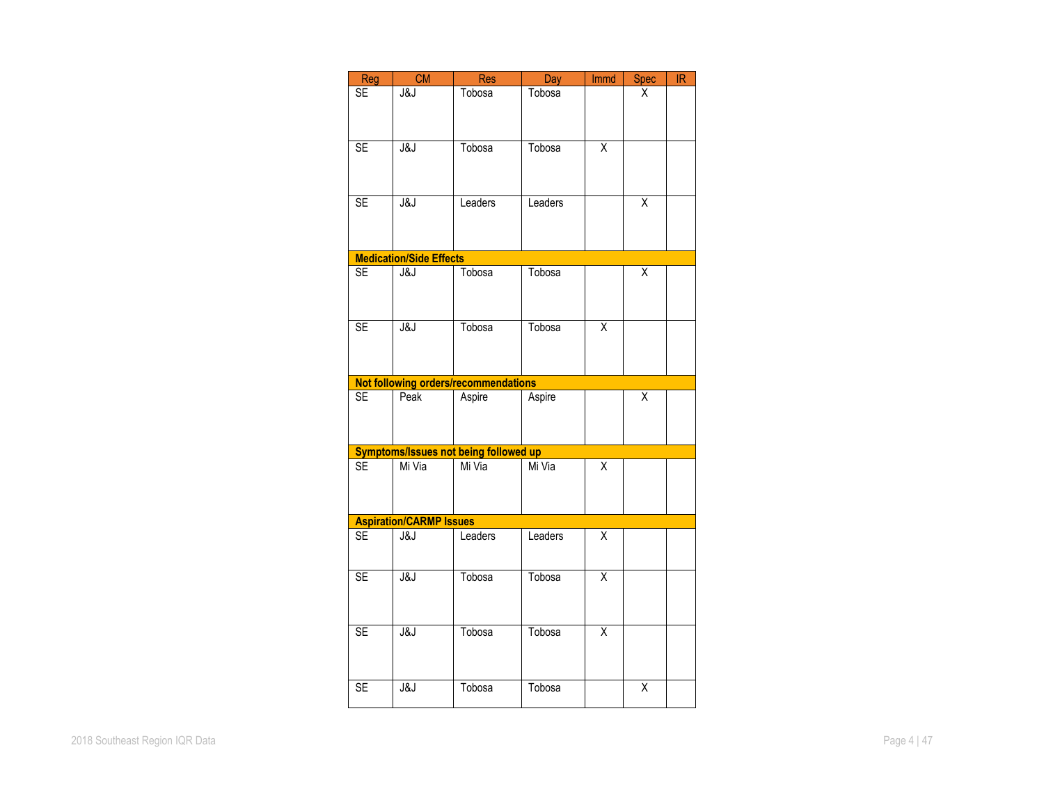| Reg | CM | Res | Day | Immd | Spec | IR |
|---|---|---|---|---|---|---|
| SE | J&J | Tobosa | Tobosa | | X | |
| SE | J&J | Tobosa | Tobosa | X | | |
| SE | J&J | Leaders | Leaders | | X | |
| **Medication/Side Effects** | | | | | | |
| SE | J&J | Tobosa | Tobosa | | X | |
| SE | J&J | Tobosa | Tobosa | X | | |
| **Not following orders/recommendations** | | | | | | |
| SE | Peak | Aspire | Aspire | | X | |
| **Symptoms/Issues not being followed up** | | | | | | |
| SE | Mi Via | Mi Via | Mi Via | X | | |
| **Aspiration/CARMP Issues** | | | | | | |
| SE | J&J | Leaders | Leaders | X | | |
| SE | J&J | Tobosa | Tobosa | X | | |
| SE | J&J | Tobosa | Tobosa | X | | |
| SE | J&J | Tobosa | Tobosa | | X | |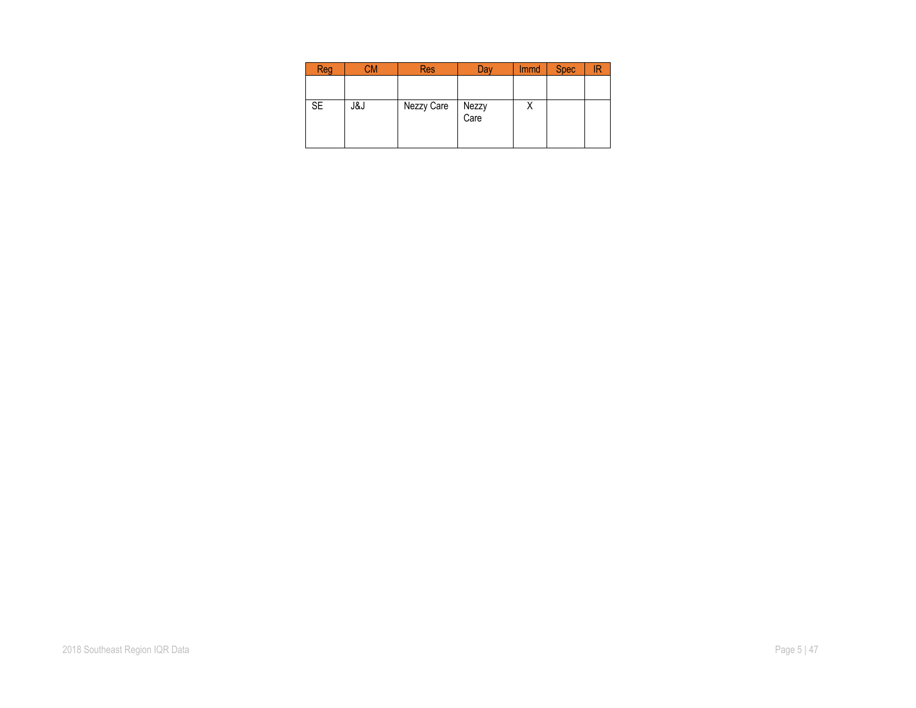| Reg | CM | Res | Day | Immd | Spec | IR |
|---|---|---|---|---|---|---|
| | | | | | | |
| SE | J&J | Nezzy Care | Nezzy Care | X | | |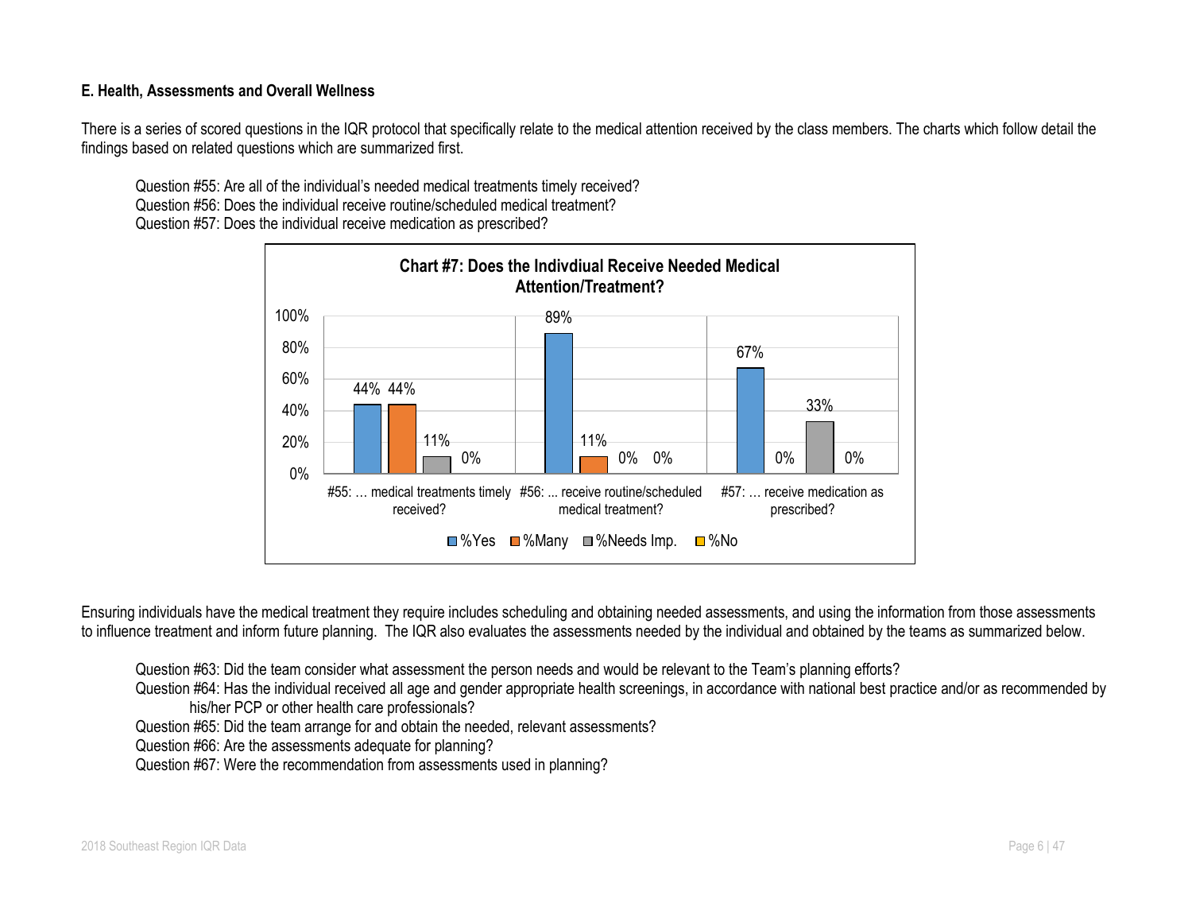**E. Health, Assessments and Overall Wellness**

There is a series of scored questions in the IQR protocol that specifically relate to the medical attention received by the class members. The charts which follow detail the findings based on related questions which are summarized first.

Question #55: Are all of the individual's needed medical treatments timely received?
Question #56: Does the individual receive routine/scheduled medical treatment?
Question #57: Does the individual receive medication as prescribed?

**Chart #7: Does the Indivdiual Receive Needed Medical Attention/Treatment?**

| | %Yes | %Many | %Needs Imp. | %No |
|---|---|---|---|---|
| #55: … medical treatments timely received? | 44% | 44% | 11% | 0% |
| #56: ... receive routine/scheduled medical treatment? | 89% | 11% | 0% | 0% |
| #57: … receive medication as prescribed? | 67% | 0% | 33% | 0% |

Ensuring individuals have the medical treatment they require includes scheduling and obtaining needed assessments, and using the information from those assessments to influence treatment and inform future planning. The IQR also evaluates the assessments needed by the individual and obtained by the teams as summarized below.

Question #63: Did the team consider what assessment the person needs and would be relevant to the Team's planning efforts?
Question #64: Has the individual received all age and gender appropriate health screenings, in accordance with national best practice and/or as recommended by his/her PCP or other health care professionals?
Question #65: Did the team arrange for and obtain the needed, relevant assessments?
Question #66: Are the assessments adequate for planning?
Question #67: Were the recommendation from assessments used in planning?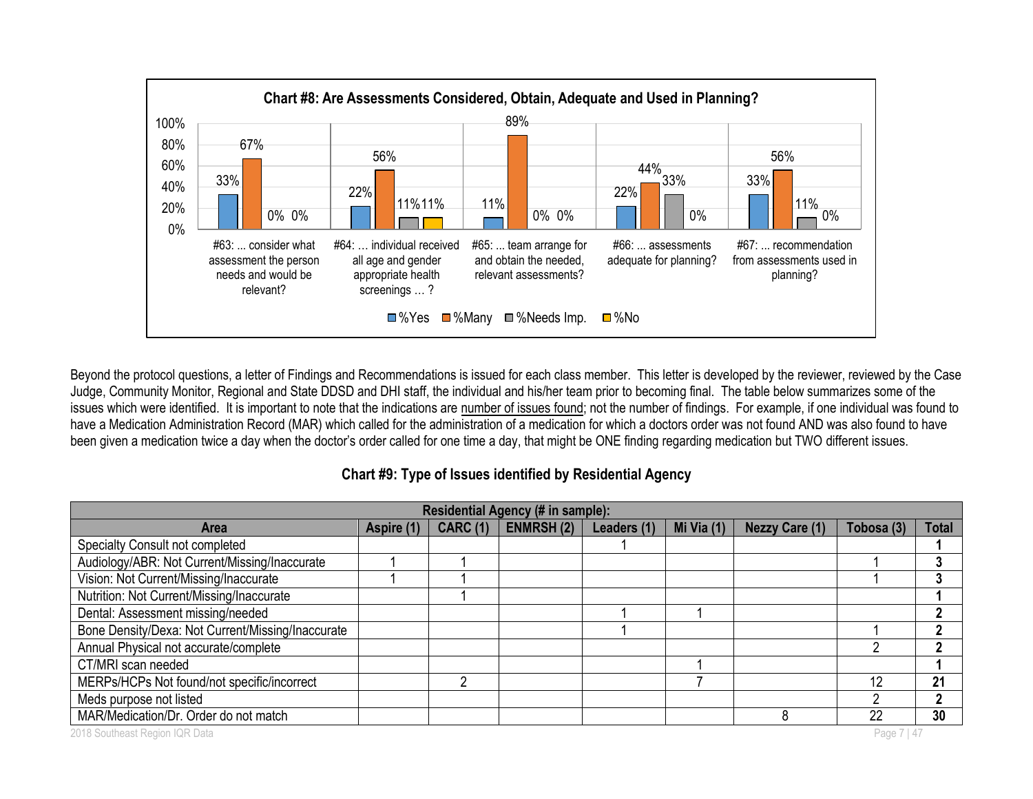**Chart #8: Are Assessments Considered, Obtain, Adequate and Used in Planning?**

| Question | %Yes | %Many | %Needs Imp. | %No |
|---|---|---|---|---|
| #63: ... consider what assessment the person needs and would be relevant? | 33% | 67% | 0% | 0% |
| #64: … individual received all age and gender appropriate health screenings … ? | 22% | 56% | 11% | 11% |
| #65: ... team arrange for and obtain the needed, relevant assessments? | 11% | 89% | 0% | 0% |
| #66: ... assessments adequate for planning? | 22% | 44% | 33% | 0% |
| #67: ... recommendation from assessments used in planning? | 33% | 56% | 11% | 0% |

Beyond the protocol questions, a letter of Findings and Recommendations is issued for each class member. This letter is developed by the reviewer, reviewed by the Case Judge, Community Monitor, Regional and State DDSD and DHI staff, the individual and his/her team prior to becoming final. The table below summarizes some of the issues which were identified. It is important to note that the indications are <u>number of issues found</u>; not the number of findings. For example, if one individual was found to have a Medication Administration Record (MAR) which called for the administration of a medication for which a doctors order was not found AND was also found to have been given a medication twice a day when the doctor's order called for one time a day, that might be ONE finding regarding medication but TWO different issues.

### Chart #9: Type of Issues identified by Residential Agency

| Residential Agency (# in sample): | | | | | | | | |
|---|---|---|---|---|---|---|---|---|
| **Area** | **Aspire (1)** | **CARC (1)** | **ENMRSH (2)** | **Leaders (1)** | **Mi Via (1)** | **Nezzy Care (1)** | **Tobosa (3)** | **Total** |
| Specialty Consult not completed | | | | 1 | | | | **1** |
| Audiology/ABR: Not Current/Missing/Inaccurate | 1 | 1 | | | | | 1 | **3** |
| Vision: Not Current/Missing/Inaccurate | 1 | 1 | | | | | 1 | **3** |
| Nutrition: Not Current/Missing/Inaccurate | | 1 | | | | | | **1** |
| Dental: Assessment missing/needed | | | | 1 | 1 | | | **2** |
| Bone Density/Dexa: Not Current/Missing/Inaccurate | | | | 1 | | | 1 | **2** |
| Annual Physical not accurate/complete | | | | | | | 2 | **2** |
| CT/MRI scan needed | | | | | 1 | | | **1** |
| MERPs/HCPs Not found/not specific/incorrect | | 2 | | | 7 | | 12 | **21** |
| Meds purpose not listed | | | | | | | 2 | **2** |
| MAR/Medication/Dr. Order do not match | | | | | | 8 | 22 | **30** |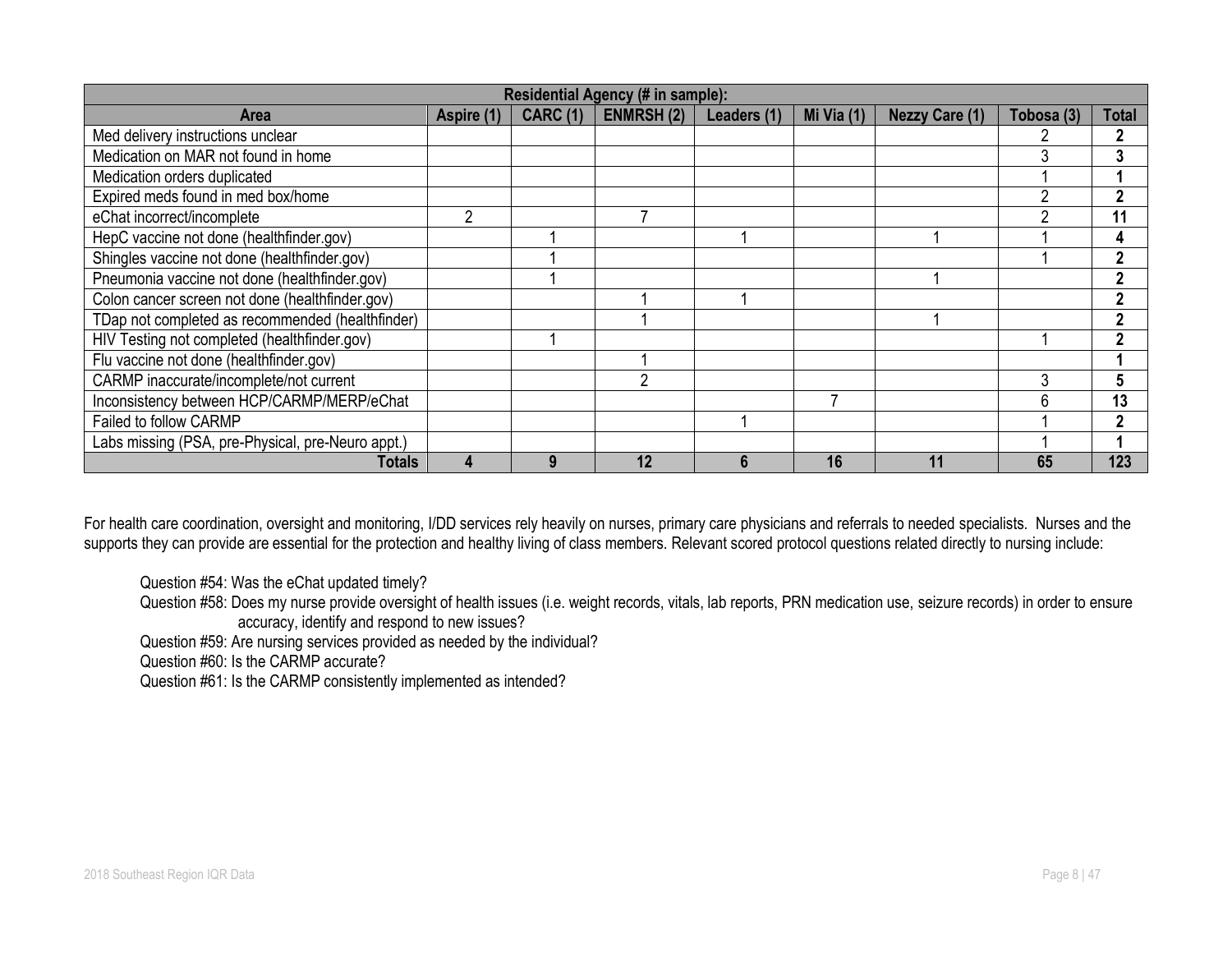| Residential Agency (# in sample): | | | | | | | | |
|---|---|---|---|---|---|---|---|---|
| **Area** | **Aspire (1)** | **CARC (1)** | **ENMRSH (2)** | **Leaders (1)** | **Mi Via (1)** | **Nezzy Care (1)** | **Tobosa (3)** | **Total** |
| Med delivery instructions unclear | | | | | | | 2 | **2** |
| Medication on MAR not found in home | | | | | | | 3 | **3** |
| Medication orders duplicated | | | | | | | 1 | **1** |
| Expired meds found in med box/home | | | | | | | 2 | **2** |
| eChat incorrect/incomplete | 2 | | 7 | | | | 2 | **11** |
| HepC vaccine not done (healthfinder.gov) | | 1 | | 1 | | 1 | 1 | **4** |
| Shingles vaccine not done (healthfinder.gov) | | 1 | | | | | 1 | **2** |
| Pneumonia vaccine not done (healthfinder.gov) | | 1 | | | | 1 | | **2** |
| Colon cancer screen not done (healthfinder.gov) | | | 1 | 1 | | | | **2** |
| TDap not completed as recommended (healthfinder) | | | 1 | | | 1 | | **2** |
| HIV Testing not completed (healthfinder.gov) | | 1 | | | | | 1 | **2** |
| Flu vaccine not done (healthfinder.gov) | | | 1 | | | | | **1** |
| CARMP inaccurate/incomplete/not current | | | 2 | | | | 3 | **5** |
| Inconsistency between HCP/CARMP/MERP/eChat | | | | | 7 | | 6 | **13** |
| Failed to follow CARMP | | | | 1 | | | 1 | **2** |
| Labs missing (PSA, pre-Physical, pre-Neuro appt.) | | | | | | | 1 | **1** |
| **Totals** | **4** | **9** | **12** | **6** | **16** | **11** | **65** | **123** |

For health care coordination, oversight and monitoring, I/DD services rely heavily on nurses, primary care physicians and referrals to needed specialists. Nurses and the supports they can provide are essential for the protection and healthy living of class members. Relevant scored protocol questions related directly to nursing include:

Question #54: Was the eChat updated timely?

Question #58: Does my nurse provide oversight of health issues (i.e. weight records, vitals, lab reports, PRN medication use, seizure records) in order to ensure accuracy, identify and respond to new issues?

Question #59: Are nursing services provided as needed by the individual?

Question #60: Is the CARMP accurate?

Question #61: Is the CARMP consistently implemented as intended?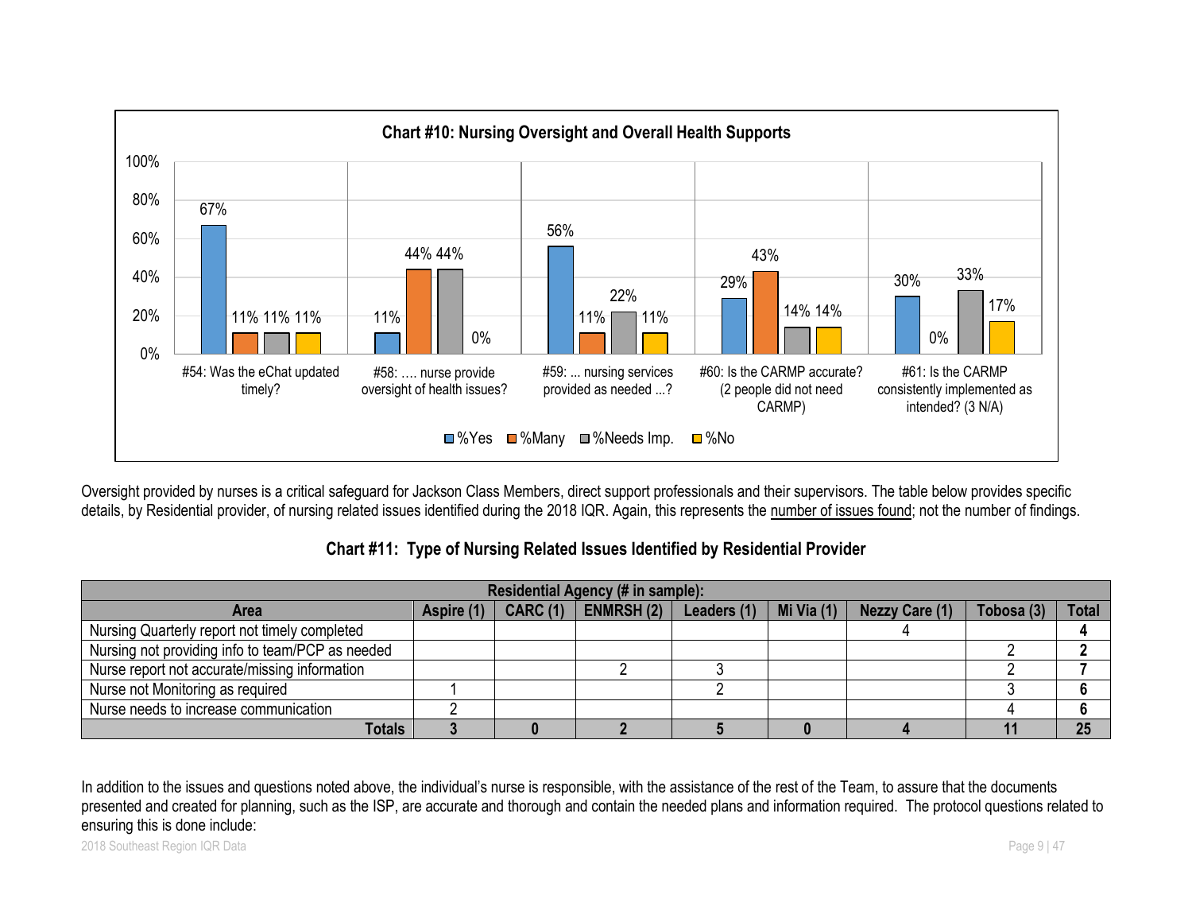**Chart #10: Nursing Oversight and Overall Health Supports**

| Question | %Yes | %Many | %Needs Imp. | %No |
|---|---|---|---|---|
| #54: Was the eChat updated timely? | 67% | 11% | 11% | 11% |
| #58: …. nurse provide oversight of health issues? | 11% | 44% | 44% | 0% |
| #59: ... nursing services provided as needed ...? | 56% | 11% | 22% | 11% |
| #60: Is the CARMP accurate? (2 people did not need CARMP) | 29% | 43% | 14% | 14% |
| #61: Is the CARMP consistently implemented as intended? (3 N/A) | 30% | 0% | 33% | 17% |

Oversight provided by nurses is a critical safeguard for Jackson Class Members, direct support professionals and their supervisors. The table below provides specific details, by Residential provider, of nursing related issues identified during the 2018 IQR. Again, this represents the number of issues found; not the number of findings.

### Chart #11: Type of Nursing Related Issues Identified by Residential Provider

| | Residential Agency (# in sample): | | | | | | | |
|---|---|---|---|---|---|---|---|---|
| **Area** | **Aspire (1)** | **CARC (1)** | **ENMRSH (2)** | **Leaders (1)** | **Mi Via (1)** | **Nezzy Care (1)** | **Tobosa (3)** | **Total** |
| Nursing Quarterly report not timely completed | | | | | | 4 | | **4** |
| Nursing not providing info to team/PCP as needed | | | | | | | 2 | **2** |
| Nurse report not accurate/missing information | | | 2 | 3 | | | 2 | **7** |
| Nurse not Monitoring as required | 1 | | | 2 | | | 3 | **6** |
| Nurse needs to increase communication | 2 | | | | | | 4 | **6** |
| **Totals** | **3** | **0** | **2** | **5** | **0** | **4** | **11** | **25** |

In addition to the issues and questions noted above, the individual's nurse is responsible, with the assistance of the rest of the Team, to assure that the documents presented and created for planning, such as the ISP, are accurate and thorough and contain the needed plans and information required. The protocol questions related to ensuring this is done include: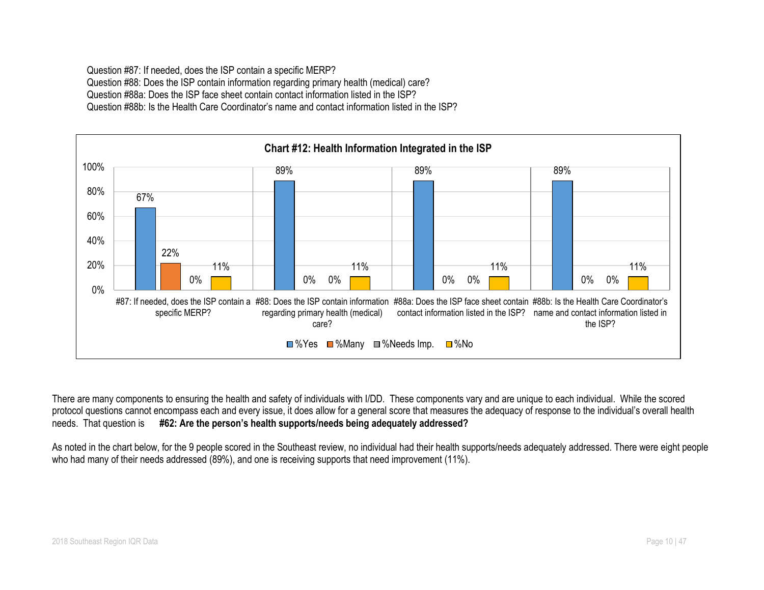Question #87: If needed, does the ISP contain a specific MERP?
Question #88: Does the ISP contain information regarding primary health (medical) care?
Question #88a: Does the ISP face sheet contain contact information listed in the ISP?
Question #88b: Is the Health Care Coordinator's name and contact information listed in the ISP?

**Chart #12: Health Information Integrated in the ISP**

| | %Yes | %Many | %Needs Imp. | %No |
|---|---|---|---|---|
| #87: If needed, does the ISP contain a specific MERP? | 67% | 22% | 0% | 11% |
| #88: Does the ISP contain information regarding primary health (medical) care? | 89% | 0% | 0% | 11% |
| #88a: Does the ISP face sheet contain contact information listed in the ISP? | 89% | 0% | 0% | 11% |
| #88b: Is the Health Care Coordinator's name and contact information listed in the ISP? | 89% | 0% | 0% | 11% |

There are many components to ensuring the health and safety of individuals with I/DD. These components vary and are unique to each individual. While the scored protocol questions cannot encompass each and every issue, it does allow for a general score that measures the adequacy of response to the individual's overall health needs. That question is **#62: Are the person's health supports/needs being adequately addressed?**

As noted in the chart below, for the 9 people scored in the Southeast review, no individual had their health supports/needs adequately addressed. There were eight people who had many of their needs addressed (89%), and one is receiving supports that need improvement (11%).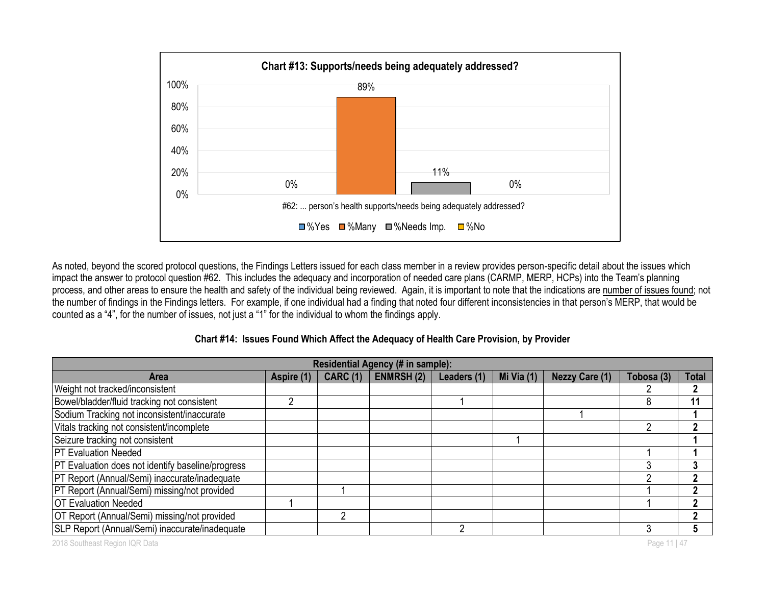**Chart #13: Supports/needs being adequately addressed?**

#62: ... person's health supports/needs being adequately addressed?

| | %Yes | %Many | %Needs Imp. | %No |
|---|---|---|---|---|
| #62 | 0% | 89% | 11% | 0% |

As noted, beyond the scored protocol questions, the Findings Letters issued for each class member in a review provides person-specific detail about the issues which impact the answer to protocol question #62. This includes the adequacy and incorporation of needed care plans (CARMP, MERP, HCPs) into the Team's planning process, and other areas to ensure the health and safety of the individual being reviewed. Again, it is important to note that the indications are number of issues found; not the number of findings in the Findings letters. For example, if one individual had a finding that noted four different inconsistencies in that person's MERP, that would be counted as a "4", for the number of issues, not just a "1" for the individual to whom the findings apply.

**Chart #14: Issues Found Which Affect the Adequacy of Health Care Provision, by Provider**

| | Residential Agency (# in sample): | | | | | | | |
|---|---|---|---|---|---|---|---|---|
| **Area** | **Aspire (1)** | **CARC (1)** | **ENMRSH (2)** | **Leaders (1)** | **Mi Via (1)** | **Nezzy Care (1)** | **Tobosa (3)** | **Total** |
| Weight not tracked/inconsistent | | | | | | | 2 | **2** |
| Bowel/bladder/fluid tracking not consistent | 2 | | | 1 | | | 8 | **11** |
| Sodium Tracking not inconsistent/inaccurate | | | | | | 1 | | **1** |
| Vitals tracking not consistent/incomplete | | | | | | | 2 | **2** |
| Seizure tracking not consistent | | | | | 1 | | | **1** |
| PT Evaluation Needed | | | | | | | 1 | **1** |
| PT Evaluation does not identify baseline/progress | | | | | | | 3 | **3** |
| PT Report (Annual/Semi) inaccurate/inadequate | | | | | | | 2 | **2** |
| PT Report (Annual/Semi) missing/not provided | | 1 | | | | | 1 | **2** |
| OT Evaluation Needed | 1 | | | | | | 1 | **2** |
| OT Report (Annual/Semi) missing/not provided | | 2 | | | | | | **2** |
| SLP Report (Annual/Semi) inaccurate/inadequate | | | | 2 | | | 3 | **5** |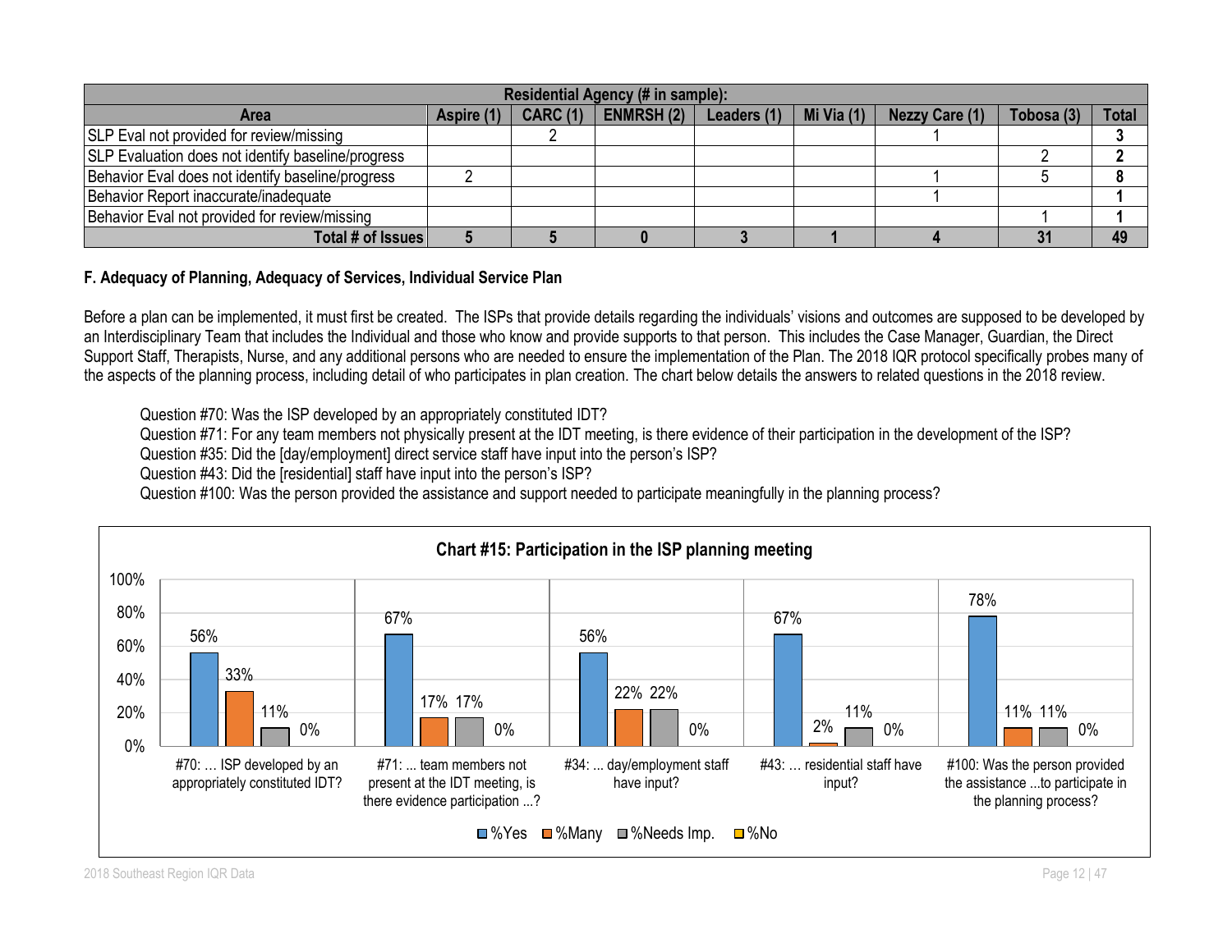| Residential Agency (# in sample): | | | | | | | | |
|---|---|---|---|---|---|---|---|---|
| **Area** | **Aspire (1)** | **CARC (1)** | **ENMRSH (2)** | **Leaders (1)** | **Mi Via (1)** | **Nezzy Care (1)** | **Tobosa (3)** | **Total** |
| SLP Eval not provided for review/missing | | 2 | | | | 1 | | **3** |
| SLP Evaluation does not identify baseline/progress | | | | | | | 2 | **2** |
| Behavior Eval does not identify baseline/progress | 2 | | | | | 1 | 5 | **8** |
| Behavior Report inaccurate/inadequate | | | | | | 1 | | **1** |
| Behavior Eval not provided for review/missing | | | | | | | 1 | **1** |
| **Total # of Issues** | **5** | **5** | **0** | **3** | **1** | **4** | **31** | **49** |

**F. Adequacy of Planning, Adequacy of Services, Individual Service Plan**

Before a plan can be implemented, it must first be created. The ISPs that provide details regarding the individuals' visions and outcomes are supposed to be developed by an Interdisciplinary Team that includes the Individual and those who know and provide supports to that person. This includes the Case Manager, Guardian, the Direct Support Staff, Therapists, Nurse, and any additional persons who are needed to ensure the implementation of the Plan. The 2018 IQR protocol specifically probes many of the aspects of the planning process, including detail of who participates in plan creation. The chart below details the answers to related questions in the 2018 review.

Question #70: Was the ISP developed by an appropriately constituted IDT?
Question #71: For any team members not physically present at the IDT meeting, is there evidence of their participation in the development of the ISP?
Question #35: Did the [day/employment] direct service staff have input into the person's ISP?
Question #43: Did the [residential] staff have input into the person's ISP?
Question #100: Was the person provided the assistance and support needed to participate meaningfully in the planning process?

**Chart #15: Participation in the ISP planning meeting**

| | %Yes | %Many | %Needs Imp. | %No |
|---|---|---|---|---|
| #70: … ISP developed by an appropriately constituted IDT? | 56% | 33% | 11% | 0% |
| #71: ... team members not present at the IDT meeting, is there evidence participation ...? | 67% | 17% | 17% | 0% |
| #34: ... day/employment staff have input? | 56% | 22% | 22% | 0% |
| #43: … residential staff have input? | 67% | 2% | 11% | 0% |
| #100: Was the person provided the assistance ...to participate in the planning process? | 78% | 11% | 11% | 0% |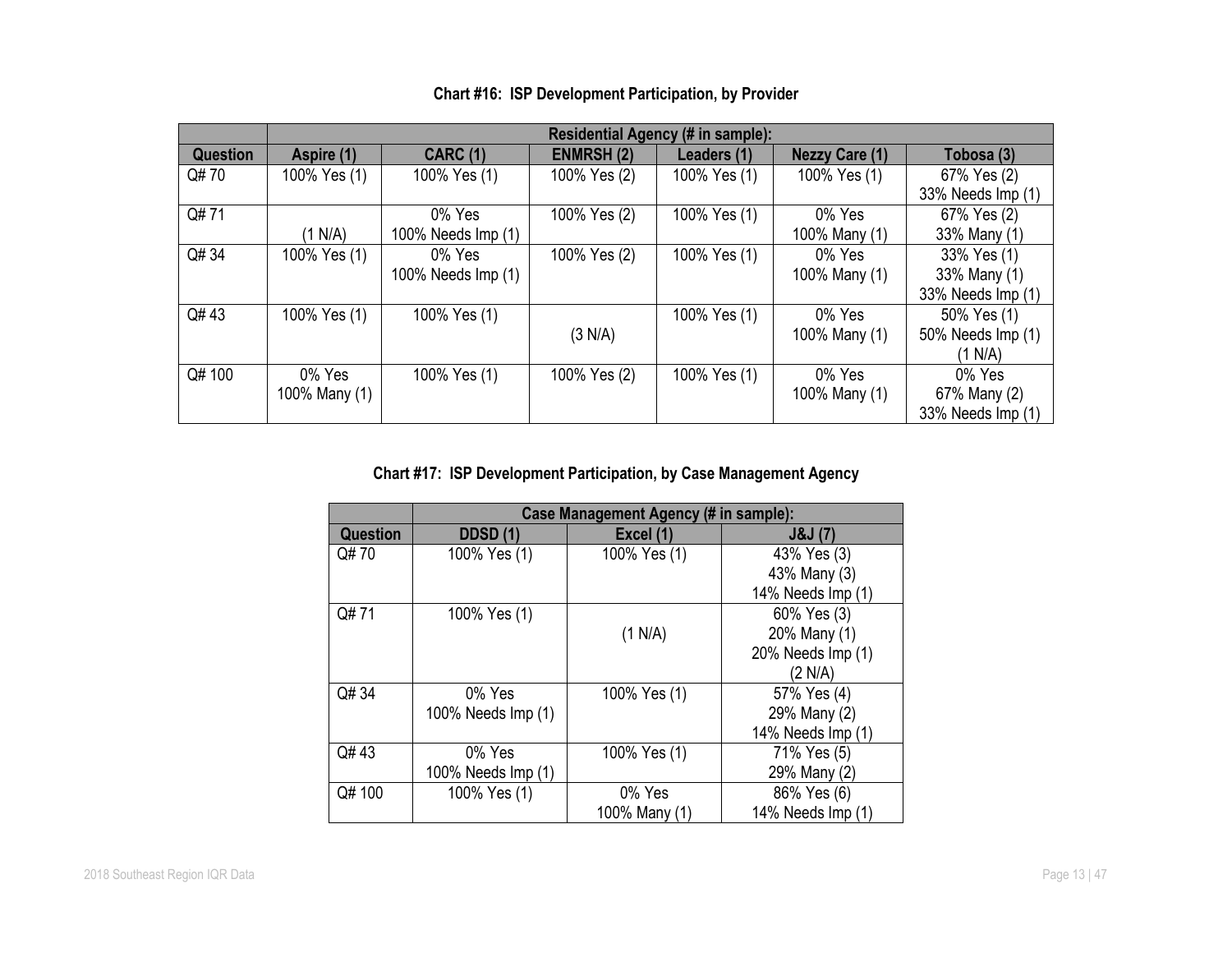**Chart #16: ISP Development Participation, by Provider**

| | Residential Agency (# in sample): | | | | | |
|---|---|---|---|---|---|---|
| **Question** | **Aspire (1)** | **CARC (1)** | **ENMRSH (2)** | **Leaders (1)** | **Nezzy Care (1)** | **Tobosa (3)** |
| Q# 70 | 100% Yes (1) | 100% Yes (1) | 100% Yes (2) | 100% Yes (1) | 100% Yes (1) | 67% Yes (2)<br>33% Needs Imp (1) |
| Q# 71 | (1 N/A) | 0% Yes<br>100% Needs Imp (1) | 100% Yes (2) | 100% Yes (1) | 0% Yes<br>100% Many (1) | 67% Yes (2)<br>33% Many (1) |
| Q# 34 | 100% Yes (1) | 0% Yes<br>100% Needs Imp (1) | 100% Yes (2) | 100% Yes (1) | 0% Yes<br>100% Many (1) | 33% Yes (1)<br>33% Many (1)<br>33% Needs Imp (1) |
| Q# 43 | 100% Yes (1) | 100% Yes (1) | (3 N/A) | 100% Yes (1) | 0% Yes<br>100% Many (1) | 50% Yes (1)<br>50% Needs Imp (1)<br>(1 N/A) |
| Q# 100 | 0% Yes<br>100% Many (1) | 100% Yes (1) | 100% Yes (2) | 100% Yes (1) | 0% Yes<br>100% Many (1) | 0% Yes<br>67% Many (2)<br>33% Needs Imp (1) |

**Chart #17: ISP Development Participation, by Case Management Agency**

| | Case Management Agency (# in sample): | | |
|---|---|---|---|
| **Question** | **DDSD (1)** | **Excel (1)** | **J&J (7)** |
| Q# 70 | 100% Yes (1) | 100% Yes (1) | 43% Yes (3)<br>43% Many (3)<br>14% Needs Imp (1) |
| Q# 71 | 100% Yes (1) | (1 N/A) | 60% Yes (3)<br>20% Many (1)<br>20% Needs Imp (1)<br>(2 N/A) |
| Q# 34 | 0% Yes<br>100% Needs Imp (1) | 100% Yes (1) | 57% Yes (4)<br>29% Many (2)<br>14% Needs Imp (1) |
| Q# 43 | 0% Yes<br>100% Needs Imp (1) | 100% Yes (1) | 71% Yes (5)<br>29% Many (2) |
| Q# 100 | 100% Yes (1) | 0% Yes<br>100% Many (1) | 86% Yes (6)<br>14% Needs Imp (1) |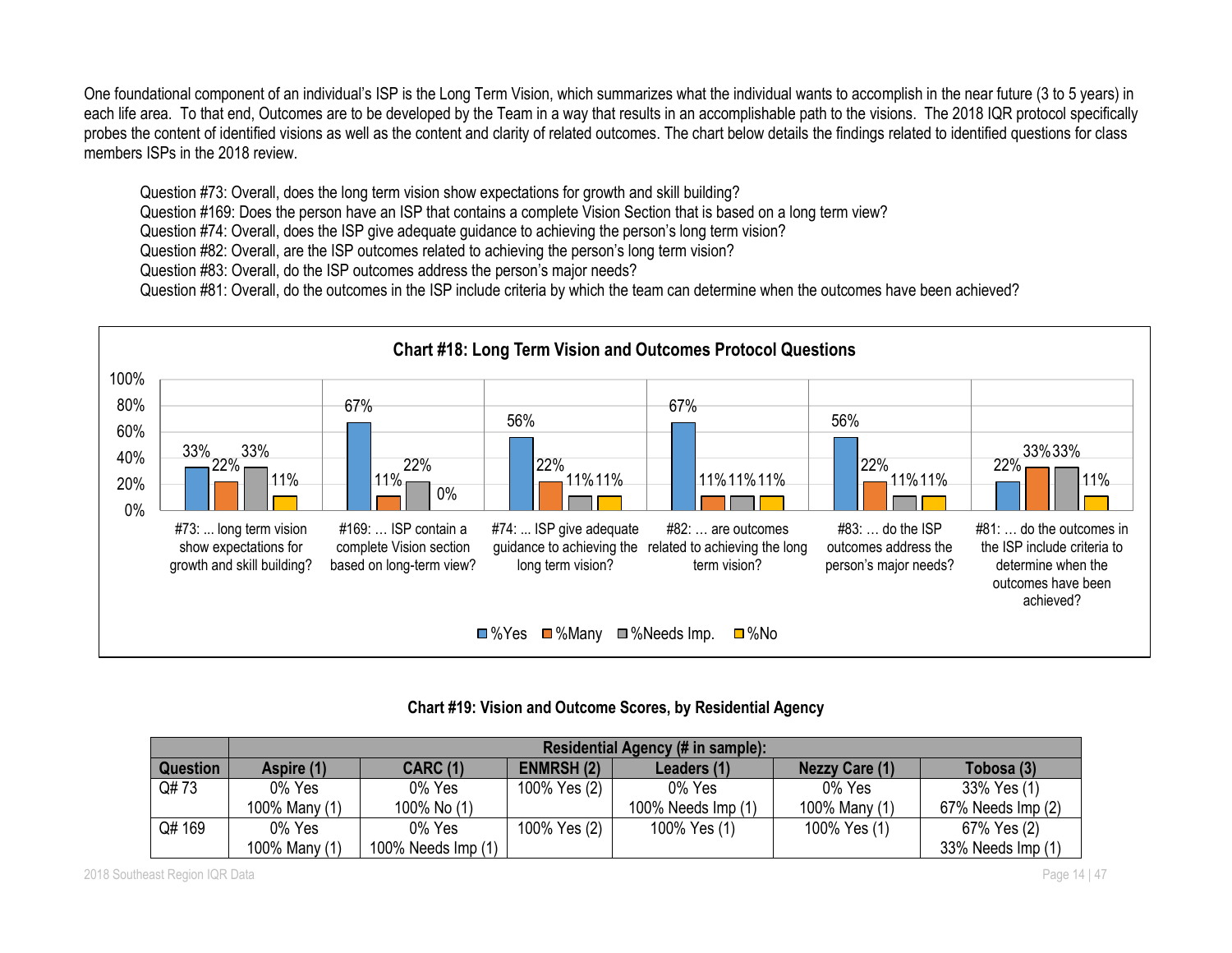One foundational component of an individual's ISP is the Long Term Vision, which summarizes what the individual wants to accomplish in the near future (3 to 5 years) in each life area. To that end, Outcomes are to be developed by the Team in a way that results in an accomplishable path to the visions. The 2018 IQR protocol specifically probes the content of identified visions as well as the content and clarity of related outcomes. The chart below details the findings related to identified questions for class members ISPs in the 2018 review.

Question #73: Overall, does the long term vision show expectations for growth and skill building?
Question #169: Does the person have an ISP that contains a complete Vision Section that is based on a long term view?
Question #74: Overall, does the ISP give adequate guidance to achieving the person's long term vision?
Question #82: Overall, are the ISP outcomes related to achieving the person's long term vision?
Question #83: Overall, do the ISP outcomes address the person's major needs?
Question #81: Overall, do the outcomes in the ISP include criteria by which the team can determine when the outcomes have been achieved?

**Chart #18: Long Term Vision and Outcomes Protocol Questions**

| Question | %Yes | %Many | %Needs Imp. | %No |
|---|---|---|---|---|
| #73: ... long term vision show expectations for growth and skill building? | 33% | 22% | 33% | 11% |
| #169: … ISP contain a complete Vision section based on long-term view? | 67% | 11% | 22% | 0% |
| #74: ... ISP give adequate guidance to achieving the long term vision? | 56% | 22% | 11% | 11% |
| #82: … are outcomes related to achieving the long term vision? | 67% | 11% | 11% | 11% |
| #83: … do the ISP outcomes address the person's major needs? | 56% | 22% | 11% | 11% |
| #81: … do the outcomes in the ISP include criteria to determine when the outcomes have been achieved? | 22% | 33% | 33% | 11% |

**Chart #19: Vision and Outcome Scores, by Residential Agency**

| | Residential Agency (# in sample): | | | | | |
|---|---|---|---|---|---|---|
| **Question** | **Aspire (1)** | **CARC (1)** | **ENMRSH (2)** | **Leaders (1)** | **Nezzy Care (1)** | **Tobosa (3)** |
| Q# 73 | 0% Yes<br>100% Many (1) | 0% Yes<br>100% No (1) | 100% Yes (2) | 0% Yes<br>100% Needs Imp (1) | 0% Yes<br>100% Many (1) | 33% Yes (1)<br>67% Needs Imp (2) |
| Q# 169 | 0% Yes<br>100% Many (1) | 0% Yes<br>100% Needs Imp (1) | 100% Yes (2) | 100% Yes (1) | 100% Yes (1) | 67% Yes (2)<br>33% Needs Imp (1) |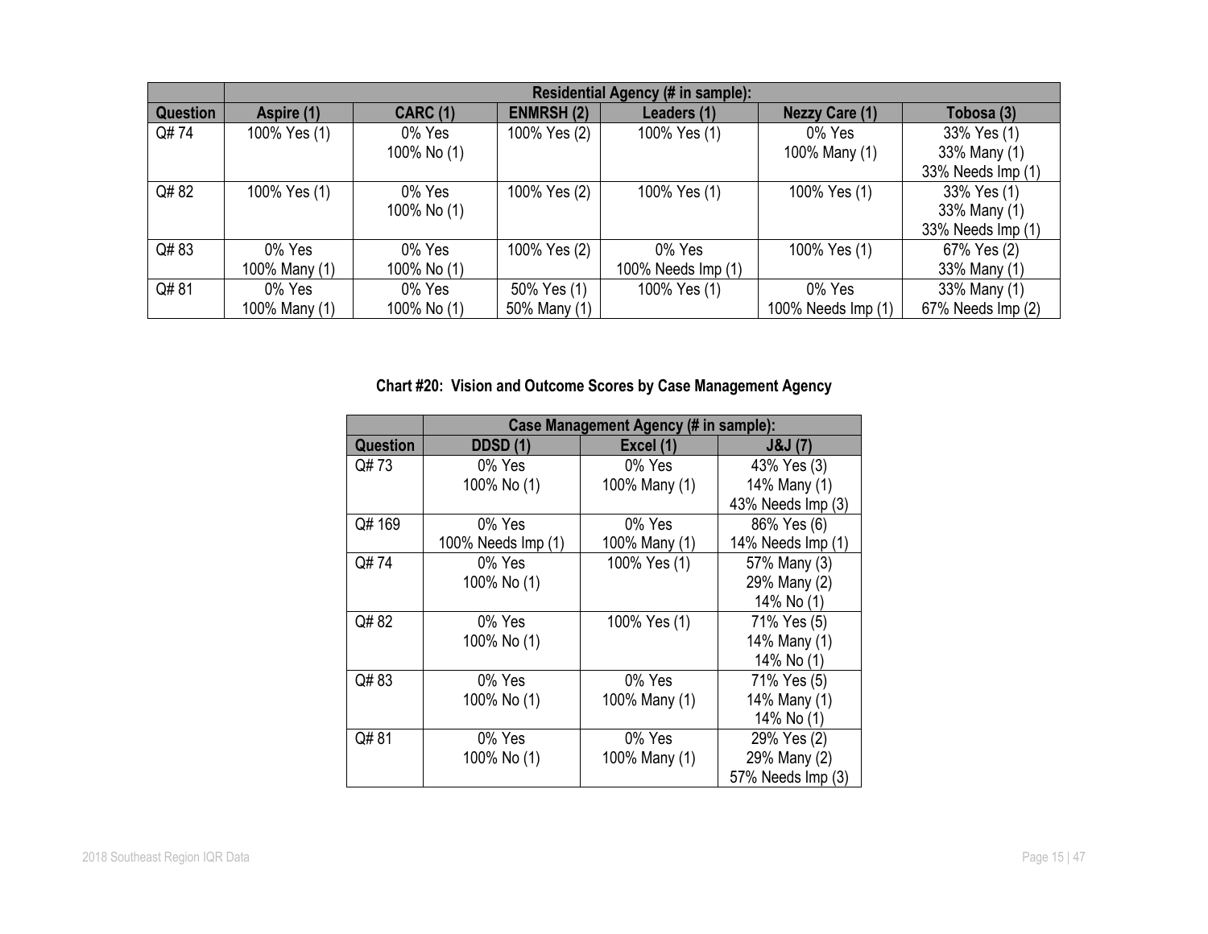| | Residential Agency (# in sample): | | | | | |
|---|---|---|---|---|---|---|
| **Question** | **Aspire (1)** | **CARC (1)** | **ENMRSH (2)** | **Leaders (1)** | **Nezzy Care (1)** | **Tobosa (3)** |
| Q# 74 | 100% Yes (1) | 0% Yes<br>100% No (1) | 100% Yes (2) | 100% Yes (1) | 0% Yes<br>100% Many (1) | 33% Yes (1)<br>33% Many (1)<br>33% Needs Imp (1) |
| Q# 82 | 100% Yes (1) | 0% Yes<br>100% No (1) | 100% Yes (2) | 100% Yes (1) | 100% Yes (1) | 33% Yes (1)<br>33% Many (1)<br>33% Needs Imp (1) |
| Q# 83 | 0% Yes<br>100% Many (1) | 0% Yes<br>100% No (1) | 100% Yes (2) | 0% Yes<br>100% Needs Imp (1) | 100% Yes (1) | 67% Yes (2)<br>33% Many (1) |
| Q# 81 | 0% Yes<br>100% Many (1) | 0% Yes<br>100% No (1) | 50% Yes (1)<br>50% Many (1) | 100% Yes (1) | 0% Yes<br>100% Needs Imp (1) | 33% Many (1)<br>67% Needs Imp (2) |

**Chart #20: Vision and Outcome Scores by Case Management Agency**

| | Case Management Agency (# in sample): | | |
|---|---|---|---|
| **Question** | **DDSD (1)** | **Excel (1)** | **J&J (7)** |
| Q# 73 | 0% Yes<br>100% No (1) | 0% Yes<br>100% Many (1) | 43% Yes (3)<br>14% Many (1)<br>43% Needs Imp (3) |
| Q# 169 | 0% Yes<br>100% Needs Imp (1) | 0% Yes<br>100% Many (1) | 86% Yes (6)<br>14% Needs Imp (1) |
| Q# 74 | 0% Yes<br>100% No (1) | 100% Yes (1) | 57% Many (3)<br>29% Many (2)<br>14% No (1) |
| Q# 82 | 0% Yes<br>100% No (1) | 100% Yes (1) | 71% Yes (5)<br>14% Many (1)<br>14% No (1) |
| Q# 83 | 0% Yes<br>100% No (1) | 0% Yes<br>100% Many (1) | 71% Yes (5)<br>14% Many (1)<br>14% No (1) |
| Q# 81 | 0% Yes<br>100% No (1) | 0% Yes<br>100% Many (1) | 29% Yes (2)<br>29% Many (2)<br>57% Needs Imp (3) |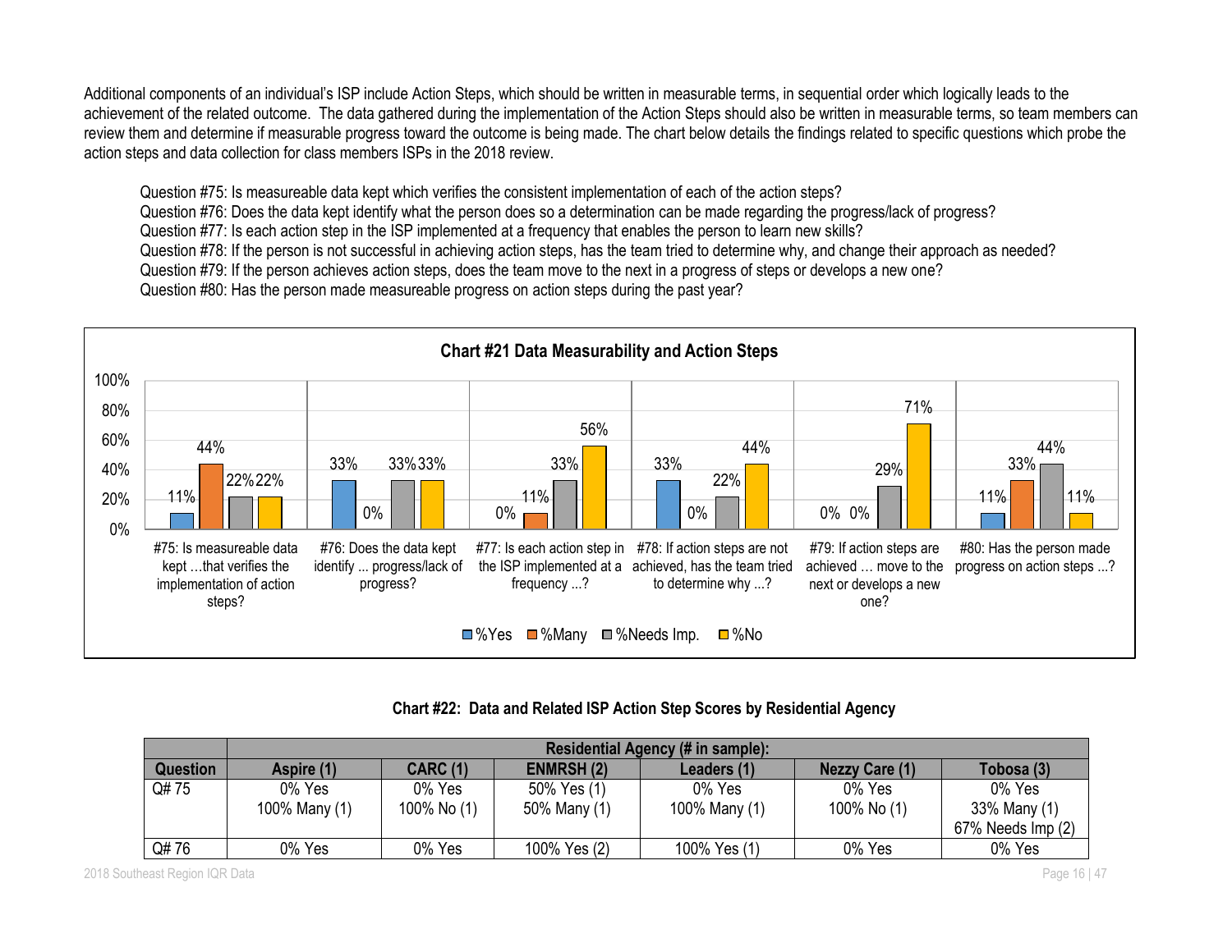Additional components of an individual's ISP include Action Steps, which should be written in measurable terms, in sequential order which logically leads to the achievement of the related outcome. The data gathered during the implementation of the Action Steps should also be written in measurable terms, so team members can review them and determine if measurable progress toward the outcome is being made. The chart below details the findings related to specific questions which probe the action steps and data collection for class members ISPs in the 2018 review.

Question #75: Is measureable data kept which verifies the consistent implementation of each of the action steps?
Question #76: Does the data kept identify what the person does so a determination can be made regarding the progress/lack of progress?
Question #77: Is each action step in the ISP implemented at a frequency that enables the person to learn new skills?
Question #78: If the person is not successful in achieving action steps, has the team tried to determine why, and change their approach as needed?
Question #79: If the person achieves action steps, does the team move to the next in a progress of steps or develops a new one?
Question #80: Has the person made measureable progress on action steps during the past year?

**Chart #21 Data Measurability and Action Steps**

| Question | %Yes | %Many | %Needs Imp. | %No |
|---|---|---|---|---|
| #75: Is measureable data kept …that verifies the implementation of action steps? | 11% | 44% | 22% | 22% |
| #76: Does the data kept identify ... progress/lack of progress? | 33% | 0% | 33% | 33% |
| #77: Is each action step in the ISP implemented at a frequency ...? | 0% | 11% | 33% | 56% |
| #78: If action steps are not achieved, has the team tried to determine why ...? | 33% | 0% | 22% | 44% |
| #79: If action steps are achieved … move to the next or develops a new one? | 0% | 0% | 29% | 71% |
| #80: Has the person made progress on action steps ...? | 11% | 33% | 44% | 11% |

**Chart #22: Data and Related ISP Action Step Scores by Residential Agency**

| | Residential Agency (# in sample): | | | | | |
|---|---|---|---|---|---|---|
| **Question** | **Aspire (1)** | **CARC (1)** | **ENMRSH (2)** | **Leaders (1)** | **Nezzy Care (1)** | **Tobosa (3)** |
| Q# 75 | 0% Yes<br>100% Many (1) | 0% Yes<br>100% No (1) | 50% Yes (1)<br>50% Many (1) | 0% Yes<br>100% Many (1) | 0% Yes<br>100% No (1) | 0% Yes<br>33% Many (1)<br>67% Needs Imp (2) |
| Q# 76 | 0% Yes | 0% Yes | 100% Yes (2) | 100% Yes (1) | 0% Yes | 0% Yes |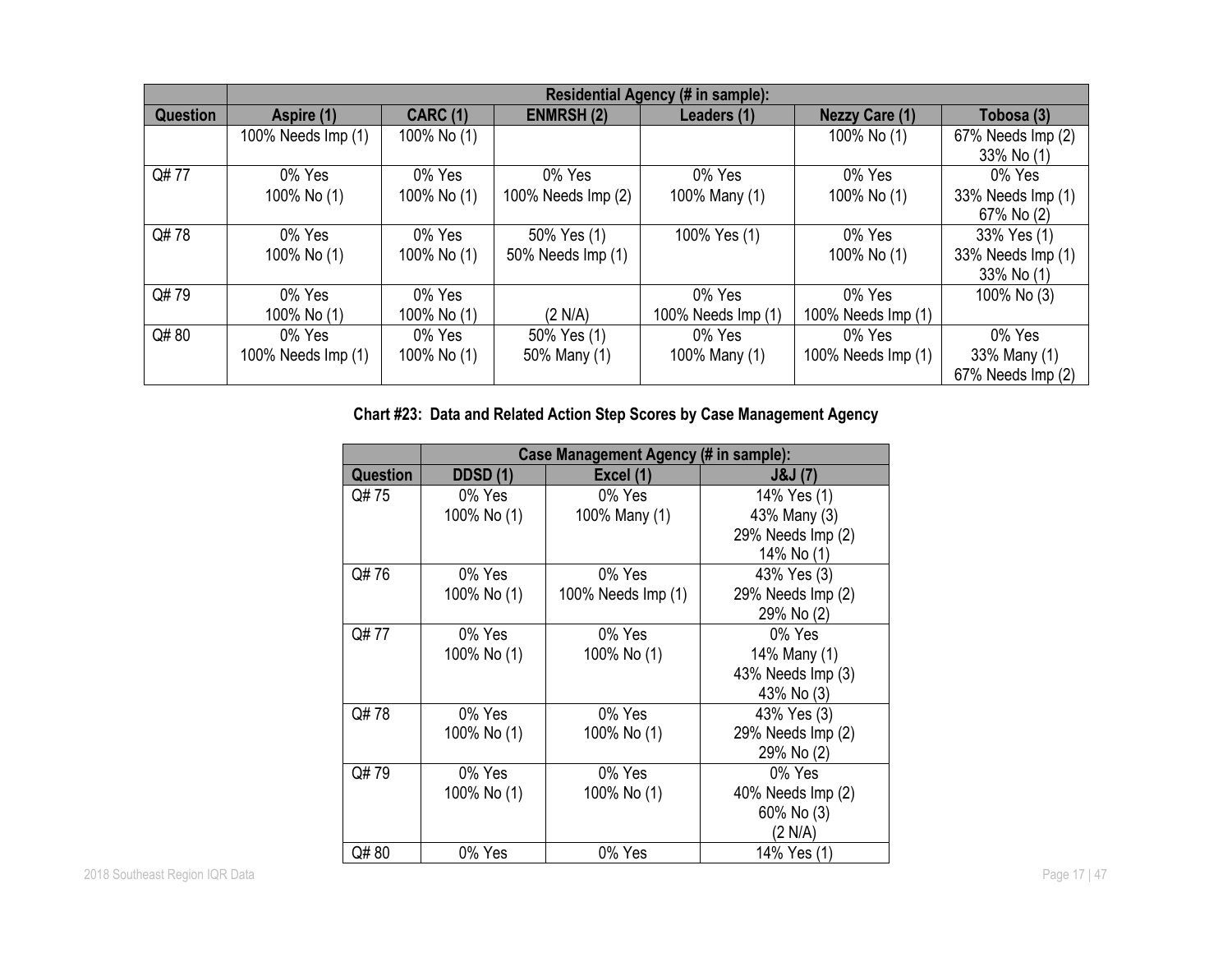| | Residential Agency (# in sample): | | | | | |
|---|---|---|---|---|---|---|
| Question | Aspire (1) | CARC (1) | ENMRSH (2) | Leaders (1) | Nezzy Care (1) | Tobosa (3) |
| | 100% Needs Imp (1) | 100% No (1) | | | 100% No (1) | 67% Needs Imp (2)<br>33% No (1) |
| Q# 77 | 0% Yes<br>100% No (1) | 0% Yes<br>100% No (1) | 0% Yes<br>100% Needs Imp (2) | 0% Yes<br>100% Many (1) | 0% Yes<br>100% No (1) | 0% Yes<br>33% Needs Imp (1)<br>67% No (2) |
| Q# 78 | 0% Yes<br>100% No (1) | 0% Yes<br>100% No (1) | 50% Yes (1)<br>50% Needs Imp (1) | 100% Yes (1) | 0% Yes<br>100% No (1) | 33% Yes (1)<br>33% Needs Imp (1)<br>33% No (1) |
| Q# 79 | 0% Yes<br>100% No (1) | 0% Yes<br>100% No (1) | (2 N/A) | 0% Yes<br>100% Needs Imp (1) | 0% Yes<br>100% Needs Imp (1) | 100% No (3) |
| Q# 80 | 0% Yes<br>100% Needs Imp (1) | 0% Yes<br>100% No (1) | 50% Yes (1)<br>50% Many (1) | 0% Yes<br>100% Many (1) | 0% Yes<br>100% Needs Imp (1) | 0% Yes<br>33% Many (1)<br>67% Needs Imp (2) |

**Chart #23: Data and Related Action Step Scores by Case Management Agency**

| | Case Management Agency (# in sample): | | |
|---|---|---|---|
| Question | DDSD (1) | Excel (1) | J&J (7) |
| Q# 75 | 0% Yes<br>100% No (1) | 0% Yes<br>100% Many (1) | 14% Yes (1)<br>43% Many (3)<br>29% Needs Imp (2)<br>14% No (1) |
| Q# 76 | 0% Yes<br>100% No (1) | 0% Yes<br>100% Needs Imp (1) | 43% Yes (3)<br>29% Needs Imp (2)<br>29% No (2) |
| Q# 77 | 0% Yes<br>100% No (1) | 0% Yes<br>100% No (1) | 0% Yes<br>14% Many (1)<br>43% Needs Imp (3)<br>43% No (3) |
| Q# 78 | 0% Yes<br>100% No (1) | 0% Yes<br>100% No (1) | 43% Yes (3)<br>29% Needs Imp (2)<br>29% No (2) |
| Q# 79 | 0% Yes<br>100% No (1) | 0% Yes<br>100% No (1) | 0% Yes<br>40% Needs Imp (2)<br>60% No (3)<br>(2 N/A) |
| Q# 80 | 0% Yes | 0% Yes | 14% Yes (1) |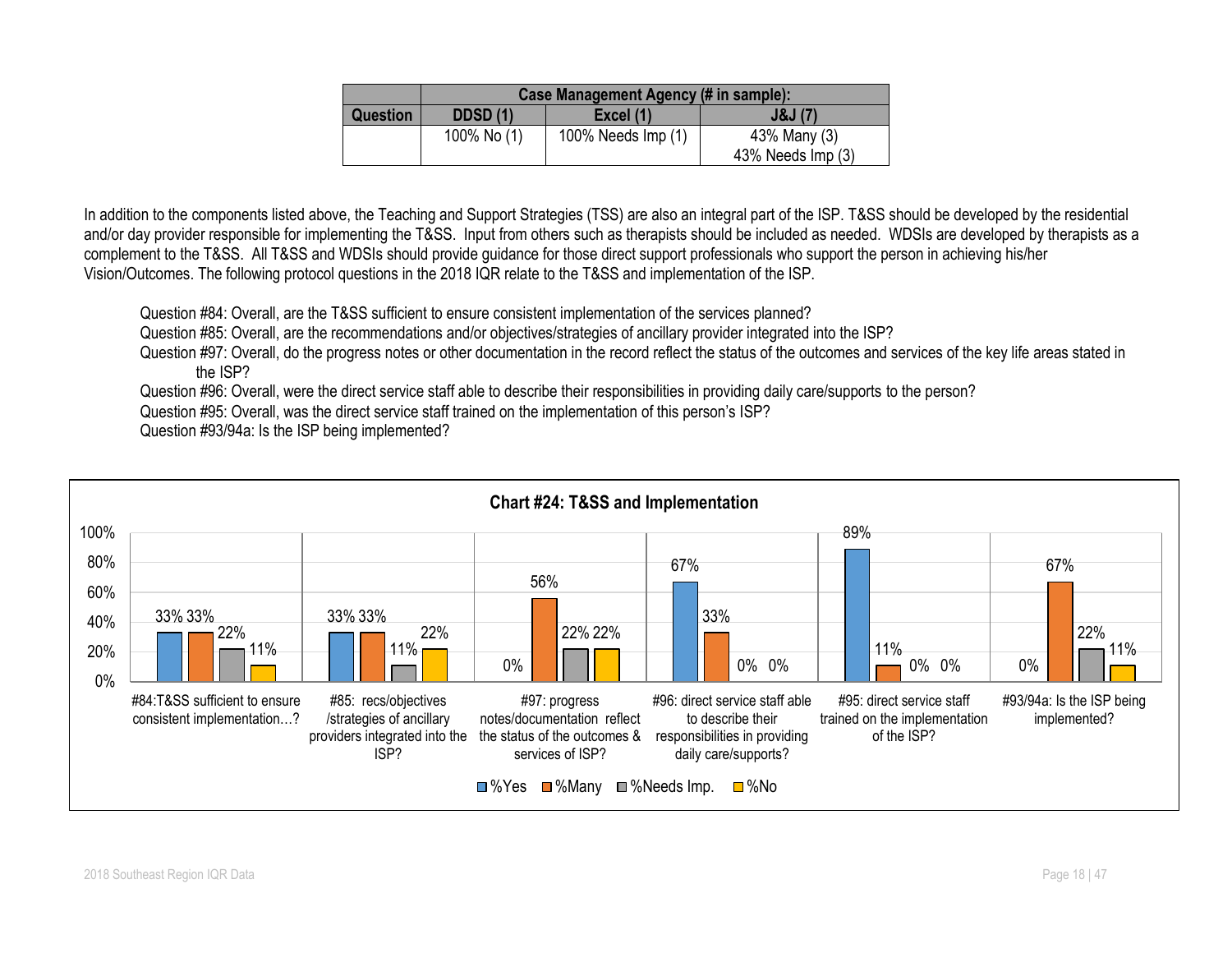| Question | Case Management Agency (# in sample): | | |
|---|---|---|---|
| | DDSD (1) | Excel (1) | J&J (7) |
| | 100% No (1) | 100% Needs Imp (1) | 43% Many (3)<br>43% Needs Imp (3) |

In addition to the components listed above, the Teaching and Support Strategies (TSS) are also an integral part of the ISP. T&SS should be developed by the residential and/or day provider responsible for implementing the T&SS. Input from others such as therapists should be included as needed. WDSIs are developed by therapists as a complement to the T&SS. All T&SS and WDSIs should provide guidance for those direct support professionals who support the person in achieving his/her Vision/Outcomes. The following protocol questions in the 2018 IQR relate to the T&SS and implementation of the ISP.

Question #84: Overall, are the T&SS sufficient to ensure consistent implementation of the services planned?
Question #85: Overall, are the recommendations and/or objectives/strategies of ancillary provider integrated into the ISP?
Question #97: Overall, do the progress notes or other documentation in the record reflect the status of the outcomes and services of the key life areas stated in the ISP?
Question #96: Overall, were the direct service staff able to describe their responsibilities in providing daily care/supports to the person?
Question #95: Overall, was the direct service staff trained on the implementation of this person's ISP?
Question #93/94a: Is the ISP being implemented?

**Chart #24: T&SS and Implementation**

| | %Yes | %Many | %Needs Imp. | %No |
|---|---|---|---|---|
| #84:T&SS sufficient to ensure consistent implementation…? | 33% | 33% | 22% | 11% |
| #85: recs/objectives /strategies of ancillary providers integrated into the ISP? | 33% | 33% | 11% | 22% |
| #97: progress notes/documentation reflect the status of the outcomes & services of ISP? | 0% | 56% | 22% | 22% |
| #96: direct service staff able to describe their responsibilities in providing daily care/supports? | 67% | 33% | 0% | 0% |
| #95: direct service staff trained on the implementation of the ISP? | 89% | 11% | 0% | 0% |
| #93/94a: Is the ISP being implemented? | 0% | 67% | 22% | 11% |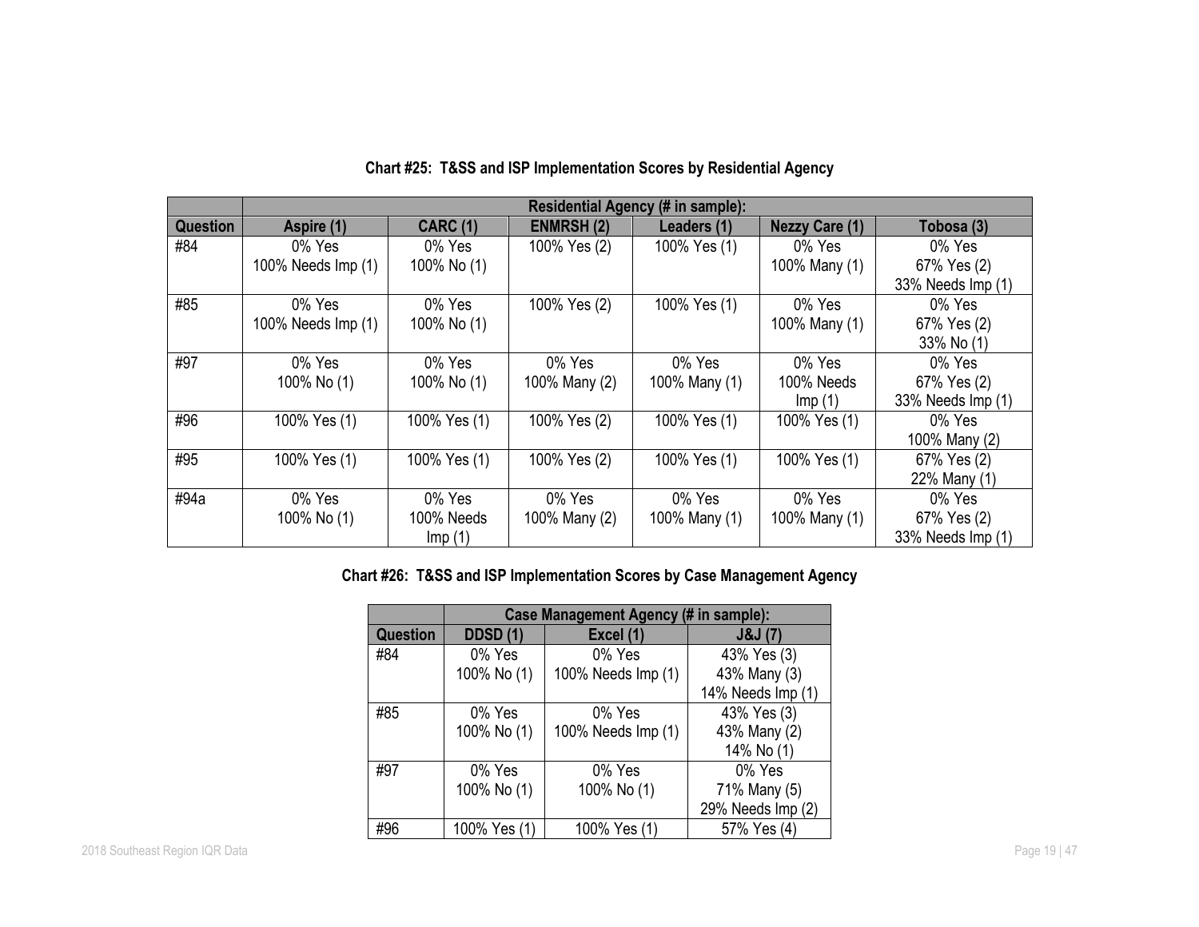**Chart #25: T&SS and ISP Implementation Scores by Residential Agency**

| | Residential Agency (# in sample): | | | | | |
|---|---|---|---|---|---|---|
| **Question** | **Aspire (1)** | **CARC (1)** | **ENMRSH (2)** | **Leaders (1)** | **Nezzy Care (1)** | **Tobosa (3)** |
| #84 | 0% Yes<br>100% Needs Imp (1) | 0% Yes<br>100% No (1) | 100% Yes (2) | 100% Yes (1) | 0% Yes<br>100% Many (1) | 0% Yes<br>67% Yes (2)<br>33% Needs Imp (1) |
| #85 | 0% Yes<br>100% Needs Imp (1) | 0% Yes<br>100% No (1) | 100% Yes (2) | 100% Yes (1) | 0% Yes<br>100% Many (1) | 0% Yes<br>67% Yes (2)<br>33% No (1) |
| #97 | 0% Yes<br>100% No (1) | 0% Yes<br>100% No (1) | 0% Yes<br>100% Many (2) | 0% Yes<br>100% Many (1) | 0% Yes<br>100% Needs Imp (1) | 0% Yes<br>67% Yes (2)<br>33% Needs Imp (1) |
| #96 | 100% Yes (1) | 100% Yes (1) | 100% Yes (2) | 100% Yes (1) | 100% Yes (1) | 0% Yes<br>100% Many (2) |
| #95 | 100% Yes (1) | 100% Yes (1) | 100% Yes (2) | 100% Yes (1) | 100% Yes (1) | 67% Yes (2)<br>22% Many (1) |
| #94a | 0% Yes<br>100% No (1) | 0% Yes<br>100% Needs Imp (1) | 0% Yes<br>100% Many (2) | 0% Yes<br>100% Many (1) | 0% Yes<br>100% Many (1) | 0% Yes<br>67% Yes (2)<br>33% Needs Imp (1) |

**Chart #26: T&SS and ISP Implementation Scores by Case Management Agency**

| | Case Management Agency (# in sample): | | |
|---|---|---|---|
| **Question** | **DDSD (1)** | **Excel (1)** | **J&J (7)** |
| #84 | 0% Yes<br>100% No (1) | 0% Yes<br>100% Needs Imp (1) | 43% Yes (3)<br>43% Many (3)<br>14% Needs Imp (1) |
| #85 | 0% Yes<br>100% No (1) | 0% Yes<br>100% Needs Imp (1) | 43% Yes (3)<br>43% Many (2)<br>14% No (1) |
| #97 | 0% Yes<br>100% No (1) | 0% Yes<br>100% No (1) | 0% Yes<br>71% Many (5)<br>29% Needs Imp (2) |
| #96 | 100% Yes (1) | 100% Yes (1) | 57% Yes (4) |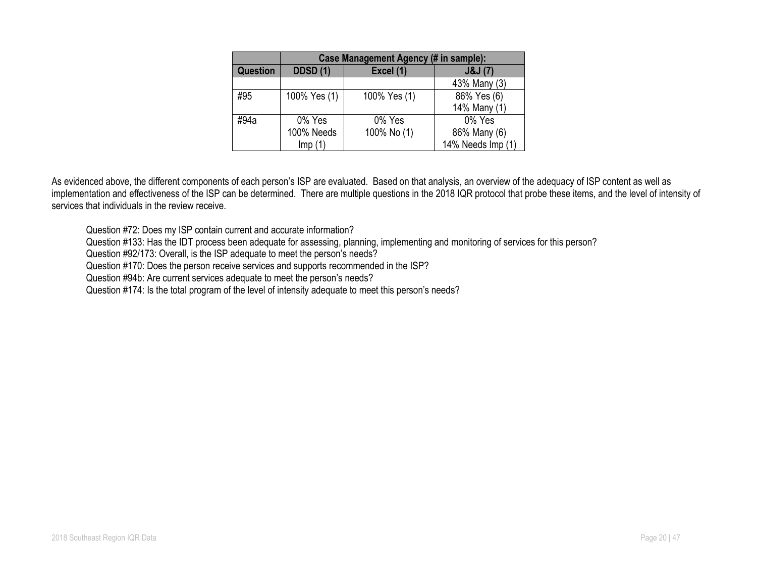| | Case Management Agency (# in sample): | | |
|---|---|---|---|
| **Question** | **DDSD (1)** | **Excel (1)** | **J&J (7)** |
| | | | 43% Many (3) |
| #95 | 100% Yes (1) | 100% Yes (1) | 86% Yes (6)<br>14% Many (1) |
| #94a | 0% Yes<br>100% Needs Imp (1) | 0% Yes<br>100% No (1) | 0% Yes<br>86% Many (6)<br>14% Needs Imp (1) |

As evidenced above, the different components of each person's ISP are evaluated. Based on that analysis, an overview of the adequacy of ISP content as well as implementation and effectiveness of the ISP can be determined. There are multiple questions in the 2018 IQR protocol that probe these items, and the level of intensity of services that individuals in the review receive.

Question #72: Does my ISP contain current and accurate information?
Question #133: Has the IDT process been adequate for assessing, planning, implementing and monitoring of services for this person?
Question #92/173: Overall, is the ISP adequate to meet the person's needs?
Question #170: Does the person receive services and supports recommended in the ISP?
Question #94b: Are current services adequate to meet the person's needs?
Question #174: Is the total program of the level of intensity adequate to meet this person's needs?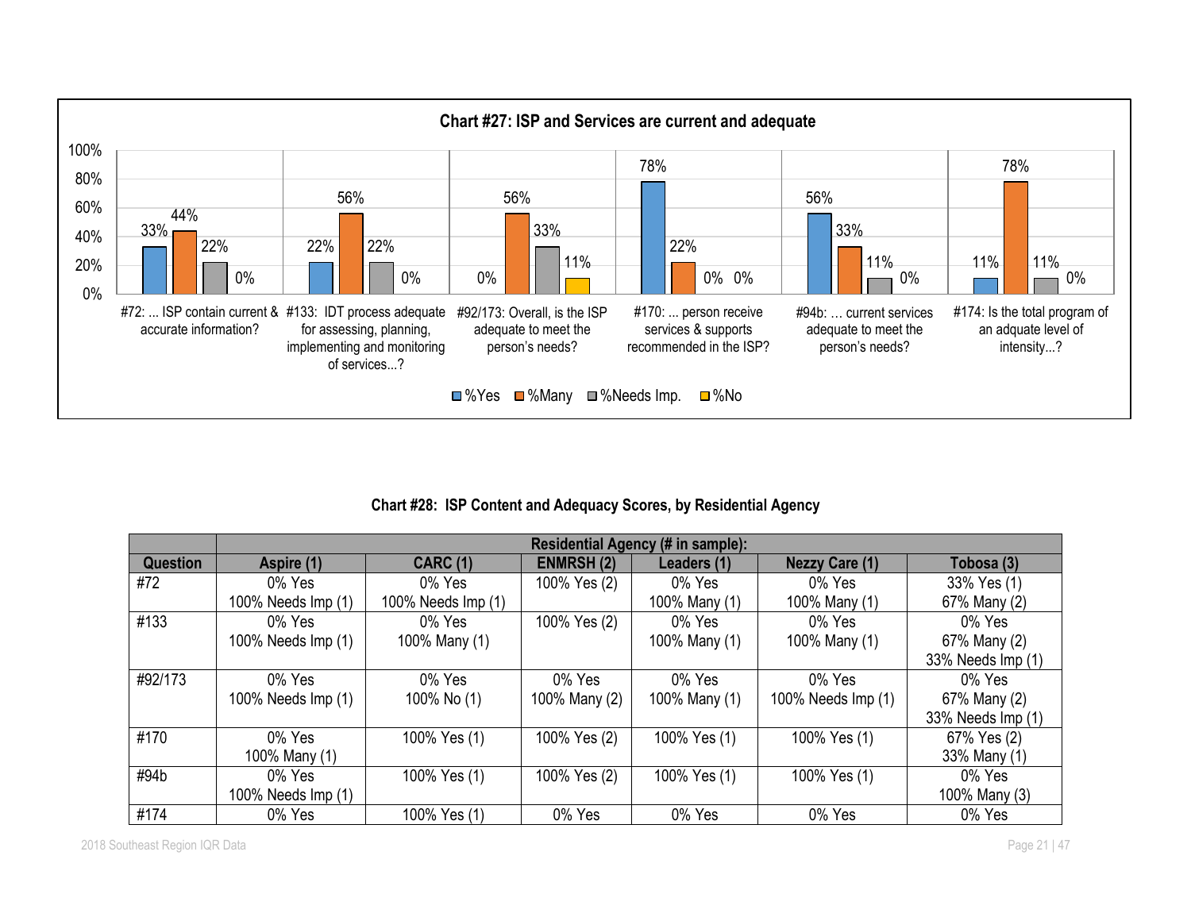**Chart #27: ISP and Services are current and adequate**

| Question | %Yes | %Many | %Needs Imp. | %No |
|---|---|---|---|---|
| #72: ... ISP contain current & accurate information? | 33% | 44% | 22% | 0% |
| #133: IDT process adequate for assessing, planning, implementing and monitoring of services...? | 22% | 56% | 22% | 0% |
| #92/173: Overall, is the ISP adequate to meet the person's needs? | 0% | 56% | 33% | 11% |
| #170: ... person receive services & supports recommended in the ISP? | 78% | 22% | 0% | 0% |
| #94b: … current services adequate to meet the person's needs? | 56% | 33% | 11% | 0% |
| #174: Is the total program of an adquate level of intensity...? | 11% | 78% | 11% | 0% |

**Chart #28: ISP Content and Adequacy Scores, by Residential Agency**

| | Residential Agency (# in sample): | | | | | |
|---|---|---|---|---|---|---|
| **Question** | **Aspire (1)** | **CARC (1)** | **ENMRSH (2)** | **Leaders (1)** | **Nezzy Care (1)** | **Tobosa (3)** |
| #72 | 0% Yes<br>100% Needs Imp (1) | 0% Yes<br>100% Needs Imp (1) | 100% Yes (2) | 0% Yes<br>100% Many (1) | 0% Yes<br>100% Many (1) | 33% Yes (1)<br>67% Many (2) |
| #133 | 0% Yes<br>100% Needs Imp (1) | 0% Yes<br>100% Many (1) | 100% Yes (2) | 0% Yes<br>100% Many (1) | 0% Yes<br>100% Many (1) | 0% Yes<br>67% Many (2)<br>33% Needs Imp (1) |
| #92/173 | 0% Yes<br>100% Needs Imp (1) | 0% Yes<br>100% No (1) | 0% Yes<br>100% Many (2) | 0% Yes<br>100% Many (1) | 0% Yes<br>100% Needs Imp (1) | 0% Yes<br>67% Many (2)<br>33% Needs Imp (1) |
| #170 | 0% Yes<br>100% Many (1) | 100% Yes (1) | 100% Yes (2) | 100% Yes (1) | 100% Yes (1) | 67% Yes (2)<br>33% Many (1) |
| #94b | 0% Yes<br>100% Needs Imp (1) | 100% Yes (1) | 100% Yes (2) | 100% Yes (1) | 100% Yes (1) | 0% Yes<br>100% Many (3) |
| #174 | 0% Yes | 100% Yes (1) | 0% Yes | 0% Yes | 0% Yes | 0% Yes |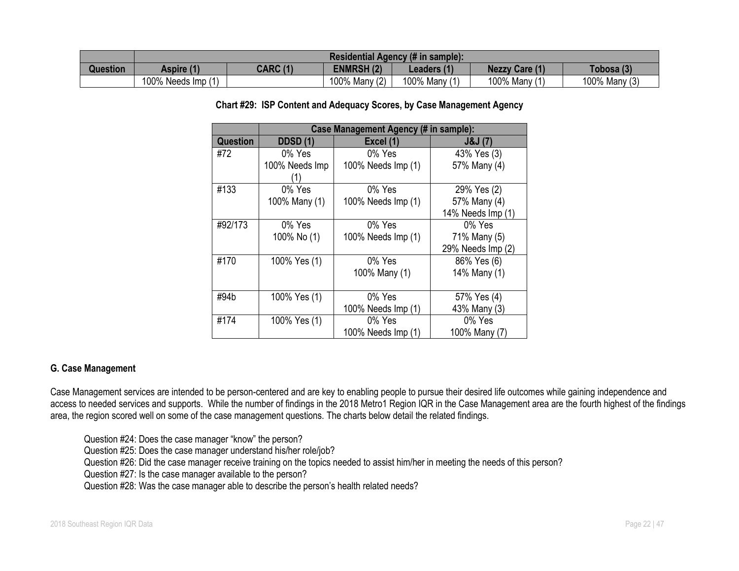| | Residential Agency (# in sample): | | | | | |
|---|---|---|---|---|---|---|
| **Question** | **Aspire (1)** | **CARC (1)** | **ENMRSH (2)** | **Leaders (1)** | **Nezzy Care (1)** | **Tobosa (3)** |
| | 100% Needs Imp (1) | | 100% Many (2) | 100% Many (1) | 100% Many (1) | 100% Many (3) |

**Chart #29: ISP Content and Adequacy Scores, by Case Management Agency**

| | Case Management Agency (# in sample): | | |
|---|---|---|---|
| **Question** | **DDSD (1)** | **Excel (1)** | **J&J (7)** |
| #72 | 0% Yes<br>100% Needs Imp (1) | 0% Yes<br>100% Needs Imp (1) | 43% Yes (3)<br>57% Many (4) |
| #133 | 0% Yes<br>100% Many (1) | 0% Yes<br>100% Needs Imp (1) | 29% Yes (2)<br>57% Many (4)<br>14% Needs Imp (1) |
| #92/173 | 0% Yes<br>100% No (1) | 0% Yes<br>100% Needs Imp (1) | 0% Yes<br>71% Many (5)<br>29% Needs Imp (2) |
| #170 | 100% Yes (1) | 0% Yes<br>100% Many (1) | 86% Yes (6)<br>14% Many (1) |
| #94b | 100% Yes (1) | 0% Yes<br>100% Needs Imp (1) | 57% Yes (4)<br>43% Many (3) |
| #174 | 100% Yes (1) | 0% Yes<br>100% Needs Imp (1) | 0% Yes<br>100% Many (7) |

### G. Case Management

Case Management services are intended to be person-centered and are key to enabling people to pursue their desired life outcomes while gaining independence and access to needed services and supports. While the number of findings in the 2018 Metro1 Region IQR in the Case Management area are the fourth highest of the findings area, the region scored well on some of the case management questions. The charts below detail the related findings.

Question #24: Does the case manager "know" the person?
Question #25: Does the case manager understand his/her role/job?
Question #26: Did the case manager receive training on the topics needed to assist him/her in meeting the needs of this person?
Question #27: Is the case manager available to the person?
Question #28: Was the case manager able to describe the person's health related needs?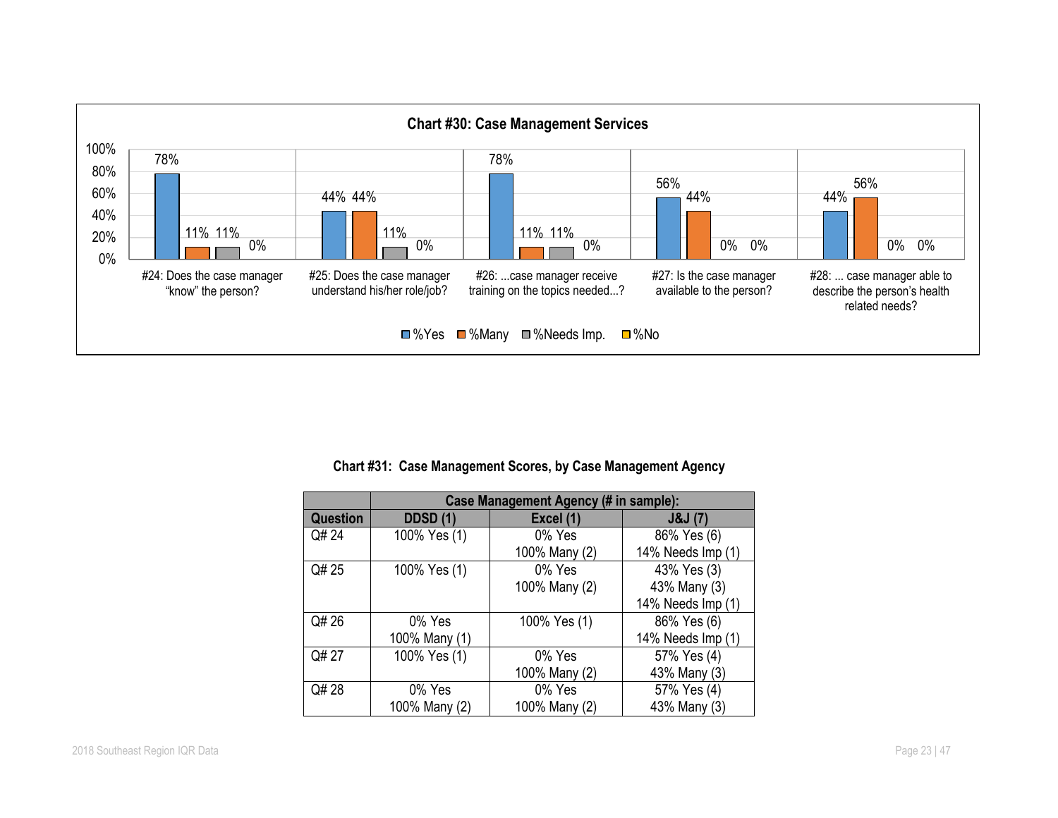**Chart #30: Case Management Services**

| Question | %Yes | %Many | %Needs Imp. | %No |
|---|---|---|---|---|
| #24: Does the case manager "know" the person? | 78% | 11% | 11% | 0% |
| #25: Does the case manager understand his/her role/job? | 44% | 44% | 11% | 0% |
| #26: ...case manager receive training on the topics needed...? | 78% | 11% | 11% | 0% |
| #27: Is the case manager available to the person? | 56% | 44% | 0% | 0% |
| #28: ... case manager able to describe the person's health related needs? | 44% | 56% | 0% | 0% |

**Chart #31: Case Management Scores, by Case Management Agency**

| | Case Management Agency (# in sample): | | |
|---|---|---|---|
| **Question** | **DDSD (1)** | **Excel (1)** | **J&J (7)** |
| Q# 24 | 100% Yes (1) | 0% Yes<br>100% Many (2) | 86% Yes (6)<br>14% Needs Imp (1) |
| Q# 25 | 100% Yes (1) | 0% Yes<br>100% Many (2) | 43% Yes (3)<br>43% Many (3)<br>14% Needs Imp (1) |
| Q# 26 | 0% Yes<br>100% Many (1) | 100% Yes (1) | 86% Yes (6)<br>14% Needs Imp (1) |
| Q# 27 | 100% Yes (1) | 0% Yes<br>100% Many (2) | 57% Yes (4)<br>43% Many (3) |
| Q# 28 | 0% Yes<br>100% Many (2) | 0% Yes<br>100% Many (2) | 57% Yes (4)<br>43% Many (3) |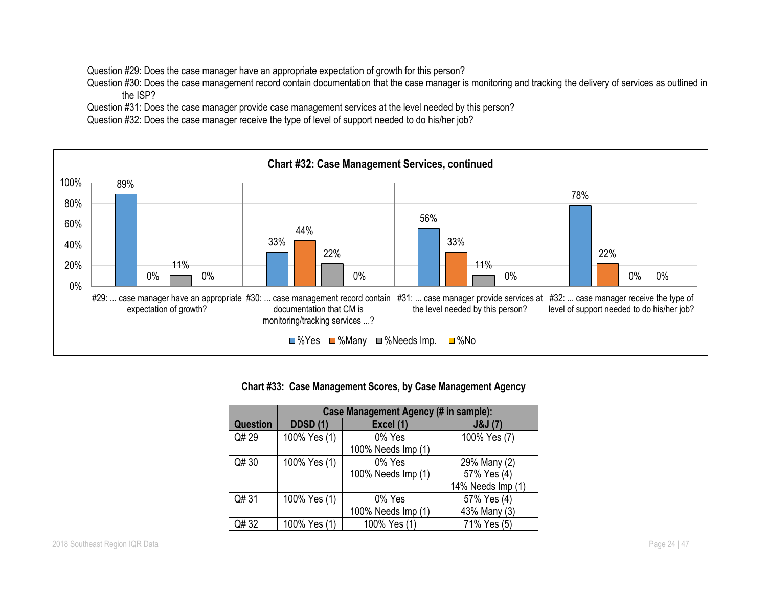Question #29: Does the case manager have an appropriate expectation of growth for this person?

Question #30: Does the case management record contain documentation that the case manager is monitoring and tracking the delivery of services as outlined in the ISP?

Question #31: Does the case manager provide case management services at the level needed by this person?

Question #32: Does the case manager receive the type of level of support needed to do his/her job?

**Chart #32: Case Management Services, continued**

| Question | %Yes | %Many | %Needs Imp. | %No |
|---|---|---|---|---|
| #29: ... case manager have an appropriate expectation of growth? | 89% | 0% | 11% | 0% |
| #30: ... case management record contain documentation that CM is monitoring/tracking services ...? | 33% | 44% | 22% | 0% |
| #31: ... case manager provide services at the level needed by this person? | 56% | 33% | 11% | 0% |
| #32: ... case manager receive the type of level of support needed to do his/her job? | 78% | 22% | 0% | 0% |

**Chart #33: Case Management Scores, by Case Management Agency**

| | Case Management Agency (# in sample): | | |
|---|---|---|---|
| **Question** | **DDSD (1)** | **Excel (1)** | **J&J (7)** |
| Q# 29 | 100% Yes (1) | 0% Yes<br>100% Needs Imp (1) | 100% Yes (7) |
| Q# 30 | 100% Yes (1) | 0% Yes<br>100% Needs Imp (1) | 29% Many (2)<br>57% Yes (4)<br>14% Needs Imp (1) |
| Q# 31 | 100% Yes (1) | 0% Yes<br>100% Needs Imp (1) | 57% Yes (4)<br>43% Many (3) |
| Q# 32 | 100% Yes (1) | 100% Yes (1) | 71% Yes (5) |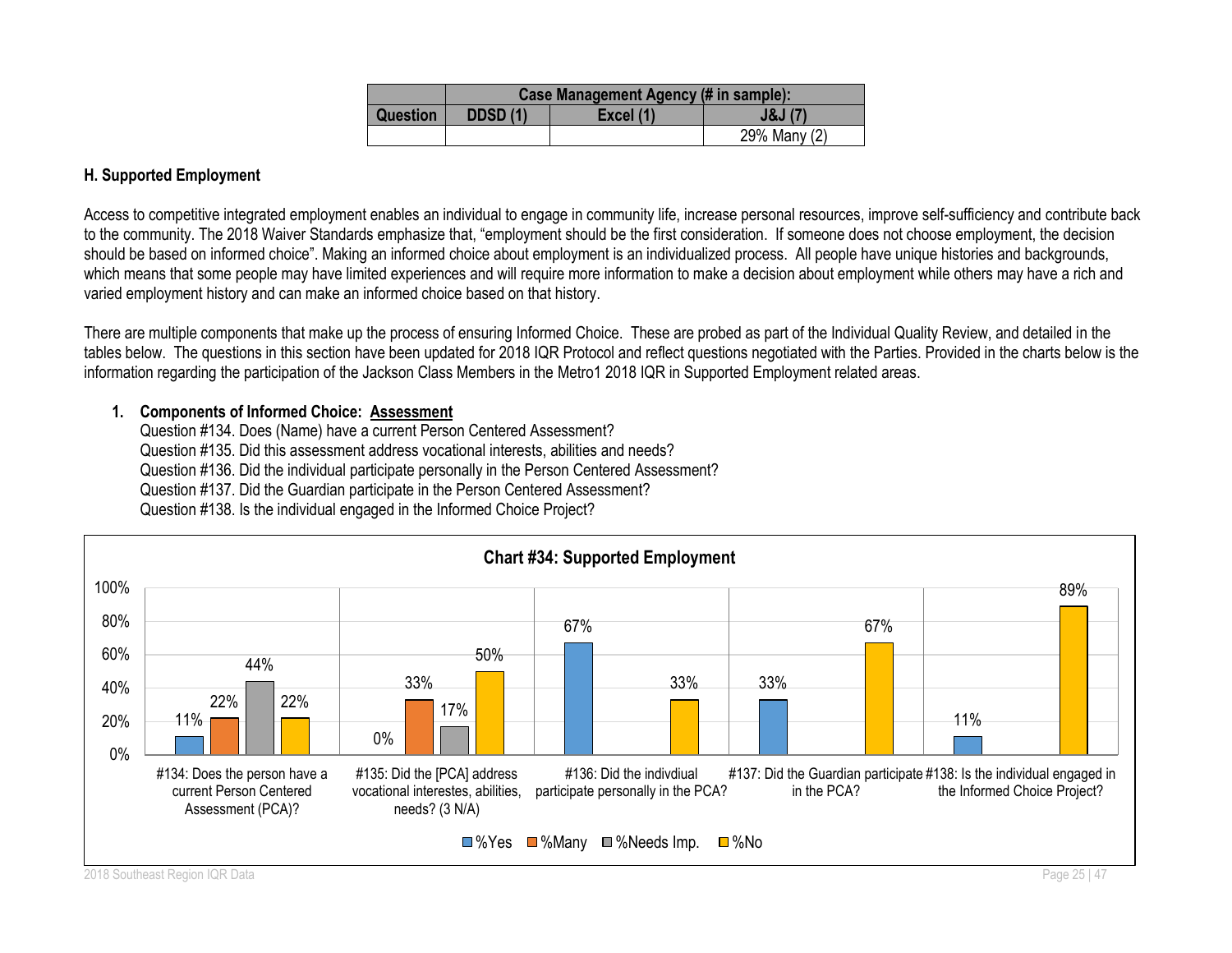| | Case Management Agency (# in sample): | | |
|---|---|---|---|
| **Question** | **DDSD (1)** | **Excel (1)** | **J&J (7)** |
| | | | 29% Many (2) |

### H. Supported Employment

Access to competitive integrated employment enables an individual to engage in community life, increase personal resources, improve self-sufficiency and contribute back to the community. The 2018 Waiver Standards emphasize that, "employment should be the first consideration. If someone does not choose employment, the decision should be based on informed choice". Making an informed choice about employment is an individualized process. All people have unique histories and backgrounds, which means that some people may have limited experiences and will require more information to make a decision about employment while others may have a rich and varied employment history and can make an informed choice based on that history.

There are multiple components that make up the process of ensuring Informed Choice. These are probed as part of the Individual Quality Review, and detailed in the tables below. The questions in this section have been updated for 2018 IQR Protocol and reflect questions negotiated with the Parties. Provided in the charts below is the information regarding the participation of the Jackson Class Members in the Metro1 2018 IQR in Supported Employment related areas.

1. **Components of Informed Choice: <u>Assessment</u>**
   Question #134. Does (Name) have a current Person Centered Assessment?
   Question #135. Did this assessment address vocational interests, abilities and needs?
   Question #136. Did the individual participate personally in the Person Centered Assessment?
   Question #137. Did the Guardian participate in the Person Centered Assessment?
   Question #138. Is the individual engaged in the Informed Choice Project?

**Chart #34: Supported Employment**

| | %Yes | %Many | %Needs Imp. | %No |
|---|---|---|---|---|
| #134: Does the person have a current Person Centered Assessment (PCA)? | 11% | 22% | 44% | 22% |
| #135: Did the [PCA] address vocational interestes, abilities, needs? (3 N/A) | 0% | 33% | 17% | 50% |
| #136: Did the indivdiual participate personally in the PCA? | 67% | | | 33% |
| #137: Did the Guardian participate in the PCA? | 33% | | | 67% |
| #138: Is the individual engaged in the Informed Choice Project? | 11% | | | 89% |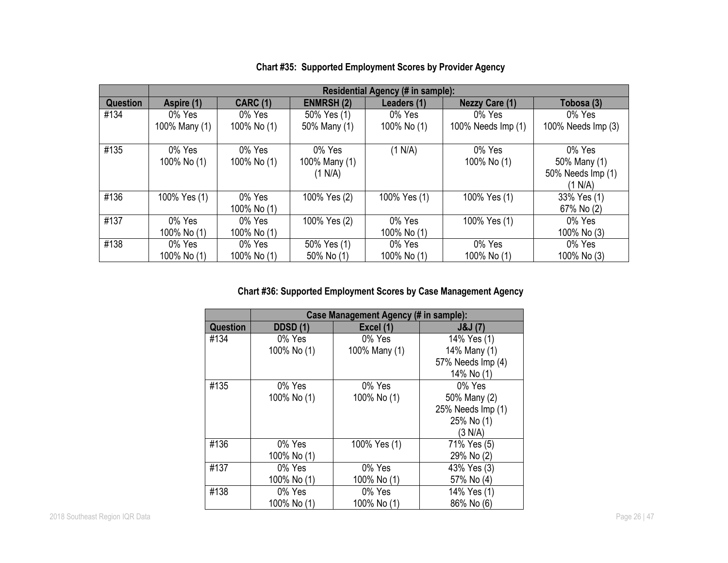**Chart #35: Supported Employment Scores by Provider Agency**

| | Residential Agency (# in sample): | | | | | |
|---|---|---|---|---|---|---|
| **Question** | **Aspire (1)** | **CARC (1)** | **ENMRSH (2)** | **Leaders (1)** | **Nezzy Care (1)** | **Tobosa (3)** |
| #134 | 0% Yes<br>100% Many (1) | 0% Yes<br>100% No (1) | 50% Yes (1)<br>50% Many (1) | 0% Yes<br>100% No (1) | 0% Yes<br>100% Needs Imp (1) | 0% Yes<br>100% Needs Imp (3) |
| #135 | 0% Yes<br>100% No (1) | 0% Yes<br>100% No (1) | 0% Yes<br>100% Many (1)<br>(1 N/A) | (1 N/A) | 0% Yes<br>100% No (1) | 0% Yes<br>50% Many (1)<br>50% Needs Imp (1)<br>(1 N/A) |
| #136 | 100% Yes (1) | 0% Yes<br>100% No (1) | 100% Yes (2) | 100% Yes (1) | 100% Yes (1) | 33% Yes (1)<br>67% No (2) |
| #137 | 0% Yes<br>100% No (1) | 0% Yes<br>100% No (1) | 100% Yes (2) | 0% Yes<br>100% No (1) | 100% Yes (1) | 0% Yes<br>100% No (3) |
| #138 | 0% Yes<br>100% No (1) | 0% Yes<br>100% No (1) | 50% Yes (1)<br>50% No (1) | 0% Yes<br>100% No (1) | 0% Yes<br>100% No (1) | 0% Yes<br>100% No (3) |

**Chart #36: Supported Employment Scores by Case Management Agency**

| | Case Management Agency (# in sample): | | |
|---|---|---|---|
| **Question** | **DDSD (1)** | **Excel (1)** | **J&J (7)** |
| #134 | 0% Yes<br>100% No (1) | 0% Yes<br>100% Many (1) | 14% Yes (1)<br>14% Many (1)<br>57% Needs Imp (4)<br>14% No (1) |
| #135 | 0% Yes<br>100% No (1) | 0% Yes<br>100% No (1) | 0% Yes<br>50% Many (2)<br>25% Needs Imp (1)<br>25% No (1)<br>(3 N/A) |
| #136 | 0% Yes<br>100% No (1) | 100% Yes (1) | 71% Yes (5)<br>29% No (2) |
| #137 | 0% Yes<br>100% No (1) | 0% Yes<br>100% No (1) | 43% Yes (3)<br>57% No (4) |
| #138 | 0% Yes<br>100% No (1) | 0% Yes<br>100% No (1) | 14% Yes (1)<br>86% No (6) |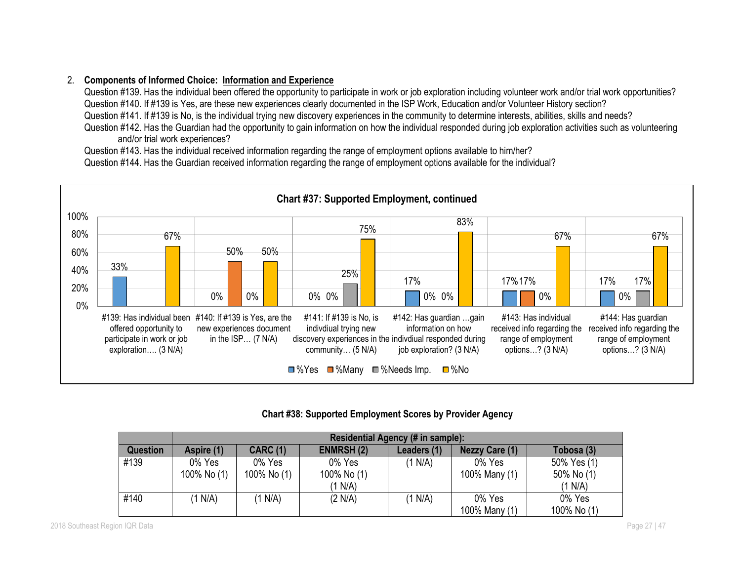2. **Components of Informed Choice: Information and Experience**

   Question #139. Has the individual been offered the opportunity to participate in work or job exploration including volunteer work and/or trial work opportunities?
   Question #140. If #139 is Yes, are these new experiences clearly documented in the ISP Work, Education and/or Volunteer History section?
   Question #141. If #139 is No, is the individual trying new discovery experiences in the community to determine interests, abilities, skills and needs?
   Question #142. Has the Guardian had the opportunity to gain information on how the individual responded during job exploration activities such as volunteering and/or trial work experiences?
   Question #143. Has the individual received information regarding the range of employment options available to him/her?
   Question #144. Has the Guardian received information regarding the range of employment options available for the individual?

**Chart #37: Supported Employment, continued**

| Question | %Yes | %Many | %Needs Imp. | %No |
|---|---|---|---|---|
| #139: Has individual been offered opportunity to participate in work or job exploration…. (3 N/A) | 33% | | | 67% |
| #140: If #139 is Yes, are the new experiences document in the ISP… (7 N/A) | 0% | 50% | 0% | 50% |
| #141: If #139 is No, is indivdual trying new discovery experiences in the community… (5 N/A) | 0% | 0% | 25% | 75% |
| #142: Has guardian …gain information on how indivdiual responded during job exploration? (3 N/A) | 17% | 0% | 0% | 83% |
| #143: Has individual received info regarding the range of employment options…? (3 N/A) | 17% | 17% | 0% | 67% |
| #144: Has guardian received info regarding the range of employment options…? (3 N/A) | 17% | 0% | 17% | 67% |

**Chart #38: Supported Employment Scores by Provider Agency**

| | Residential Agency (# in sample): | | | | | |
|---|---|---|---|---|---|---|
| **Question** | **Aspire (1)** | **CARC (1)** | **ENMRSH (2)** | **Leaders (1)** | **Nezzy Care (1)** | **Tobosa (3)** |
| #139 | 0% Yes<br>100% No (1) | 0% Yes<br>100% No (1) | 0% Yes<br>100% No (1)<br>(1 N/A) | (1 N/A) | 0% Yes<br>100% Many (1) | 50% Yes (1)<br>50% No (1)<br>(1 N/A) |
| #140 | (1 N/A) | (1 N/A) | (2 N/A) | (1 N/A) | 0% Yes<br>100% Many (1) | 0% Yes<br>100% No (1) |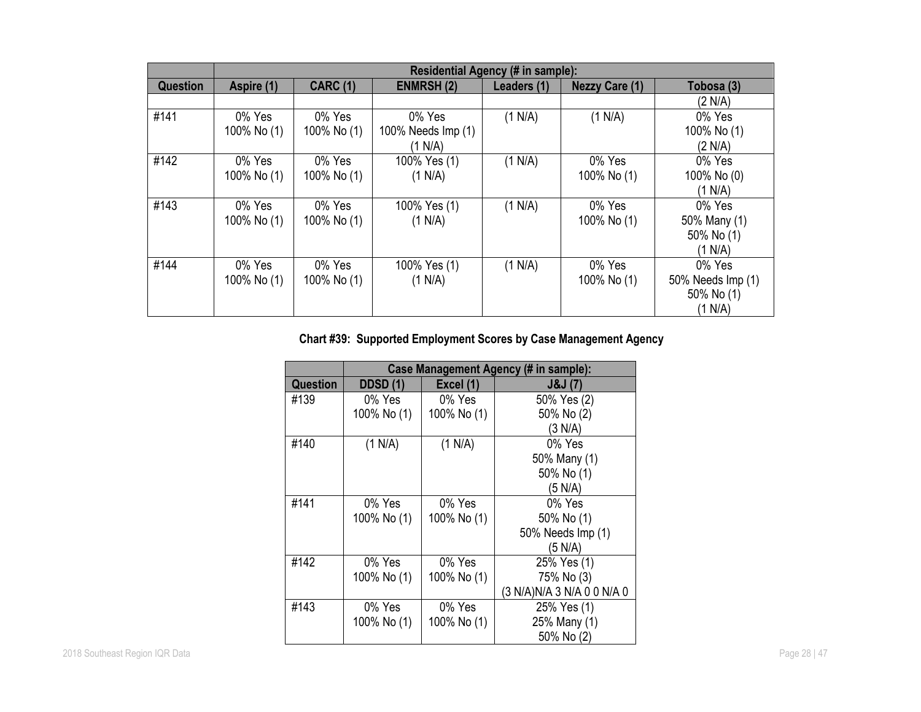| | Residential Agency (# in sample): | | | | | |
|---|---|---|---|---|---|---|
| Question | Aspire (1) | CARC (1) | ENMRSH (2) | Leaders (1) | Nezzy Care (1) | Tobosa (3) |
| | | | | | | (2 N/A) |
| #141 | 0% Yes 100% No (1) | 0% Yes 100% No (1) | 0% Yes 100% Needs Imp (1) (1 N/A) | (1 N/A) | (1 N/A) | 0% Yes 100% No (1) (2 N/A) |
| #142 | 0% Yes 100% No (1) | 0% Yes 100% No (1) | 100% Yes (1) (1 N/A) | (1 N/A) | 0% Yes 100% No (1) | 0% Yes 100% No (0) (1 N/A) |
| #143 | 0% Yes 100% No (1) | 0% Yes 100% No (1) | 100% Yes (1) (1 N/A) | (1 N/A) | 0% Yes 100% No (1) | 0% Yes 50% Many (1) 50% No (1) (1 N/A) |
| #144 | 0% Yes 100% No (1) | 0% Yes 100% No (1) | 100% Yes (1) (1 N/A) | (1 N/A) | 0% Yes 100% No (1) | 0% Yes 50% Needs Imp (1) 50% No (1) (1 N/A) |

**Chart #39: Supported Employment Scores by Case Management Agency**

| | Case Management Agency (# in sample): | | |
|---|---|---|---|
| Question | DDSD (1) | Excel (1) | J&J (7) |
| #139 | 0% Yes 100% No (1) | 0% Yes 100% No (1) | 50% Yes (2) 50% No (2) (3 N/A) |
| #140 | (1 N/A) | (1 N/A) | 0% Yes 50% Many (1) 50% No (1) (5 N/A) |
| #141 | 0% Yes 100% No (1) | 0% Yes 100% No (1) | 0% Yes 50% No (1) 50% Needs Imp (1) (5 N/A) |
| #142 | 0% Yes 100% No (1) | 0% Yes 100% No (1) | 25% Yes (1) 75% No (3) (3 N/A)N/A 3 N/A 0 0 N/A 0 |
| #143 | 0% Yes 100% No (1) | 0% Yes 100% No (1) | 25% Yes (1) 25% Many (1) 50% No (2) |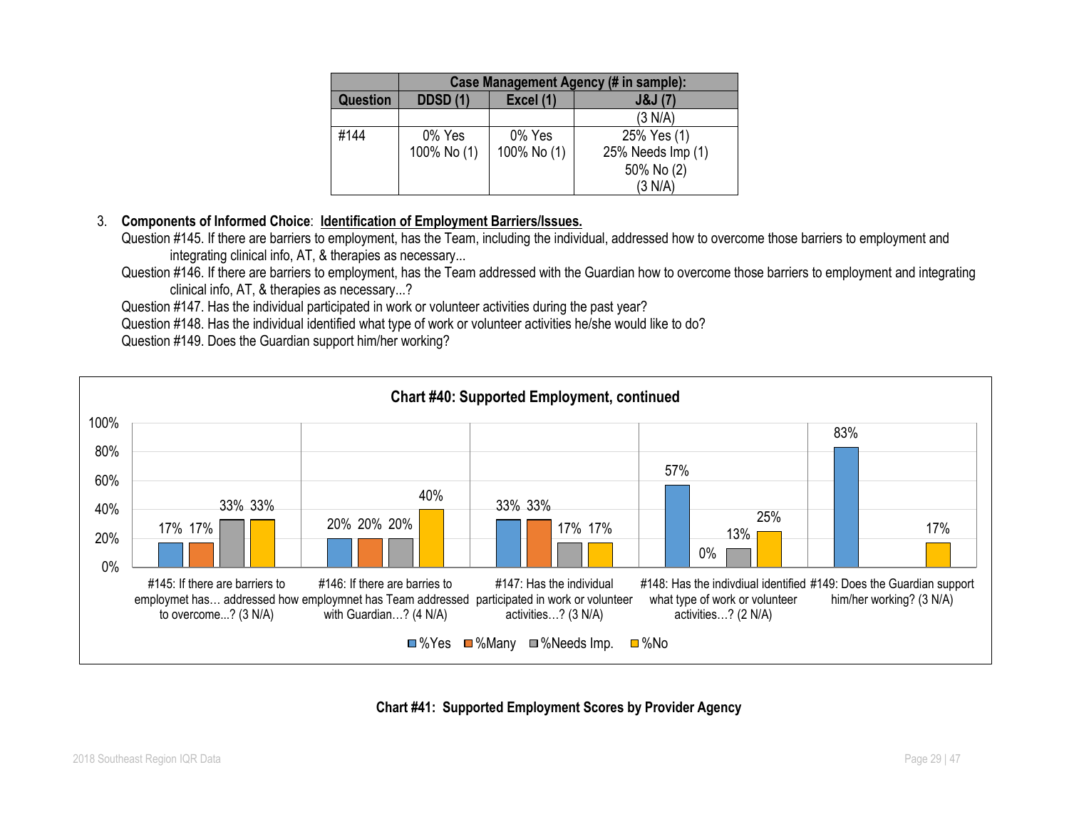| Question | Case Management Agency (# in sample): | | |
|---|---|---|---|
| | DDSD (1) | Excel (1) | J&J (7) |
| | | | (3 N/A) |
| #144 | 0% Yes<br>100% No (1) | 0% Yes<br>100% No (1) | 25% Yes (1)<br>25% Needs Imp (1)<br>50% No (2)<br>(3 N/A) |

3. **Components of Informed Choice**: **Identification of Employment Barriers/Issues.**

   Question #145. If there are barriers to employment, has the Team, including the individual, addressed how to overcome those barriers to employment and integrating clinical info, AT, & therapies as necessary...

   Question #146. If there are barriers to employment, has the Team addressed with the Guardian how to overcome those barriers to employment and integrating clinical info, AT, & therapies as necessary...?

   Question #147. Has the individual participated in work or volunteer activities during the past year?

   Question #148. Has the individual identified what type of work or volunteer activities he/she would like to do?

   Question #149. Does the Guardian support him/her working?

**Chart #40: Supported Employment, continued**

| | %Yes | %Many | %Needs Imp. | %No |
|---|---|---|---|---|
| #145: If there are barriers to employmet has… addressed how to overcome...? (3 N/A) | 17% | 17% | 33% | 33% |
| #146: If there are barries to employmnet has Team addressed with Guardian…? (4 N/A) | 20% | 20% | 20% | 40% |
| #147: Has the individual participated in work or volunteer activities…? (3 N/A) | 33% | 33% | 17% | 17% |
| #148: Has the indivdiual identified what type of work or volunteer activities…? (2 N/A) | 57% | 0% | 13% | 25% |
| #149: Does the Guardian support him/her working? (3 N/A) | 83% | | | 17% |

**Chart #41: Supported Employment Scores by Provider Agency**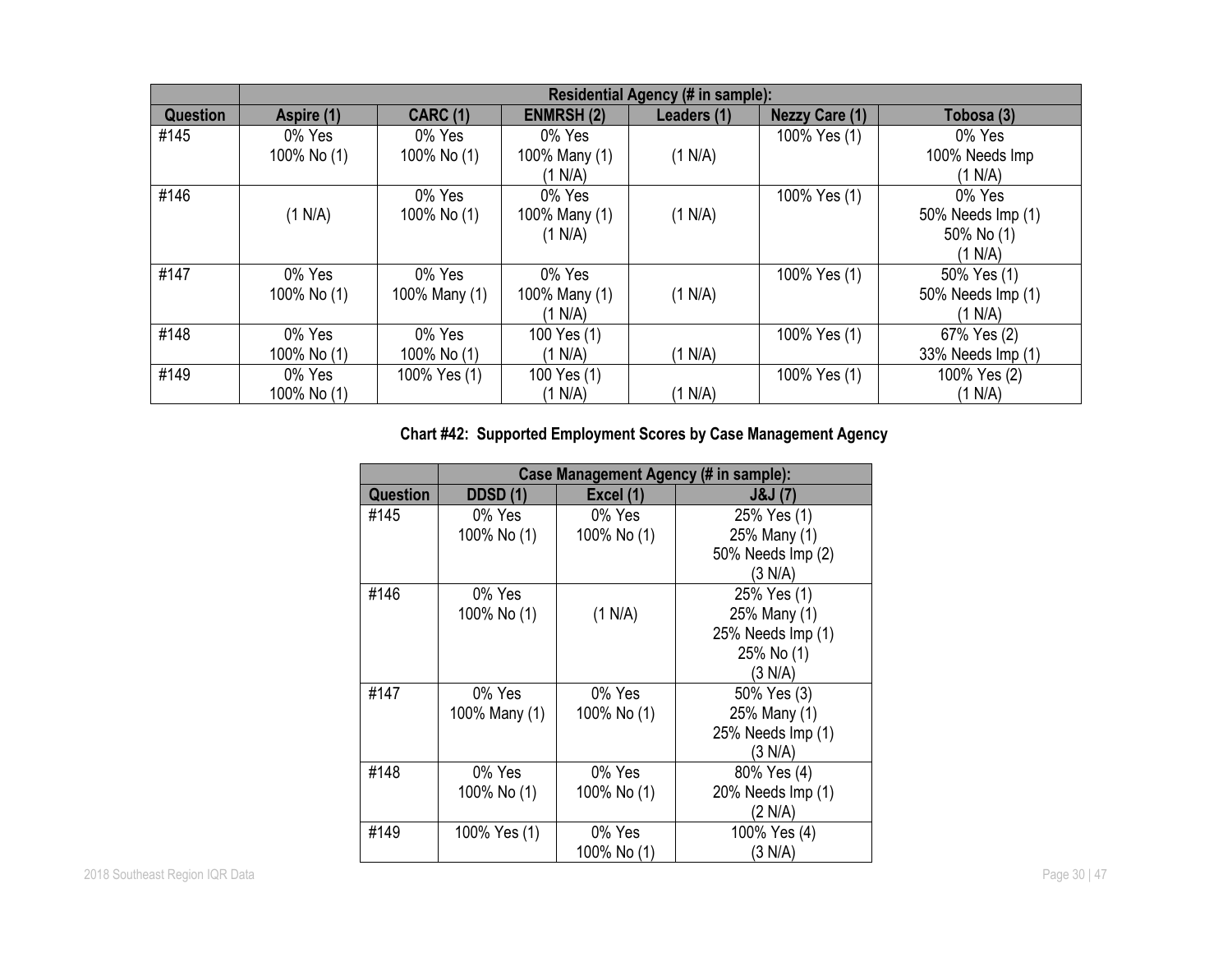| | Residential Agency (# in sample): | | | | | |
|---|---|---|---|---|---|---|
| **Question** | **Aspire (1)** | **CARC (1)** | **ENMRSH (2)** | **Leaders (1)** | **Nezzy Care (1)** | **Tobosa (3)** |
| #145 | 0% Yes<br>100% No (1) | 0% Yes<br>100% No (1) | 0% Yes<br>100% Many (1)<br>(1 N/A) | (1 N/A) | 100% Yes (1) | 0% Yes<br>100% Needs Imp<br>(1 N/A) |
| #146 | (1 N/A) | 0% Yes<br>100% No (1) | 0% Yes<br>100% Many (1)<br>(1 N/A) | (1 N/A) | 100% Yes (1) | 0% Yes<br>50% Needs Imp (1)<br>50% No (1)<br>(1 N/A) |
| #147 | 0% Yes<br>100% No (1) | 0% Yes<br>100% Many (1) | 0% Yes<br>100% Many (1)<br>(1 N/A) | (1 N/A) | 100% Yes (1) | 50% Yes (1)<br>50% Needs Imp (1)<br>(1 N/A) |
| #148 | 0% Yes<br>100% No (1) | 0% Yes<br>100% No (1) | 100 Yes (1)<br>(1 N/A) | (1 N/A) | 100% Yes (1) | 67% Yes (2)<br>33% Needs Imp (1) |
| #149 | 0% Yes<br>100% No (1) | 100% Yes (1) | 100 Yes (1)<br>(1 N/A) | (1 N/A) | 100% Yes (1) | 100% Yes (2)<br>(1 N/A) |

**Chart #42: Supported Employment Scores by Case Management Agency**

| | Case Management Agency (# in sample): | | |
|---|---|---|---|
| **Question** | **DDSD (1)** | **Excel (1)** | **J&J (7)** |
| #145 | 0% Yes<br>100% No (1) | 0% Yes<br>100% No (1) | 25% Yes (1)<br>25% Many (1)<br>50% Needs Imp (2)<br>(3 N/A) |
| #146 | 0% Yes<br>100% No (1) | (1 N/A) | 25% Yes (1)<br>25% Many (1)<br>25% Needs Imp (1)<br>25% No (1)<br>(3 N/A) |
| #147 | 0% Yes<br>100% Many (1) | 0% Yes<br>100% No (1) | 50% Yes (3)<br>25% Many (1)<br>25% Needs Imp (1)<br>(3 N/A) |
| #148 | 0% Yes<br>100% No (1) | 0% Yes<br>100% No (1) | 80% Yes (4)<br>20% Needs Imp (1)<br>(2 N/A) |
| #149 | 100% Yes (1) | 0% Yes<br>100% No (1) | 100% Yes (4)<br>(3 N/A) |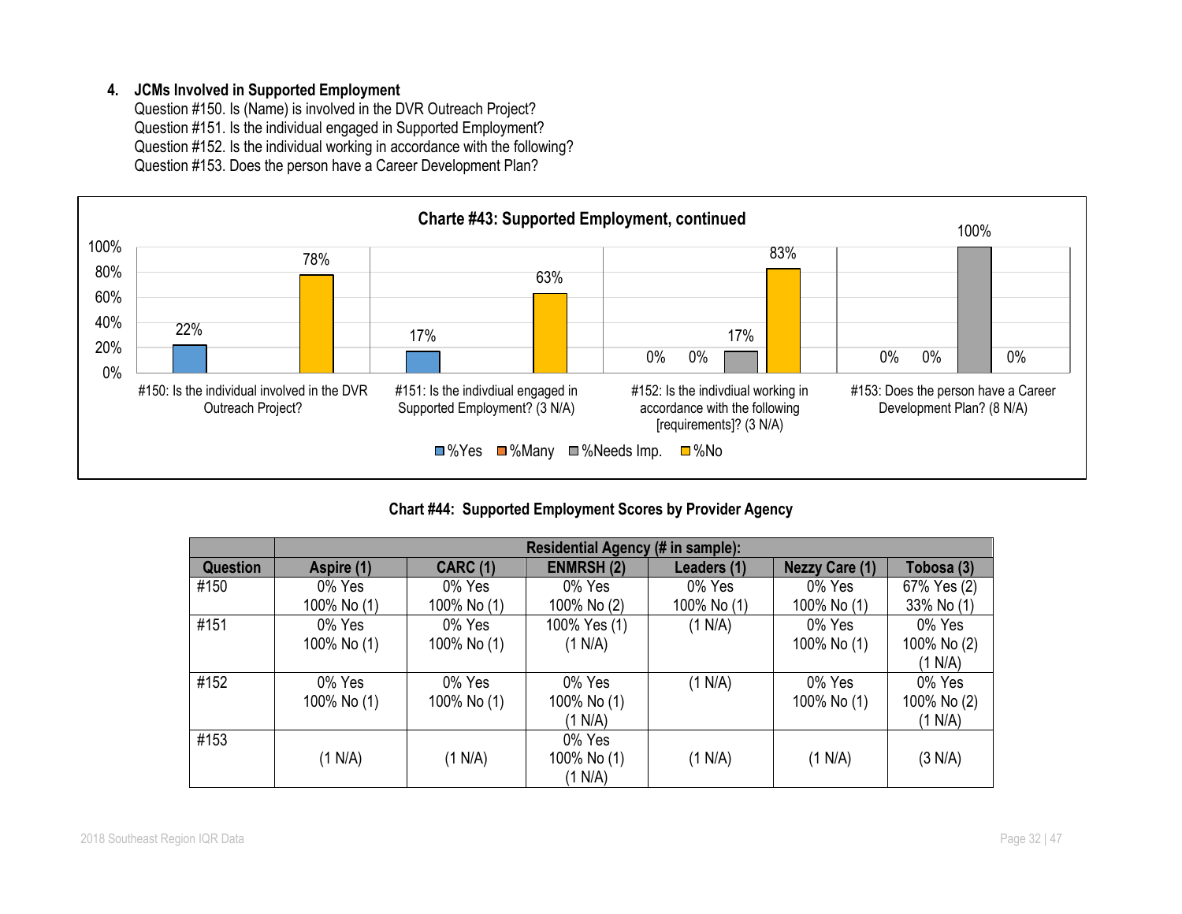4. **JCMs Involved in Supported Employment**
   Question #150. Is (Name) is involved in the DVR Outreach Project?
   Question #151. Is the individual engaged in Supported Employment?
   Question #152. Is the individual working in accordance with the following?
   Question #153. Does the person have a Career Development Plan?

**Charte #43: Supported Employment, continued**

| | %Yes | %Many | %Needs Imp. | %No |
|---|---|---|---|---|
| #150: Is the individual involved in the DVR Outreach Project? | 22% | | | 78% |
| #151: Is the indivdiual engaged in Supported Employment? (3 N/A) | 17% | | | 63% |
| #152: Is the indivdiual working in accordance with the following [requirements]? (3 N/A) | 0% | 0% | 17% | 83% |
| #153: Does the person have a Career Development Plan? (8 N/A) | 0% | 0% | 100% | 0% |

**Chart #44: Supported Employment Scores by Provider Agency**

| | Residential Agency (# in sample): | | | | | |
|---|---|---|---|---|---|---|
| **Question** | **Aspire (1)** | **CARC (1)** | **ENMRSH (2)** | **Leaders (1)** | **Nezzy Care (1)** | **Tobosa (3)** |
| #150 | 0% Yes 100% No (1) | 0% Yes 100% No (1) | 0% Yes 100% No (2) | 0% Yes 100% No (1) | 0% Yes 100% No (1) | 67% Yes (2) 33% No (1) |
| #151 | 0% Yes 100% No (1) | 0% Yes 100% No (1) | 100% Yes (1) (1 N/A) | (1 N/A) | 0% Yes 100% No (1) | 0% Yes 100% No (2) (1 N/A) |
| #152 | 0% Yes 100% No (1) | 0% Yes 100% No (1) | 0% Yes 100% No (1) (1 N/A) | (1 N/A) | 0% Yes 100% No (1) | 0% Yes 100% No (2) (1 N/A) |
| #153 | (1 N/A) | (1 N/A) | 0% Yes 100% No (1) (1 N/A) | (1 N/A) | (1 N/A) | (3 N/A) |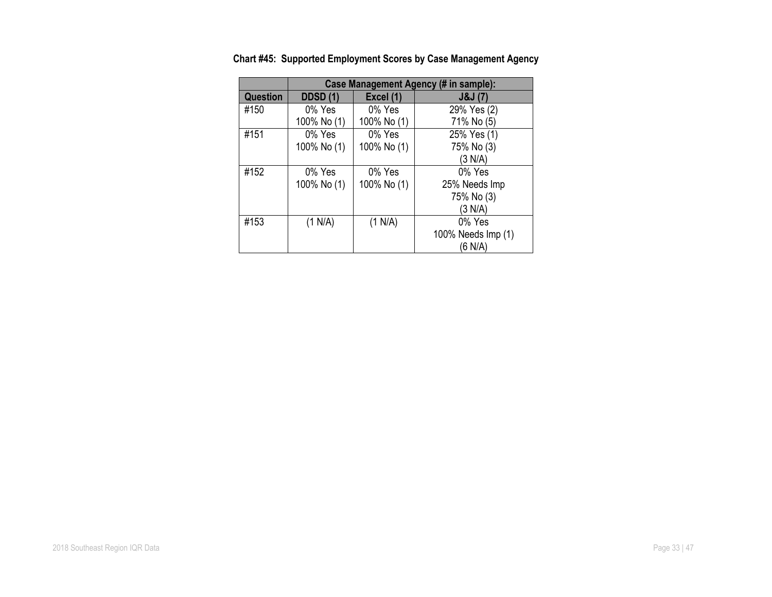**Chart #45: Supported Employment Scores by Case Management Agency**

| | Case Management Agency (# in sample): | | |
|---|---|---|---|
| **Question** | **DDSD (1)** | **Excel (1)** | **J&J (7)** |
| #150 | 0% Yes<br>100% No (1) | 0% Yes<br>100% No (1) | 29% Yes (2)<br>71% No (5) |
| #151 | 0% Yes<br>100% No (1) | 0% Yes<br>100% No (1) | 25% Yes (1)<br>75% No (3)<br>(3 N/A) |
| #152 | 0% Yes<br>100% No (1) | 0% Yes<br>100% No (1) | 0% Yes<br>25% Needs Imp<br>75% No (3)<br>(3 N/A) |
| #153 | (1 N/A) | (1 N/A) | 0% Yes<br>100% Needs Imp (1)<br>(6 N/A) |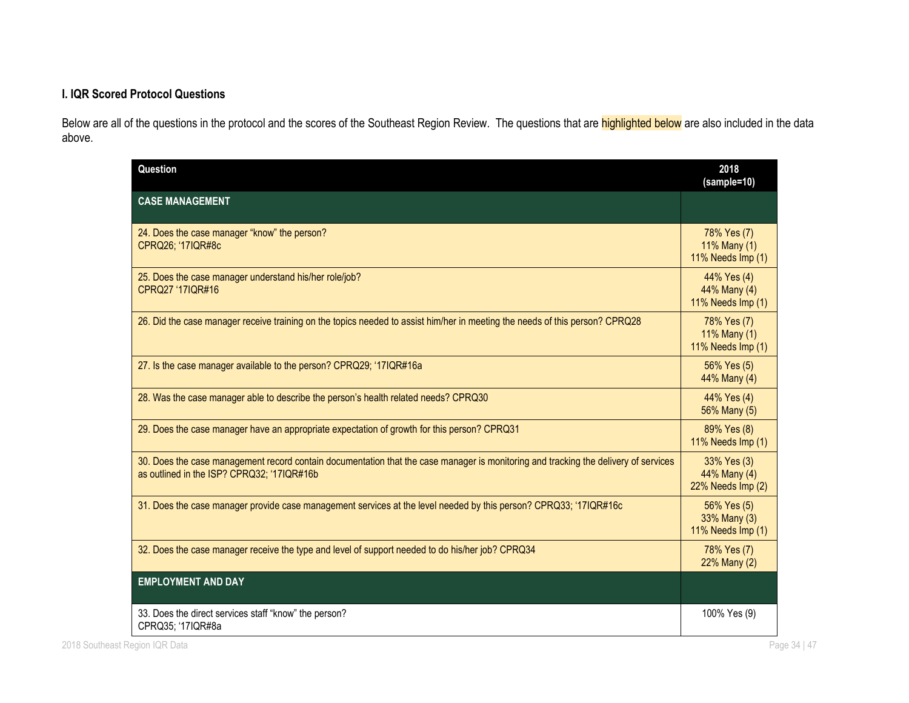### I. IQR Scored Protocol Questions

Below are all of the questions in the protocol and the scores of the Southeast Region Review. The questions that are highlighted below are also included in the data above.

| Question | 2018 (sample=10) |
| --- | --- |
| **CASE MANAGEMENT** | |
| 24. Does the case manager "know" the person? CPRQ26; '17IQR#8c | 78% Yes (7)<br>11% Many (1)<br>11% Needs Imp (1) |
| 25. Does the case manager understand his/her role/job? CPRQ27 '17IQR#16 | 44% Yes (4)<br>44% Many (4)<br>11% Needs Imp (1) |
| 26. Did the case manager receive training on the topics needed to assist him/her in meeting the needs of this person? CPRQ28 | 78% Yes (7)<br>11% Many (1)<br>11% Needs Imp (1) |
| 27. Is the case manager available to the person? CPRQ29; '17IQR#16a | 56% Yes (5)<br>44% Many (4) |
| 28. Was the case manager able to describe the person's health related needs? CPRQ30 | 44% Yes (4)<br>56% Many (5) |
| 29. Does the case manager have an appropriate expectation of growth for this person? CPRQ31 | 89% Yes (8)<br>11% Needs Imp (1) |
| 30. Does the case management record contain documentation that the case manager is monitoring and tracking the delivery of services as outlined in the ISP? CPRQ32; '17IQR#16b | 33% Yes (3)<br>44% Many (4)<br>22% Needs Imp (2) |
| 31. Does the case manager provide case management services at the level needed by this person? CPRQ33; '17IQR#16c | 56% Yes (5)<br>33% Many (3)<br>11% Needs Imp (1) |
| 32. Does the case manager receive the type and level of support needed to do his/her job? CPRQ34 | 78% Yes (7)<br>22% Many (2) |
| **EMPLOYMENT AND DAY** | |
| 33. Does the direct services staff "know" the person? CPRQ35; '17IQR#8a | 100% Yes (9) |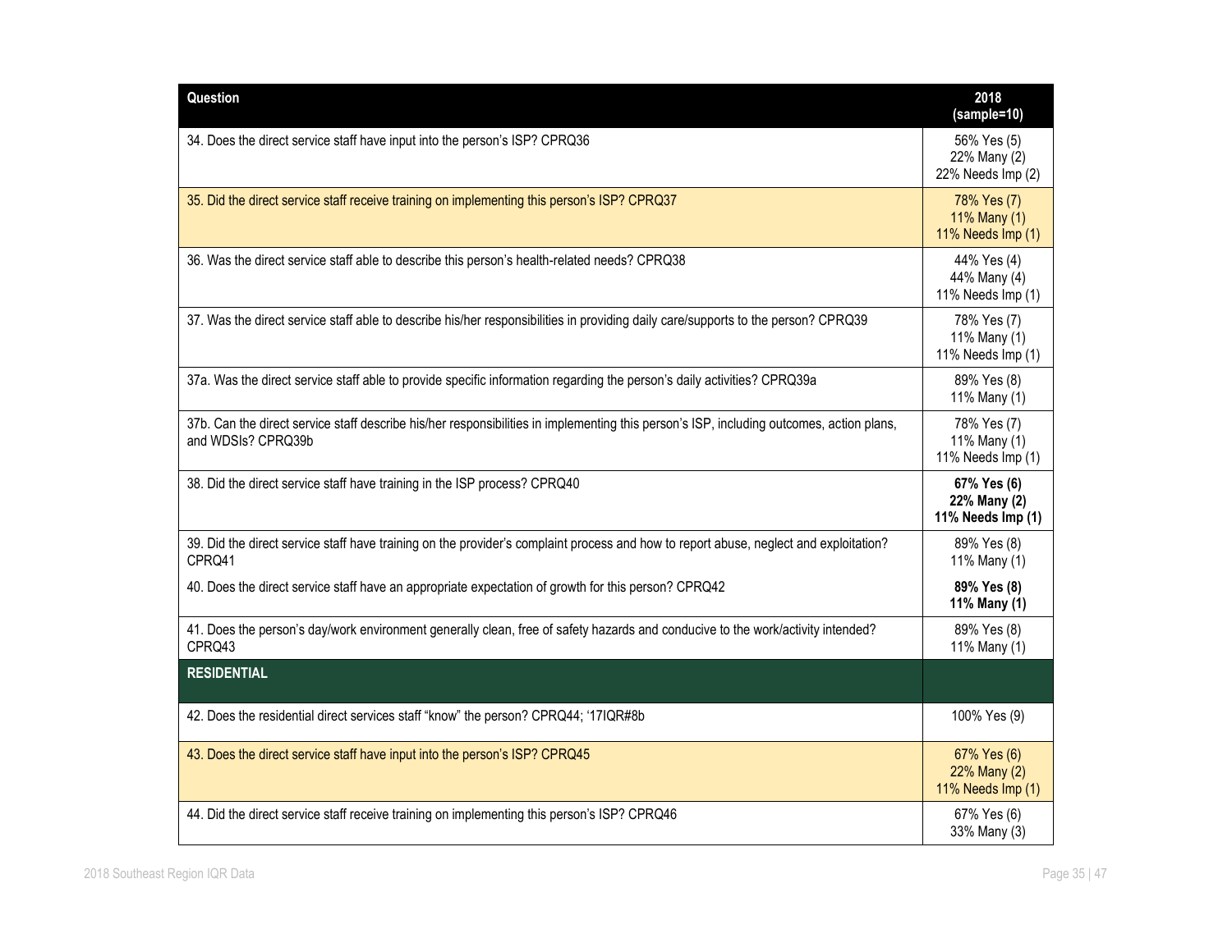| Question | 2018 (sample=10) |
|---|---|
| 34. Does the direct service staff have input into the person's ISP? CPRQ36 | 56% Yes (5)<br>22% Many (2)<br>22% Needs Imp (2) |
| 35. Did the direct service staff receive training on implementing this person's ISP? CPRQ37 | 78% Yes (7)<br>11% Many (1)<br>11% Needs Imp (1) |
| 36. Was the direct service staff able to describe this person's health-related needs? CPRQ38 | 44% Yes (4)<br>44% Many (4)<br>11% Needs Imp (1) |
| 37. Was the direct service staff able to describe his/her responsibilities in providing daily care/supports to the person? CPRQ39 | 78% Yes (7)<br>11% Many (1)<br>11% Needs Imp (1) |
| 37a. Was the direct service staff able to provide specific information regarding the person's daily activities? CPRQ39a | 89% Yes (8)<br>11% Many (1) |
| 37b. Can the direct service staff describe his/her responsibilities in implementing this person's ISP, including outcomes, action plans, and WDSIs? CPRQ39b | 78% Yes (7)<br>11% Many (1)<br>11% Needs Imp (1) |
| 38. Did the direct service staff have training in the ISP process? CPRQ40 | **67% Yes (6)**<br>**22% Many (2)**<br>**11% Needs Imp (1)** |
| 39. Did the direct service staff have training on the provider's complaint process and how to report abuse, neglect and exploitation? CPRQ41 | 89% Yes (8)<br>11% Many (1) |
| 40. Does the direct service staff have an appropriate expectation of growth for this person? CPRQ42 | **89% Yes (8)**<br>**11% Many (1)** |
| 41. Does the person's day/work environment generally clean, free of safety hazards and conducive to the work/activity intended? CPRQ43 | 89% Yes (8)<br>11% Many (1) |
| **RESIDENTIAL** | |
| 42. Does the residential direct services staff "know" the person? CPRQ44; '17IQR#8b | 100% Yes (9) |
| 43. Does the direct service staff have input into the person's ISP? CPRQ45 | 67% Yes (6)<br>22% Many (2)<br>11% Needs Imp (1) |
| 44. Did the direct service staff receive training on implementing this person's ISP? CPRQ46 | 67% Yes (6)<br>33% Many (3) |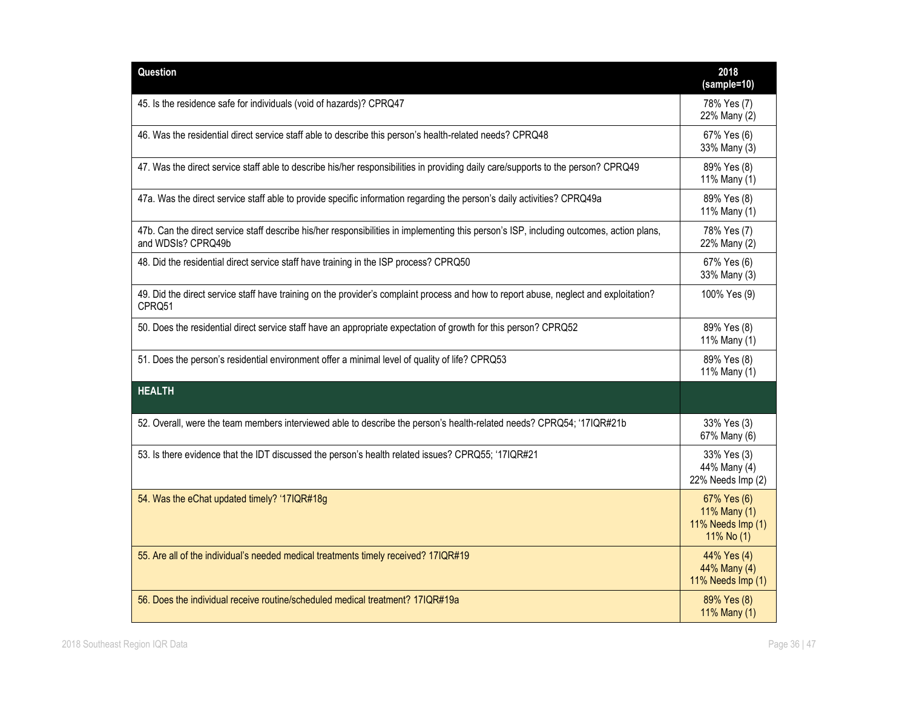| Question | 2018 (sample=10) |
|---|---|
| 45. Is the residence safe for individuals (void of hazards)? CPRQ47 | 78% Yes (7)<br>22% Many (2) |
| 46. Was the residential direct service staff able to describe this person's health-related needs? CPRQ48 | 67% Yes (6)<br>33% Many (3) |
| 47. Was the direct service staff able to describe his/her responsibilities in providing daily care/supports to the person? CPRQ49 | 89% Yes (8)<br>11% Many (1) |
| 47a. Was the direct service staff able to provide specific information regarding the person's daily activities? CPRQ49a | 89% Yes (8)<br>11% Many (1) |
| 47b. Can the direct service staff describe his/her responsibilities in implementing this person's ISP, including outcomes, action plans, and WDSIs? CPRQ49b | 78% Yes (7)<br>22% Many (2) |
| 48. Did the residential direct service staff have training in the ISP process? CPRQ50 | 67% Yes (6)<br>33% Many (3) |
| 49. Did the direct service staff have training on the provider's complaint process and how to report abuse, neglect and exploitation? CPRQ51 | 100% Yes (9) |
| 50. Does the residential direct service staff have an appropriate expectation of growth for this person? CPRQ52 | 89% Yes (8)<br>11% Many (1) |
| 51. Does the person's residential environment offer a minimal level of quality of life? CPRQ53 | 89% Yes (8)<br>11% Many (1) |
| **HEALTH** | |
| 52. Overall, were the team members interviewed able to describe the person's health-related needs? CPRQ54; '17IQR#21b | 33% Yes (3)<br>67% Many (6) |
| 53. Is there evidence that the IDT discussed the person's health related issues? CPRQ55; '17IQR#21 | 33% Yes (3)<br>44% Many (4)<br>22% Needs Imp (2) |
| 54. Was the eChat updated timely? '17IQR#18g | 67% Yes (6)<br>11% Many (1)<br>11% Needs Imp (1)<br>11% No (1) |
| 55. Are all of the individual's needed medical treatments timely received? 17IQR#19 | 44% Yes (4)<br>44% Many (4)<br>11% Needs Imp (1) |
| 56. Does the individual receive routine/scheduled medical treatment? 17IQR#19a | 89% Yes (8)<br>11% Many (1) |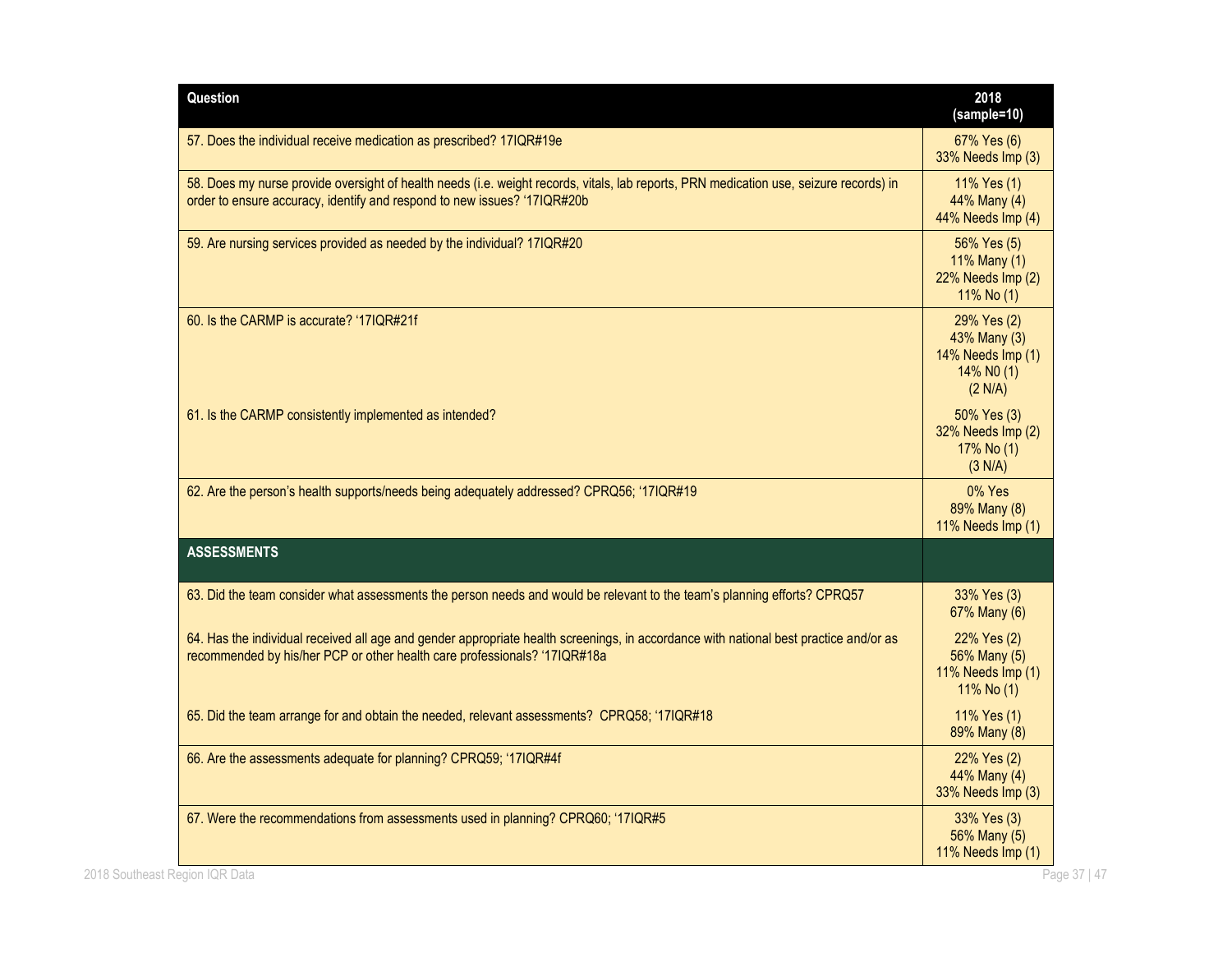| Question | 2018 (sample=10) |
|---|---|
| 57. Does the individual receive medication as prescribed? 17IQR#19e | 67% Yes (6)<br>33% Needs Imp (3) |
| 58. Does my nurse provide oversight of health needs (i.e. weight records, vitals, lab reports, PRN medication use, seizure records) in order to ensure accuracy, identify and respond to new issues? '17IQR#20b | 11% Yes (1)<br>44% Many (4)<br>44% Needs Imp (4) |
| 59. Are nursing services provided as needed by the individual? 17IQR#20 | 56% Yes (5)<br>11% Many (1)<br>22% Needs Imp (2)<br>11% No (1) |
| 60. Is the CARMP is accurate? '17IQR#21f | 29% Yes (2)<br>43% Many (3)<br>14% Needs Imp (1)<br>14% N0 (1)<br>(2 N/A) |
| 61. Is the CARMP consistently implemented as intended? | 50% Yes (3)<br>32% Needs Imp (2)<br>17% No (1)<br>(3 N/A) |
| 62. Are the person's health supports/needs being adequately addressed? CPRQ56; '17IQR#19 | 0% Yes<br>89% Many (8)<br>11% Needs Imp (1) |
| **ASSESSMENTS** | |
| 63. Did the team consider what assessments the person needs and would be relevant to the team's planning efforts? CPRQ57 | 33% Yes (3)<br>67% Many (6) |
| 64. Has the individual received all age and gender appropriate health screenings, in accordance with national best practice and/or as recommended by his/her PCP or other health care professionals? '17IQR#18a | 22% Yes (2)<br>56% Many (5)<br>11% Needs Imp (1)<br>11% No (1) |
| 65. Did the team arrange for and obtain the needed, relevant assessments? CPRQ58; '17IQR#18 | 11% Yes (1)<br>89% Many (8) |
| 66. Are the assessments adequate for planning? CPRQ59; '17IQR#4f | 22% Yes (2)<br>44% Many (4)<br>33% Needs Imp (3) |
| 67. Were the recommendations from assessments used in planning? CPRQ60; '17IQR#5 | 33% Yes (3)<br>56% Many (5)<br>11% Needs Imp (1) |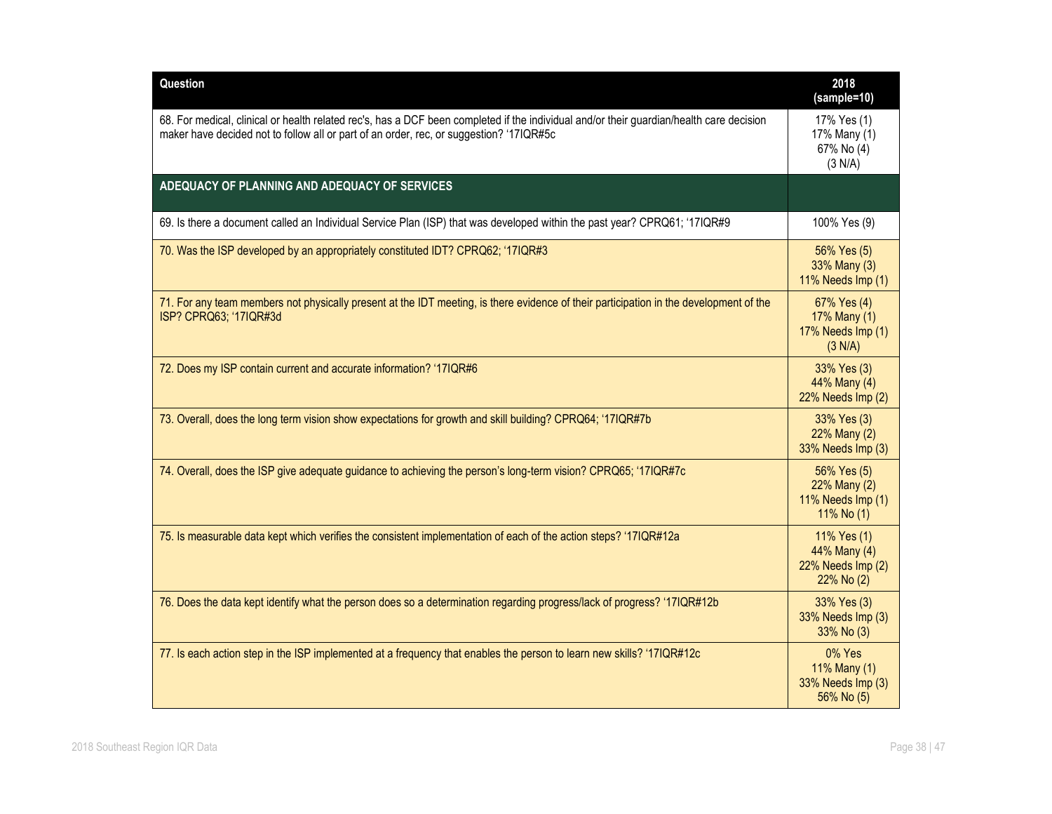| Question | 2018 (sample=10) |
|---|---|
| 68. For medical, clinical or health related rec's, has a DCF been completed if the individual and/or their guardian/health care decision maker have decided not to follow all or part of an order, rec, or suggestion? '17IQR#5c | 17% Yes (1)<br>17% Many (1)<br>67% No (4)<br>(3 N/A) |
| **ADEQUACY OF PLANNING AND ADEQUACY OF SERVICES** | |
| 69. Is there a document called an Individual Service Plan (ISP) that was developed within the past year? CPRQ61; '17IQR#9 | 100% Yes (9) |
| 70. Was the ISP developed by an appropriately constituted IDT? CPRQ62; '17IQR#3 | 56% Yes (5)<br>33% Many (3)<br>11% Needs Imp (1) |
| 71. For any team members not physically present at the IDT meeting, is there evidence of their participation in the development of the ISP? CPRQ63; '17IQR#3d | 67% Yes (4)<br>17% Many (1)<br>17% Needs Imp (1)<br>(3 N/A) |
| 72. Does my ISP contain current and accurate information? '17IQR#6 | 33% Yes (3)<br>44% Many (4)<br>22% Needs Imp (2) |
| 73. Overall, does the long term vision show expectations for growth and skill building? CPRQ64; '17IQR#7b | 33% Yes (3)<br>22% Many (2)<br>33% Needs Imp (3) |
| 74. Overall, does the ISP give adequate guidance to achieving the person's long-term vision? CPRQ65; '17IQR#7c | 56% Yes (5)<br>22% Many (2)<br>11% Needs Imp (1)<br>11% No (1) |
| 75. Is measurable data kept which verifies the consistent implementation of each of the action steps? '17IQR#12a | 11% Yes (1)<br>44% Many (4)<br>22% Needs Imp (2)<br>22% No (2) |
| 76. Does the data kept identify what the person does so a determination regarding progress/lack of progress? '17IQR#12b | 33% Yes (3)<br>33% Needs Imp (3)<br>33% No (3) |
| 77. Is each action step in the ISP implemented at a frequency that enables the person to learn new skills? '17IQR#12c | 0% Yes<br>11% Many (1)<br>33% Needs Imp (3)<br>56% No (5) |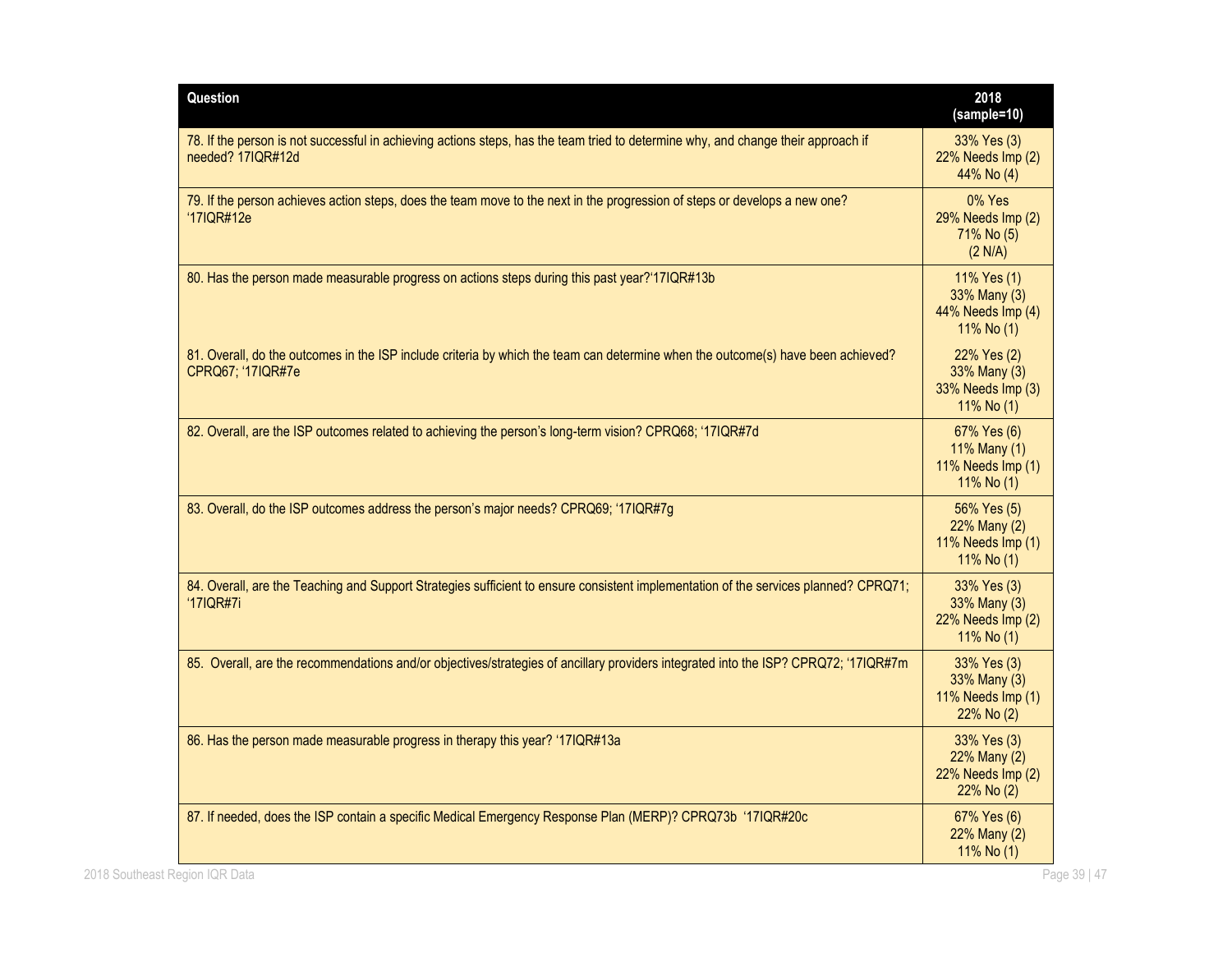| Question | 2018 (sample=10) |
|---|---|
| 78. If the person is not successful in achieving actions steps, has the team tried to determine why, and change their approach if needed? 17IQR#12d | 33% Yes (3)<br>22% Needs Imp (2)<br>44% No (4) |
| 79. If the person achieves action steps, does the team move to the next in the progression of steps or develops a new one? '17IQR#12e | 0% Yes<br>29% Needs Imp (2)<br>71% No (5)<br>(2 N/A) |
| 80. Has the person made measurable progress on actions steps during this past year?'17IQR#13b | 11% Yes (1)<br>33% Many (3)<br>44% Needs Imp (4)<br>11% No (1) |
| 81. Overall, do the outcomes in the ISP include criteria by which the team can determine when the outcome(s) have been achieved? CPRQ67; '17IQR#7e | 22% Yes (2)<br>33% Many (3)<br>33% Needs Imp (3)<br>11% No (1) |
| 82. Overall, are the ISP outcomes related to achieving the person's long-term vision? CPRQ68; '17IQR#7d | 67% Yes (6)<br>11% Many (1)<br>11% Needs Imp (1)<br>11% No (1) |
| 83. Overall, do the ISP outcomes address the person's major needs? CPRQ69; '17IQR#7g | 56% Yes (5)<br>22% Many (2)<br>11% Needs Imp (1)<br>11% No (1) |
| 84. Overall, are the Teaching and Support Strategies sufficient to ensure consistent implementation of the services planned? CPRQ71; '17IQR#7i | 33% Yes (3)<br>33% Many (3)<br>22% Needs Imp (2)<br>11% No (1) |
| 85. Overall, are the recommendations and/or objectives/strategies of ancillary providers integrated into the ISP? CPRQ72; '17IQR#7m | 33% Yes (3)<br>33% Many (3)<br>11% Needs Imp (1)<br>22% No (2) |
| 86. Has the person made measurable progress in therapy this year? '17IQR#13a | 33% Yes (3)<br>22% Many (2)<br>22% Needs Imp (2)<br>22% No (2) |
| 87. If needed, does the ISP contain a specific Medical Emergency Response Plan (MERP)? CPRQ73b '17IQR#20c | 67% Yes (6)<br>22% Many (2)<br>11% No (1) |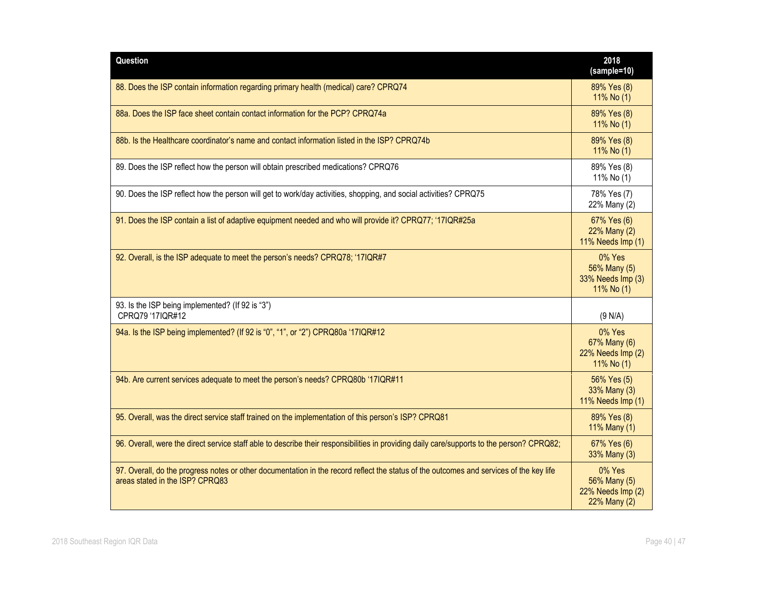| Question | 2018 (sample=10) |
|---|---|
| 88. Does the ISP contain information regarding primary health (medical) care? CPRQ74 | 89% Yes (8)<br>11% No (1) |
| 88a. Does the ISP face sheet contain contact information for the PCP? CPRQ74a | 89% Yes (8)<br>11% No (1) |
| 88b. Is the Healthcare coordinator's name and contact information listed in the ISP? CPRQ74b | 89% Yes (8)<br>11% No (1) |
| 89. Does the ISP reflect how the person will obtain prescribed medications? CPRQ76 | 89% Yes (8)<br>11% No (1) |
| 90. Does the ISP reflect how the person will get to work/day activities, shopping, and social activities? CPRQ75 | 78% Yes (7)<br>22% Many (2) |
| 91. Does the ISP contain a list of adaptive equipment needed and who will provide it? CPRQ77; '17IQR#25a | 67% Yes (6)<br>22% Many (2)<br>11% Needs Imp (1) |
| 92. Overall, is the ISP adequate to meet the person's needs? CPRQ78; '17IQR#7 | 0% Yes<br>56% Many (5)<br>33% Needs Imp (3)<br>11% No (1) |
| 93. Is the ISP being implemented? (If 92 is "3") CPRQ79 '17IQR#12 | (9 N/A) |
| 94a. Is the ISP being implemented? (If 92 is "0", "1", or "2") CPRQ80a '17IQR#12 | 0% Yes<br>67% Many (6)<br>22% Needs Imp (2)<br>11% No (1) |
| 94b. Are current services adequate to meet the person's needs? CPRQ80b '17IQR#11 | 56% Yes (5)<br>33% Many (3)<br>11% Needs Imp (1) |
| 95. Overall, was the direct service staff trained on the implementation of this person's ISP? CPRQ81 | 89% Yes (8)<br>11% Many (1) |
| 96. Overall, were the direct service staff able to describe their responsibilities in providing daily care/supports to the person? CPRQ82; | 67% Yes (6)<br>33% Many (3) |
| 97. Overall, do the progress notes or other documentation in the record reflect the status of the outcomes and services of the key life areas stated in the ISP? CPRQ83 | 0% Yes<br>56% Many (5)<br>22% Needs Imp (2)<br>22% Many (2) |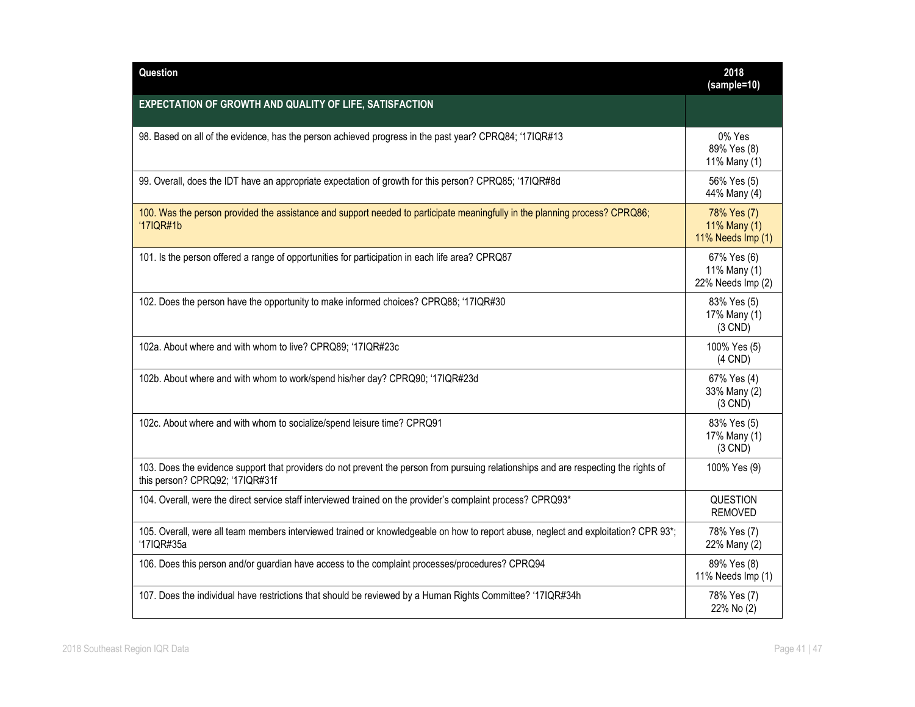| Question | 2018 (sample=10) |
|---|---|
| **EXPECTATION OF GROWTH AND QUALITY OF LIFE, SATISFACTION** | |
| 98. Based on all of the evidence, has the person achieved progress in the past year? CPRQ84; '17IQR#13 | 0% Yes<br>89% Yes (8)<br>11% Many (1) |
| 99. Overall, does the IDT have an appropriate expectation of growth for this person? CPRQ85; '17IQR#8d | 56% Yes (5)<br>44% Many (4) |
| 100. Was the person provided the assistance and support needed to participate meaningfully in the planning process? CPRQ86; '17IQR#1b | 78% Yes (7)<br>11% Many (1)<br>11% Needs Imp (1) |
| 101. Is the person offered a range of opportunities for participation in each life area? CPRQ87 | 67% Yes (6)<br>11% Many (1)<br>22% Needs Imp (2) |
| 102. Does the person have the opportunity to make informed choices? CPRQ88; '17IQR#30 | 83% Yes (5)<br>17% Many (1)<br>(3 CND) |
| 102a. About where and with whom to live? CPRQ89; '17IQR#23c | 100% Yes (5)<br>(4 CND) |
| 102b. About where and with whom to work/spend his/her day? CPRQ90; '17IQR#23d | 67% Yes (4)<br>33% Many (2)<br>(3 CND) |
| 102c. About where and with whom to socialize/spend leisure time? CPRQ91 | 83% Yes (5)<br>17% Many (1)<br>(3 CND) |
| 103. Does the evidence support that providers do not prevent the person from pursuing relationships and are respecting the rights of this person? CPRQ92; '17IQR#31f | 100% Yes (9) |
| 104. Overall, were the direct service staff interviewed trained on the provider's complaint process? CPRQ93* | QUESTION REMOVED |
| 105. Overall, were all team members interviewed trained or knowledgeable on how to report abuse, neglect and exploitation? CPR 93*; '17IQR#35a | 78% Yes (7)<br>22% Many (2) |
| 106. Does this person and/or guardian have access to the complaint processes/procedures? CPRQ94 | 89% Yes (8)<br>11% Needs Imp (1) |
| 107. Does the individual have restrictions that should be reviewed by a Human Rights Committee? '17IQR#34h | 78% Yes (7)<br>22% No (2) |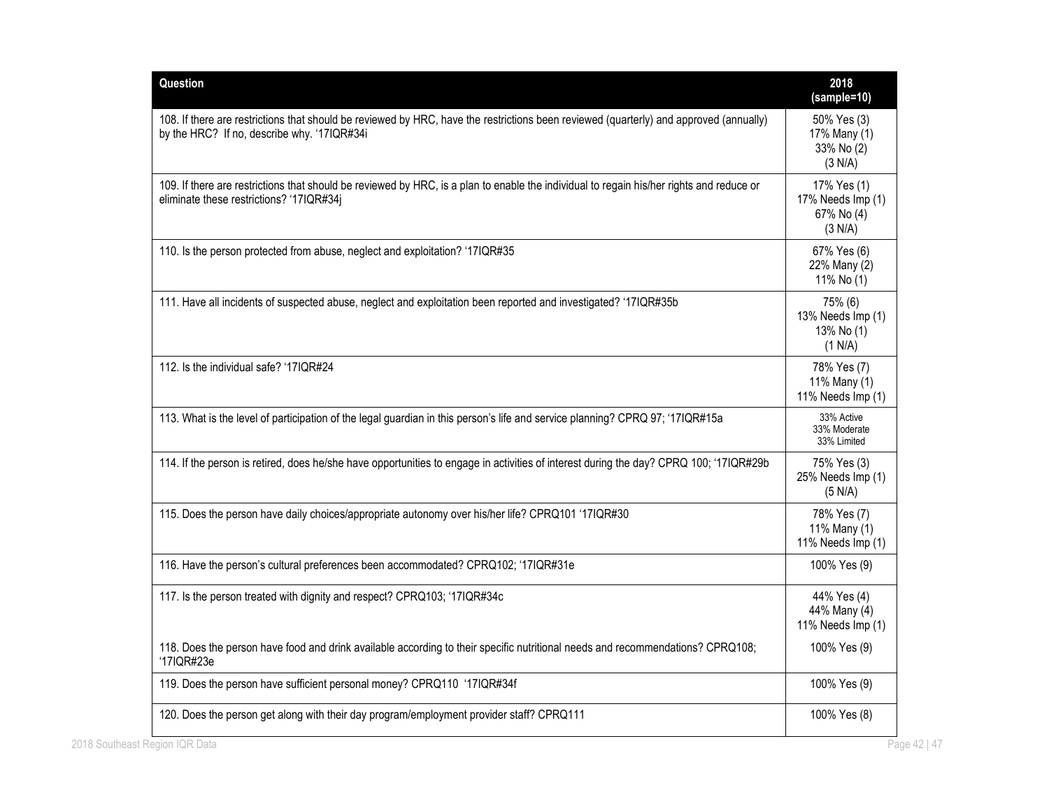| Question | 2018 (sample=10) |
|---|---|
| 108. If there are restrictions that should be reviewed by HRC, have the restrictions been reviewed (quarterly) and approved (annually) by the HRC? If no, describe why. '17IQR#34i | 50% Yes (3)<br>17% Many (1)<br>33% No (2)<br>(3 N/A) |
| 109. If there are restrictions that should be reviewed by HRC, is a plan to enable the individual to regain his/her rights and reduce or eliminate these restrictions? '17IQR#34j | 17% Yes (1)<br>17% Needs Imp (1)<br>67% No (4)<br>(3 N/A) |
| 110. Is the person protected from abuse, neglect and exploitation? '17IQR#35 | 67% Yes (6)<br>22% Many (2)<br>11% No (1) |
| 111. Have all incidents of suspected abuse, neglect and exploitation been reported and investigated? '17IQR#35b | 75% (6)<br>13% Needs Imp (1)<br>13% No (1)<br>(1 N/A) |
| 112. Is the individual safe? '17IQR#24 | 78% Yes (7)<br>11% Many (1)<br>11% Needs Imp (1) |
| 113. What is the level of participation of the legal guardian in this person's life and service planning? CPRQ 97; '17IQR#15a | 33% Active<br>33% Moderate<br>33% Limited |
| 114. If the person is retired, does he/she have opportunities to engage in activities of interest during the day? CPRQ 100; '17IQR#29b | 75% Yes (3)<br>25% Needs Imp (1)<br>(5 N/A) |
| 115. Does the person have daily choices/appropriate autonomy over his/her life? CPRQ101 '17IQR#30 | 78% Yes (7)<br>11% Many (1)<br>11% Needs Imp (1) |
| 116. Have the person's cultural preferences been accommodated? CPRQ102; '17IQR#31e | 100% Yes (9) |
| 117. Is the person treated with dignity and respect? CPRQ103; '17IQR#34c | 44% Yes (4)<br>44% Many (4)<br>11% Needs Imp (1) |
| 118. Does the person have food and drink available according to their specific nutritional needs and recommendations? CPRQ108; '17IQR#23e | 100% Yes (9) |
| 119. Does the person have sufficient personal money? CPRQ110 '17IQR#34f | 100% Yes (9) |
| 120. Does the person get along with their day program/employment provider staff? CPRQ111 | 100% Yes (8) |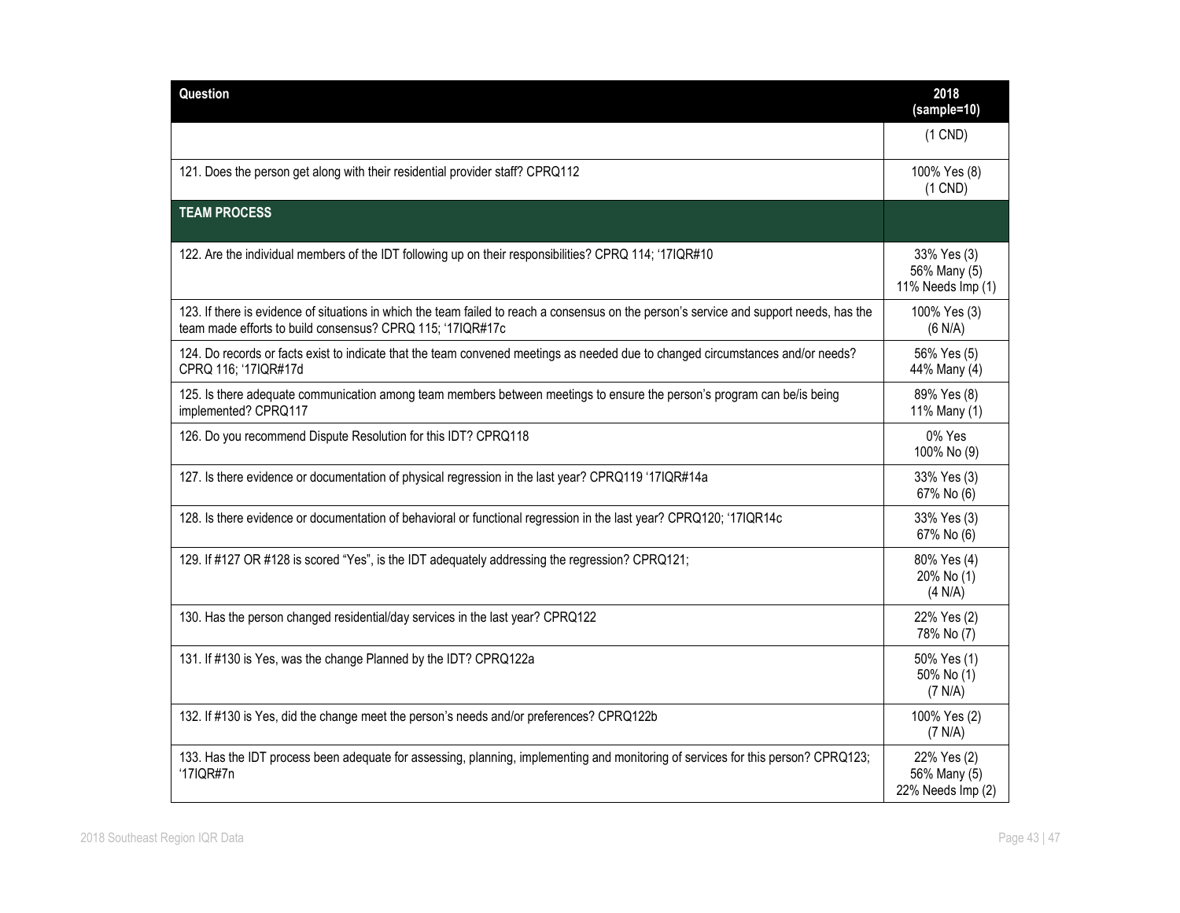| Question | 2018 (sample=10) |
|---|---|
| | (1 CND) |
| 121. Does the person get along with their residential provider staff? CPRQ112 | 100% Yes (8) (1 CND) |
| **TEAM PROCESS** | |
| 122. Are the individual members of the IDT following up on their responsibilities? CPRQ 114; '17IQR#10 | 33% Yes (3) 56% Many (5) 11% Needs Imp (1) |
| 123. If there is evidence of situations in which the team failed to reach a consensus on the person's service and support needs, has the team made efforts to build consensus? CPRQ 115; '17IQR#17c | 100% Yes (3) (6 N/A) |
| 124. Do records or facts exist to indicate that the team convened meetings as needed due to changed circumstances and/or needs? CPRQ 116; '17IQR#17d | 56% Yes (5) 44% Many (4) |
| 125. Is there adequate communication among team members between meetings to ensure the person's program can be/is being implemented? CPRQ117 | 89% Yes (8) 11% Many (1) |
| 126. Do you recommend Dispute Resolution for this IDT? CPRQ118 | 0% Yes 100% No (9) |
| 127. Is there evidence or documentation of physical regression in the last year? CPRQ119 '17IQR#14a | 33% Yes (3) 67% No (6) |
| 128. Is there evidence or documentation of behavioral or functional regression in the last year? CPRQ120; '17IQR14c | 33% Yes (3) 67% No (6) |
| 129. If #127 OR #128 is scored "Yes", is the IDT adequately addressing the regression? CPRQ121; | 80% Yes (4) 20% No (1) (4 N/A) |
| 130. Has the person changed residential/day services in the last year? CPRQ122 | 22% Yes (2) 78% No (7) |
| 131. If #130 is Yes, was the change Planned by the IDT? CPRQ122a | 50% Yes (1) 50% No (1) (7 N/A) |
| 132. If #130 is Yes, did the change meet the person's needs and/or preferences? CPRQ122b | 100% Yes (2) (7 N/A) |
| 133. Has the IDT process been adequate for assessing, planning, implementing and monitoring of services for this person? CPRQ123; '17IQR#7n | 22% Yes (2) 56% Many (5) 22% Needs Imp (2) |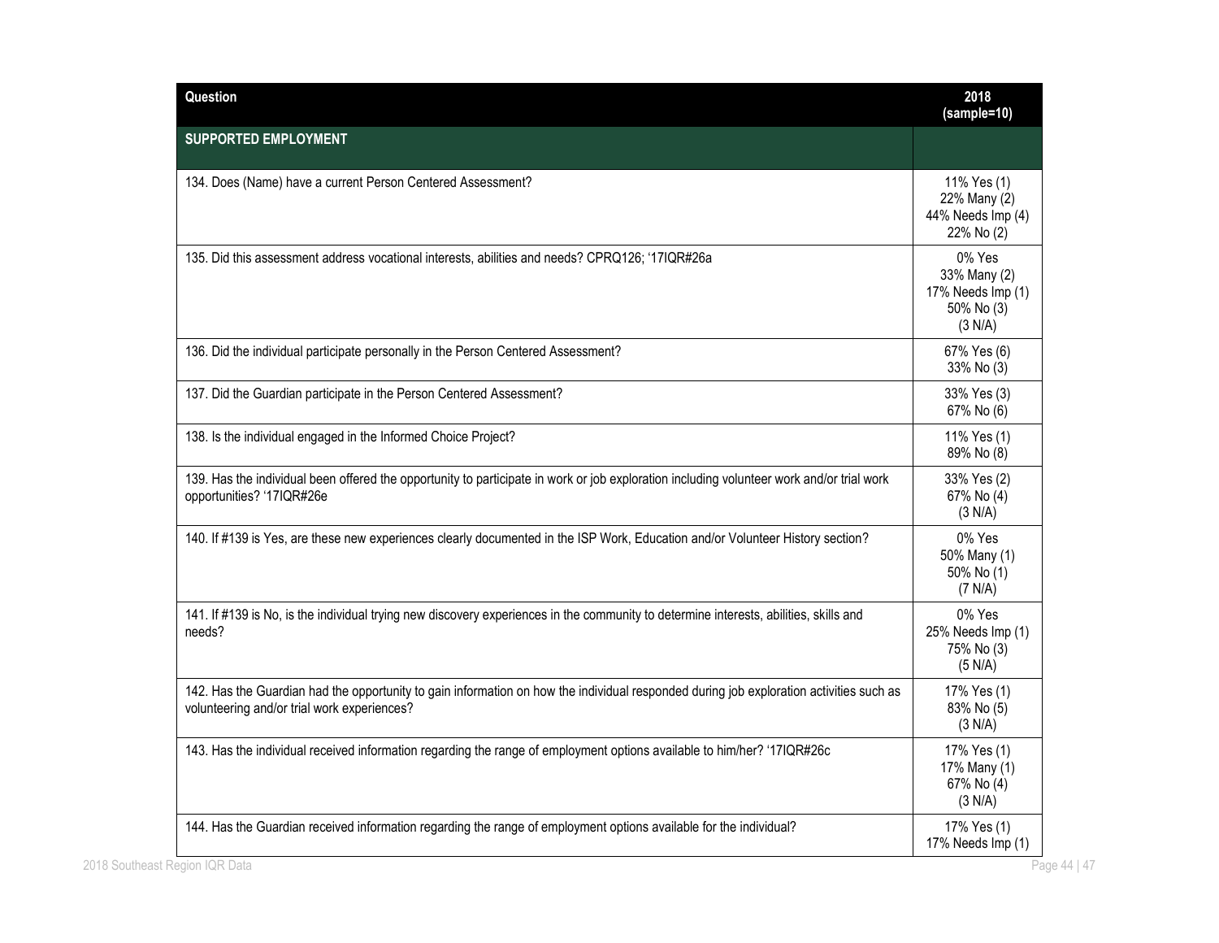| Question | 2018 (sample=10) |
|---|---|
| **SUPPORTED EMPLOYMENT** | |
| 134. Does (Name) have a current Person Centered Assessment? | 11% Yes (1)<br>22% Many (2)<br>44% Needs Imp (4)<br>22% No (2) |
| 135. Did this assessment address vocational interests, abilities and needs? CPRQ126; '17IQR#26a | 0% Yes<br>33% Many (2)<br>17% Needs Imp (1)<br>50% No (3)<br>(3 N/A) |
| 136. Did the individual participate personally in the Person Centered Assessment? | 67% Yes (6)<br>33% No (3) |
| 137. Did the Guardian participate in the Person Centered Assessment? | 33% Yes (3)<br>67% No (6) |
| 138. Is the individual engaged in the Informed Choice Project? | 11% Yes (1)<br>89% No (8) |
| 139. Has the individual been offered the opportunity to participate in work or job exploration including volunteer work and/or trial work opportunities? '17IQR#26e | 33% Yes (2)<br>67% No (4)<br>(3 N/A) |
| 140. If #139 is Yes, are these new experiences clearly documented in the ISP Work, Education and/or Volunteer History section? | 0% Yes<br>50% Many (1)<br>50% No (1)<br>(7 N/A) |
| 141. If #139 is No, is the individual trying new discovery experiences in the community to determine interests, abilities, skills and needs? | 0% Yes<br>25% Needs Imp (1)<br>75% No (3)<br>(5 N/A) |
| 142. Has the Guardian had the opportunity to gain information on how the individual responded during job exploration activities such as volunteering and/or trial work experiences? | 17% Yes (1)<br>83% No (5)<br>(3 N/A) |
| 143. Has the individual received information regarding the range of employment options available to him/her? '17IQR#26c | 17% Yes (1)<br>17% Many (1)<br>67% No (4)<br>(3 N/A) |
| 144. Has the Guardian received information regarding the range of employment options available for the individual? | 17% Yes (1)<br>17% Needs Imp (1) |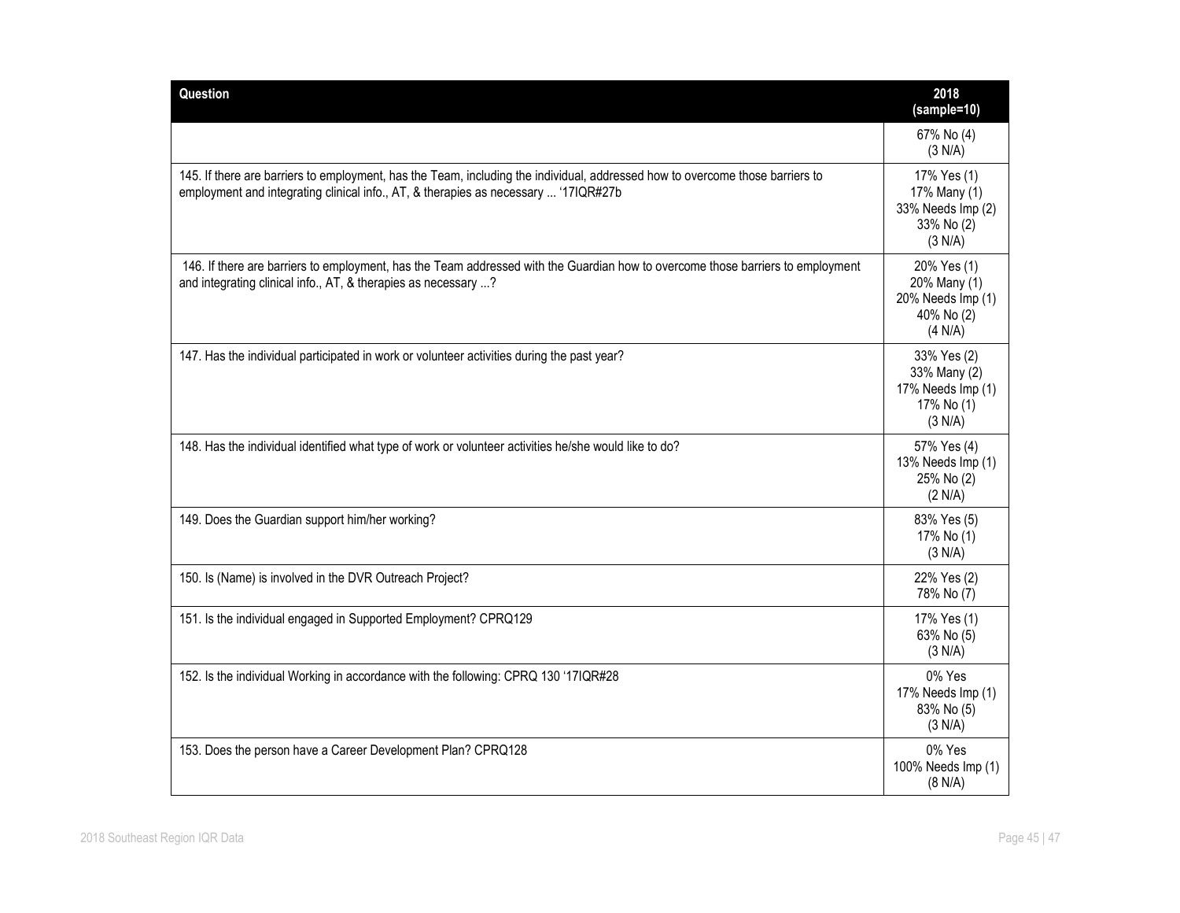| Question | 2018 (sample=10) |
|---|---|
| | 67% No (4)<br>(3 N/A) |
| 145. If there are barriers to employment, has the Team, including the individual, addressed how to overcome those barriers to employment and integrating clinical info., AT, & therapies as necessary ... '17IQR#27b | 17% Yes (1)<br>17% Many (1)<br>33% Needs Imp (2)<br>33% No (2)<br>(3 N/A) |
| 146. If there are barriers to employment, has the Team addressed with the Guardian how to overcome those barriers to employment and integrating clinical info., AT, & therapies as necessary ...? | 20% Yes (1)<br>20% Many (1)<br>20% Needs Imp (1)<br>40% No (2)<br>(4 N/A) |
| 147. Has the individual participated in work or volunteer activities during the past year? | 33% Yes (2)<br>33% Many (2)<br>17% Needs Imp (1)<br>17% No (1)<br>(3 N/A) |
| 148. Has the individual identified what type of work or volunteer activities he/she would like to do? | 57% Yes (4)<br>13% Needs Imp (1)<br>25% No (2)<br>(2 N/A) |
| 149. Does the Guardian support him/her working? | 83% Yes (5)<br>17% No (1)<br>(3 N/A) |
| 150. Is (Name) is involved in the DVR Outreach Project? | 22% Yes (2)<br>78% No (7) |
| 151. Is the individual engaged in Supported Employment? CPRQ129 | 17% Yes (1)<br>63% No (5)<br>(3 N/A) |
| 152. Is the individual Working in accordance with the following: CPRQ 130 '17IQR#28 | 0% Yes<br>17% Needs Imp (1)<br>83% No (5)<br>(3 N/A) |
| 153. Does the person have a Career Development Plan? CPRQ128 | 0% Yes<br>100% Needs Imp (1)<br>(8 N/A) |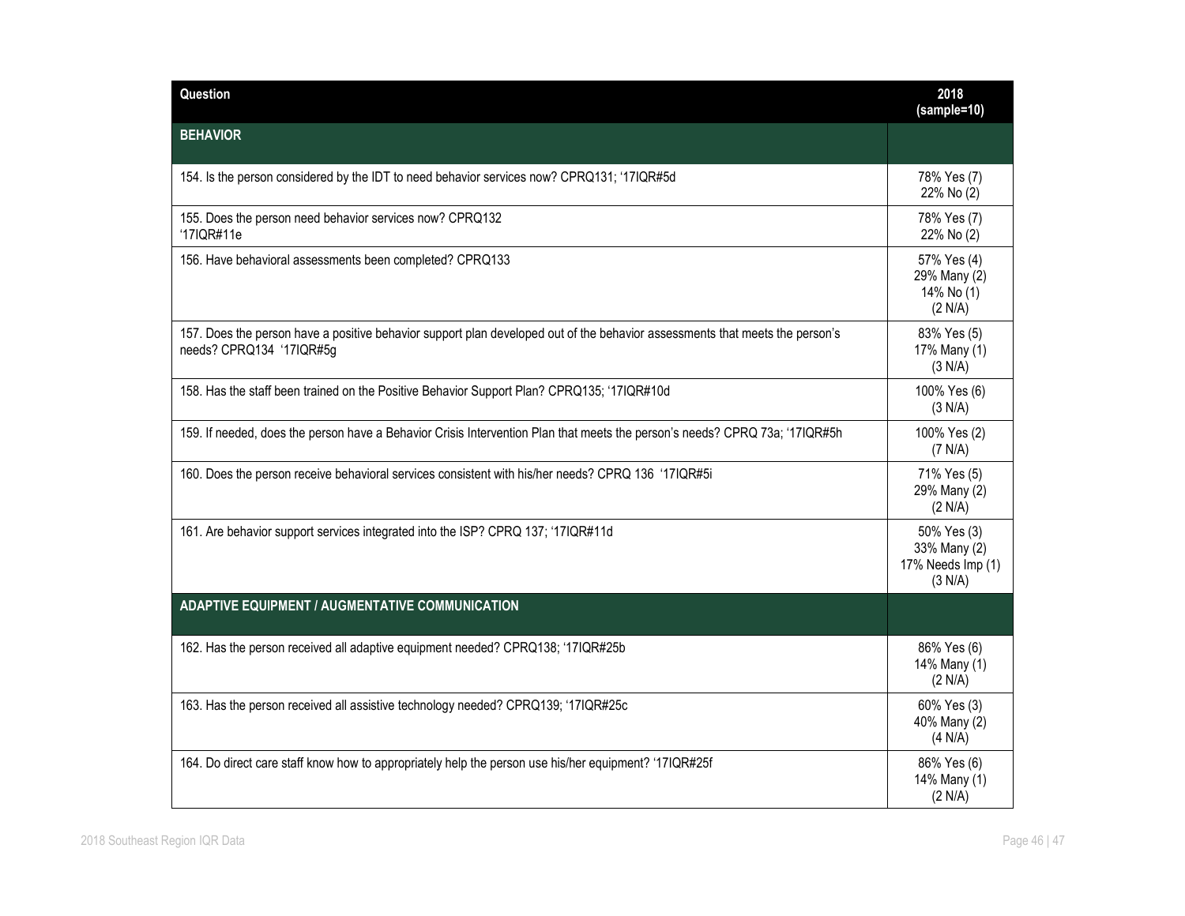| Question | 2018 (sample=10) |
| --- | --- |
| **BEHAVIOR** | |
| 154. Is the person considered by the IDT to need behavior services now? CPRQ131; '17IQR#5d | 78% Yes (7)<br>22% No (2) |
| 155. Does the person need behavior services now? CPRQ132 '17IQR#11e | 78% Yes (7)<br>22% No (2) |
| 156. Have behavioral assessments been completed? CPRQ133 | 57% Yes (4)<br>29% Many (2)<br>14% No (1)<br>(2 N/A) |
| 157. Does the person have a positive behavior support plan developed out of the behavior assessments that meets the person's needs? CPRQ134 '17IQR#5g | 83% Yes (5)<br>17% Many (1)<br>(3 N/A) |
| 158. Has the staff been trained on the Positive Behavior Support Plan? CPRQ135; '17IQR#10d | 100% Yes (6)<br>(3 N/A) |
| 159. If needed, does the person have a Behavior Crisis Intervention Plan that meets the person's needs? CPRQ 73a; '17IQR#5h | 100% Yes (2)<br>(7 N/A) |
| 160. Does the person receive behavioral services consistent with his/her needs? CPRQ 136 '17IQR#5i | 71% Yes (5)<br>29% Many (2)<br>(2 N/A) |
| 161. Are behavior support services integrated into the ISP? CPRQ 137; '17IQR#11d | 50% Yes (3)<br>33% Many (2)<br>17% Needs Imp (1)<br>(3 N/A) |
| **ADAPTIVE EQUIPMENT / AUGMENTATIVE COMMUNICATION** | |
| 162. Has the person received all adaptive equipment needed? CPRQ138; '17IQR#25b | 86% Yes (6)<br>14% Many (1)<br>(2 N/A) |
| 163. Has the person received all assistive technology needed? CPRQ139; '17IQR#25c | 60% Yes (3)<br>40% Many (2)<br>(4 N/A) |
| 164. Do direct care staff know how to appropriately help the person use his/her equipment? '17IQR#25f | 86% Yes (6)<br>14% Many (1)<br>(2 N/A) |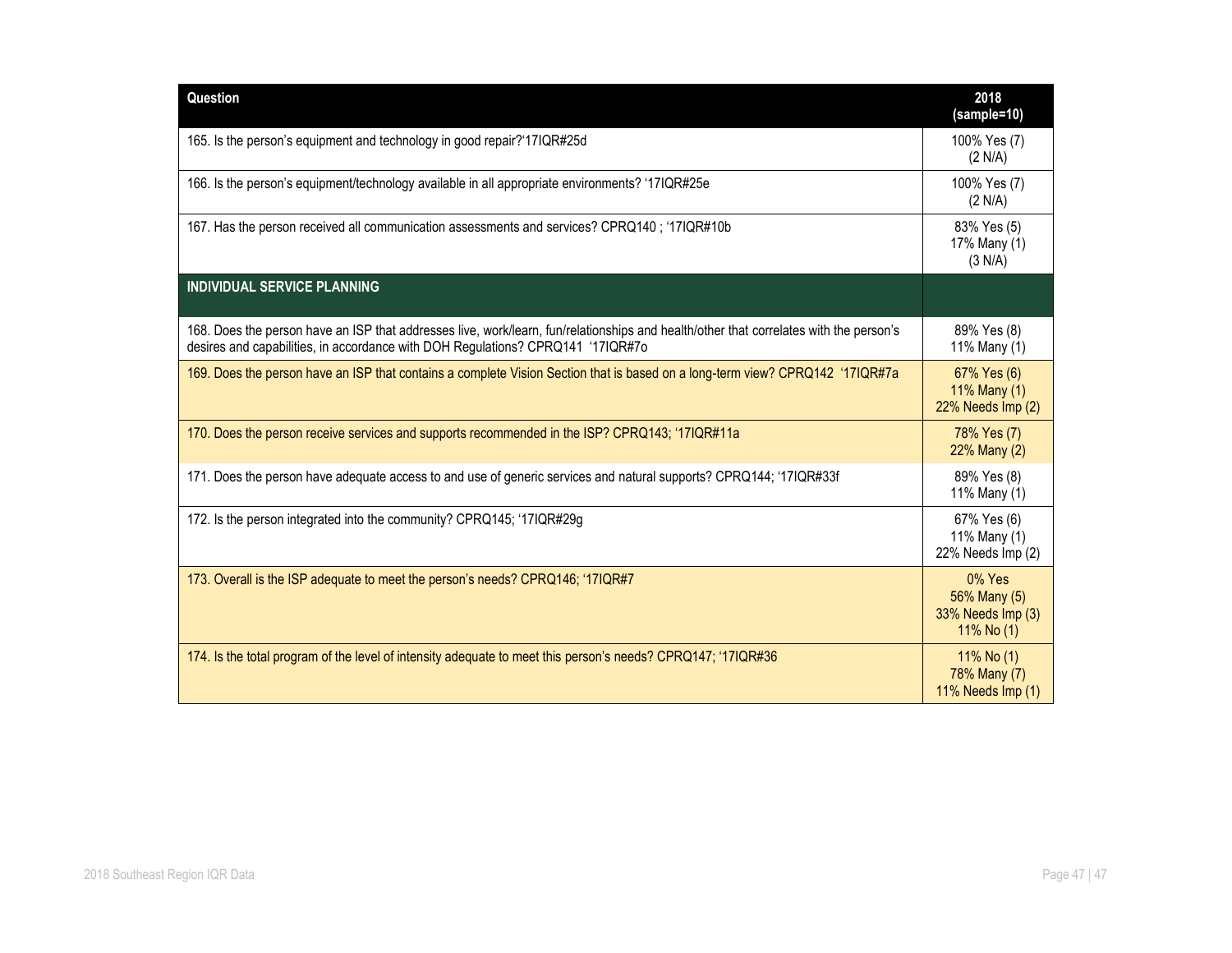| Question | 2018 (sample=10) |
|---|---|
| 165. Is the person's equipment and technology in good repair?'17IQR#25d | 100% Yes (7) (2 N/A) |
| 166. Is the person's equipment/technology available in all appropriate environments? '17IQR#25e | 100% Yes (7) (2 N/A) |
| 167. Has the person received all communication assessments and services? CPRQ140 ; '17IQR#10b | 83% Yes (5) 17% Many (1) (3 N/A) |
| **INDIVIDUAL SERVICE PLANNING** | |
| 168. Does the person have an ISP that addresses live, work/learn, fun/relationships and health/other that correlates with the person's desires and capabilities, in accordance with DOH Regulations? CPRQ141 '17IQR#7o | 89% Yes (8) 11% Many (1) |
| 169. Does the person have an ISP that contains a complete Vision Section that is based on a long-term view? CPRQ142 '17IQR#7a | 67% Yes (6) 11% Many (1) 22% Needs Imp (2) |
| 170. Does the person receive services and supports recommended in the ISP? CPRQ143; '17IQR#11a | 78% Yes (7) 22% Many (2) |
| 171. Does the person have adequate access to and use of generic services and natural supports? CPRQ144; '17IQR#33f | 89% Yes (8) 11% Many (1) |
| 172. Is the person integrated into the community? CPRQ145; '17IQR#29g | 67% Yes (6) 11% Many (1) 22% Needs Imp (2) |
| 173. Overall is the ISP adequate to meet the person's needs? CPRQ146; '17IQR#7 | 0% Yes 56% Many (5) 33% Needs Imp (3) 11% No (1) |
| 174. Is the total program of the level of intensity adequate to meet this person's needs? CPRQ147; '17IQR#36 | 11% No (1) 78% Many (7) 11% Needs Imp (1) |